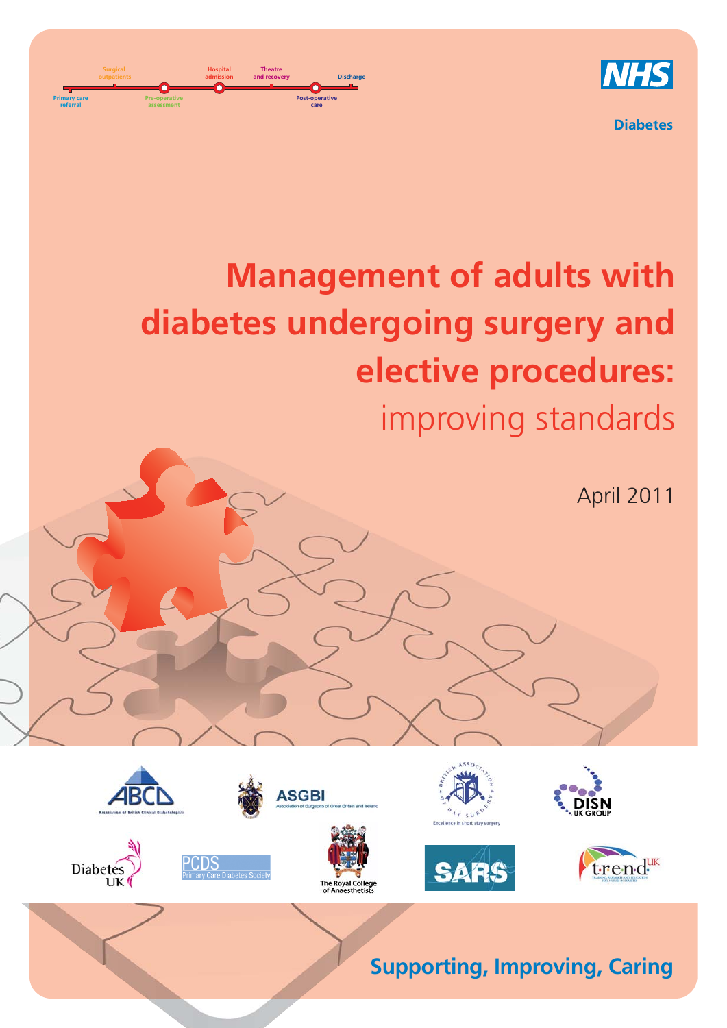NHS

Diabetes

# Management of adults with diabetes undergoing surgery and elective procedures:

## improving standards

April 2011

Supporting, Improving, Caring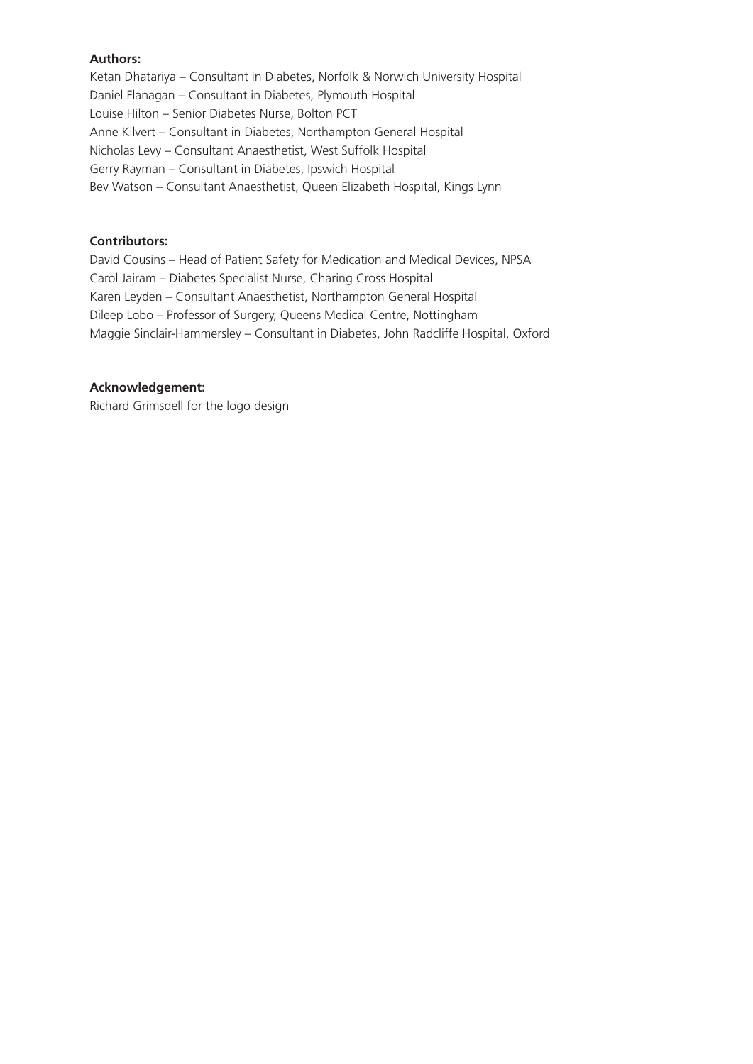**Authors:**

Ketan Dhatariya – Consultant in Diabetes, Norfolk & Norwich University Hospital
Daniel Flanagan – Consultant in Diabetes, Plymouth Hospital
Louise Hilton – Senior Diabetes Nurse, Bolton PCT
Anne Kilvert – Consultant in Diabetes, Northampton General Hospital
Nicholas Levy – Consultant Anaesthetist, West Suffolk Hospital
Gerry Rayman – Consultant in Diabetes, Ipswich Hospital
Bev Watson – Consultant Anaesthetist, Queen Elizabeth Hospital, Kings Lynn

**Contributors:**

David Cousins – Head of Patient Safety for Medication and Medical Devices, NPSA
Carol Jairam – Diabetes Specialist Nurse, Charing Cross Hospital
Karen Leyden – Consultant Anaesthetist, Northampton General Hospital
Dileep Lobo – Professor of Surgery, Queens Medical Centre, Nottingham
Maggie Sinclair-Hammersley – Consultant in Diabetes, John Radcliffe Hospital, Oxford

**Acknowledgement:**

Richard Grimsdell for the logo design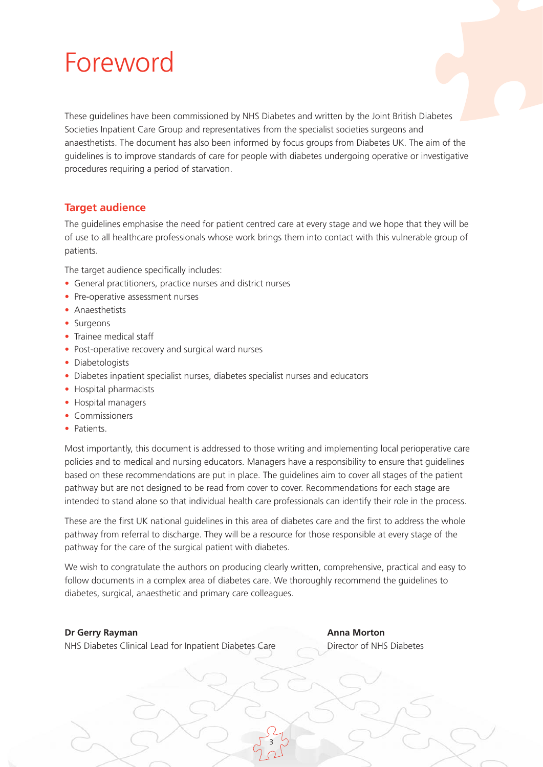# Foreword

These guidelines have been commissioned by NHS Diabetes and written by the Joint British Diabetes Societies Inpatient Care Group and representatives from the specialist societies surgeons and anaesthetists. The document has also been informed by focus groups from Diabetes UK. The aim of the guidelines is to improve standards of care for people with diabetes undergoing operative or investigative procedures requiring a period of starvation.

## Target audience

The guidelines emphasise the need for patient centred care at every stage and we hope that they will be of use to all healthcare professionals whose work brings them into contact with this vulnerable group of patients.

The target audience specifically includes:

- General practitioners, practice nurses and district nurses
- Pre-operative assessment nurses
- Anaesthetists
- Surgeons
- Trainee medical staff
- Post-operative recovery and surgical ward nurses
- Diabetologists
- Diabetes inpatient specialist nurses, diabetes specialist nurses and educators
- Hospital pharmacists
- Hospital managers
- Commissioners
- Patients.

Most importantly, this document is addressed to those writing and implementing local perioperative care policies and to medical and nursing educators. Managers have a responsibility to ensure that guidelines based on these recommendations are put in place. The guidelines aim to cover all stages of the patient pathway but are not designed to be read from cover to cover. Recommendations for each stage are intended to stand alone so that individual health care professionals can identify their role in the process.

These are the first UK national guidelines in this area of diabetes care and the first to address the whole pathway from referral to discharge. They will be a resource for those responsible at every stage of the pathway for the care of the surgical patient with diabetes.

We wish to congratulate the authors on producing clearly written, comprehensive, practical and easy to follow documents in a complex area of diabetes care. We thoroughly recommend the guidelines to diabetes, surgical, anaesthetic and primary care colleagues.

**Dr Gerry Rayman**
NHS Diabetes Clinical Lead for Inpatient Diabetes Care

**Anna Morton**
Director of NHS Diabetes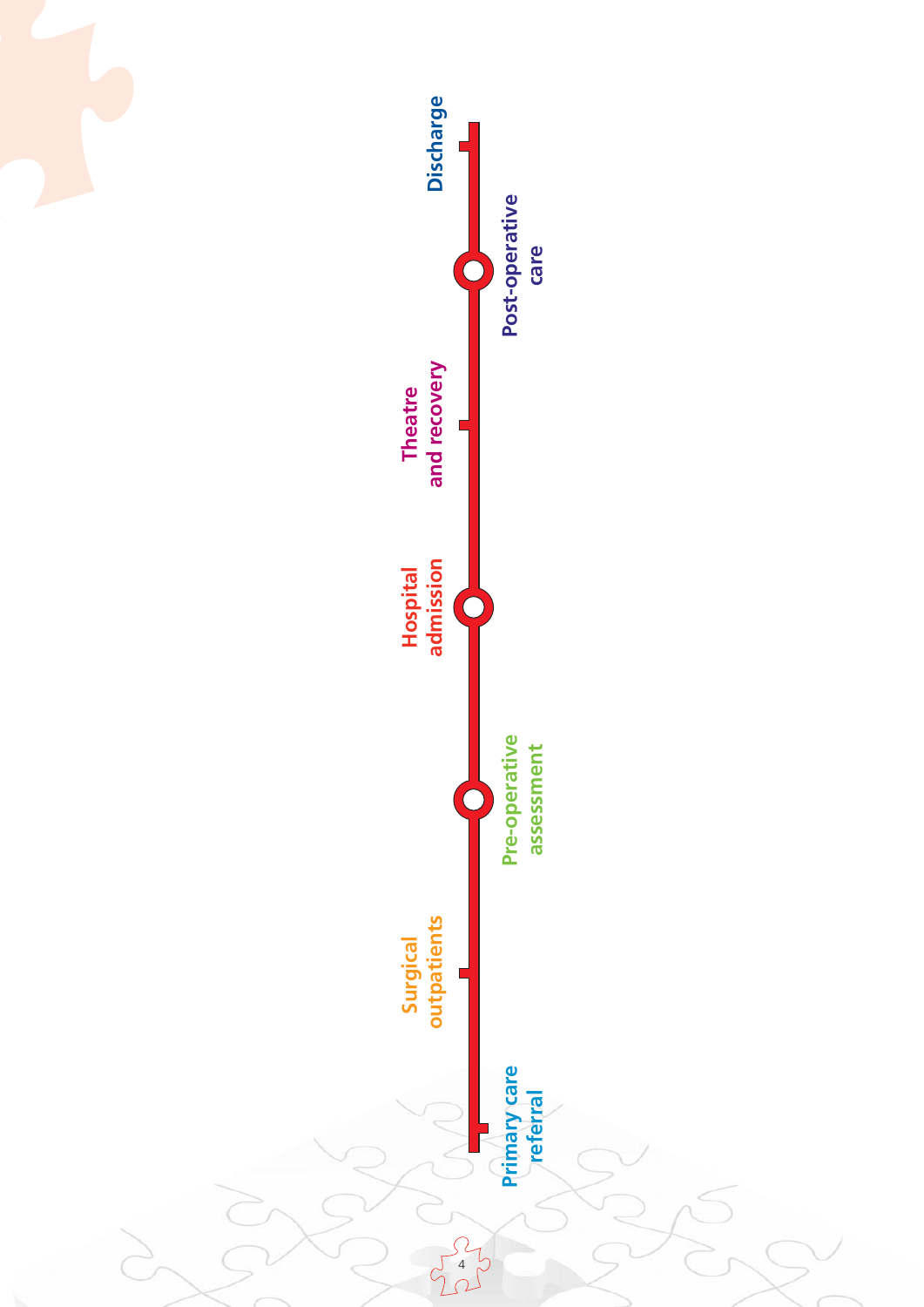Primary care referral

Surgical outpatients

Pre-operative assessment

Hospital admission

Theatre and recovery

Post-operative care

Discharge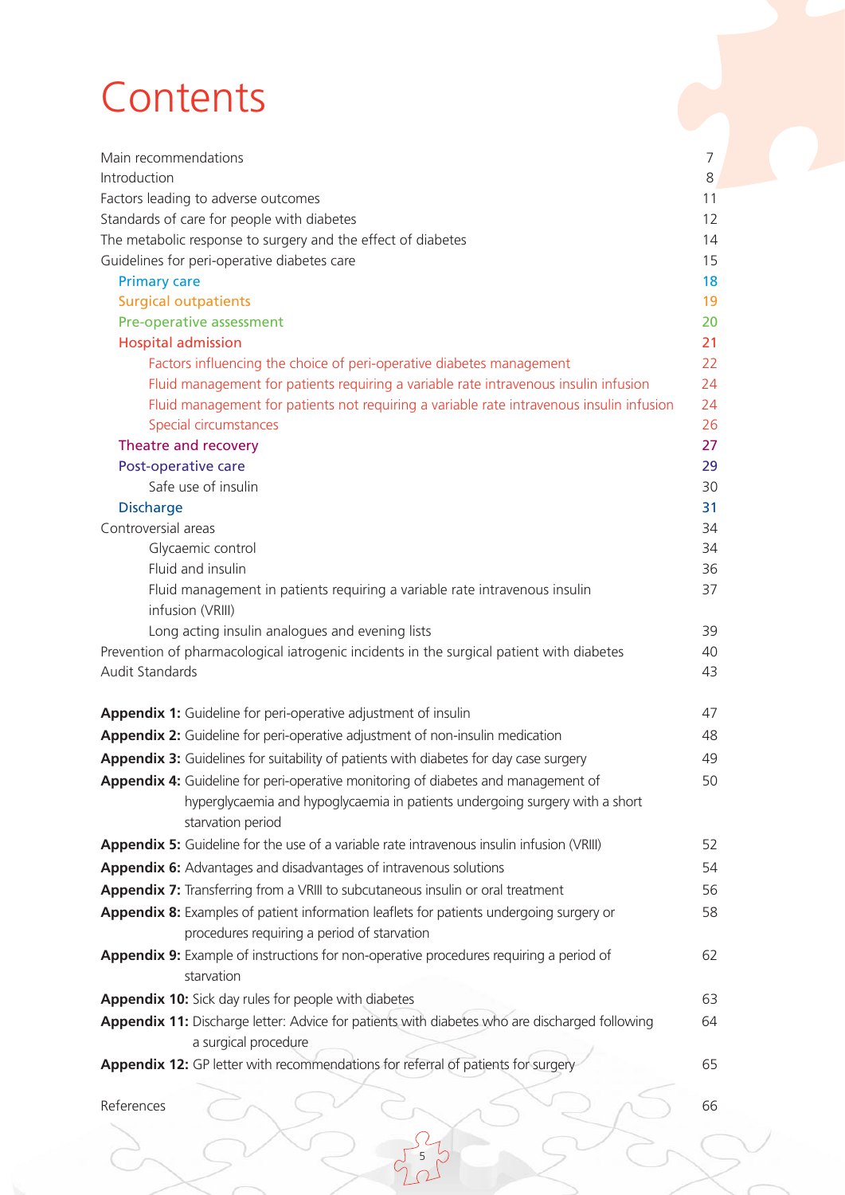# Contents

| | |
|---|---|
| Main recommendations | 7 |
| Introduction | 8 |
| Factors leading to adverse outcomes | 11 |
| Standards of care for people with diabetes | 12 |
| The metabolic response to surgery and the effect of diabetes | 14 |
| Guidelines for peri-operative diabetes care | 15 |
| Primary care | 18 |
| Surgical outpatients | 19 |
| Pre-operative assessment | 20 |
| Hospital admission | 21 |
| Factors influencing the choice of peri-operative diabetes management | 22 |
| Fluid management for patients requiring a variable rate intravenous insulin infusion | 24 |
| Fluid management for patients not requiring a variable rate intravenous insulin infusion | 24 |
| Special circumstances | 26 |
| Theatre and recovery | 27 |
| Post-operative care | 29 |
| Safe use of insulin | 30 |
| Discharge | 31 |
| Controversial areas | 34 |
| Glycaemic control | 34 |
| Fluid and insulin | 36 |
| Fluid management in patients requiring a variable rate intravenous insulin infusion (VRIII) | 37 |
| Long acting insulin analogues and evening lists | 39 |
| Prevention of pharmacological iatrogenic incidents in the surgical patient with diabetes | 40 |
| Audit Standards | 43 |

| | |
|---|---|
| **Appendix 1:** Guideline for peri-operative adjustment of insulin | 47 |
| **Appendix 2:** Guideline for peri-operative adjustment of non-insulin medication | 48 |
| **Appendix 3:** Guidelines for suitability of patients with diabetes for day case surgery | 49 |
| **Appendix 4:** Guideline for peri-operative monitoring of diabetes and management of hyperglycaemia and hypoglycaemia in patients undergoing surgery with a short starvation period | 50 |
| **Appendix 5:** Guideline for the use of a variable rate intravenous insulin infusion (VRIII) | 52 |
| **Appendix 6:** Advantages and disadvantages of intravenous solutions | 54 |
| **Appendix 7:** Transferring from a VRIII to subcutaneous insulin or oral treatment | 56 |
| **Appendix 8:** Examples of patient information leaflets for patients undergoing surgery or procedures requiring a period of starvation | 58 |
| **Appendix 9:** Example of instructions for non-operative procedures requiring a period of starvation | 62 |
| **Appendix 10:** Sick day rules for people with diabetes | 63 |
| **Appendix 11:** Discharge letter: Advice for patients with diabetes who are discharged following a surgical procedure | 64 |
| **Appendix 12:** GP letter with recommendations for referral of patients for surgery | 65 |

| | |
|---|---|
| References | 66 |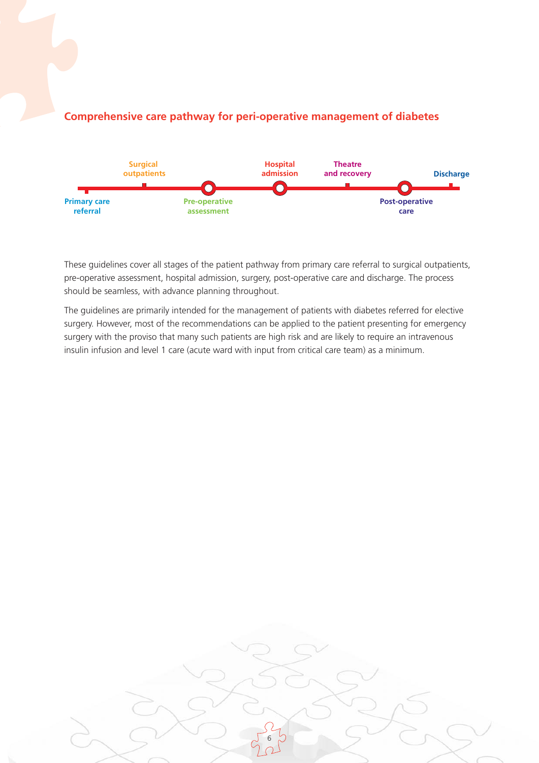## Comprehensive care pathway for peri-operative management of diabetes

Primary care referral — Surgical outpatients — Pre-operative assessment — Hospital admission — Theatre and recovery — Post-operative care — Discharge

These guidelines cover all stages of the patient pathway from primary care referral to surgical outpatients, pre-operative assessment, hospital admission, surgery, post-operative care and discharge. The process should be seamless, with advance planning throughout.

The guidelines are primarily intended for the management of patients with diabetes referred for elective surgery. However, most of the recommendations can be applied to the patient presenting for emergency surgery with the proviso that many such patients are high risk and are likely to require an intravenous insulin infusion and level 1 care (acute ward with input from critical care team) as a minimum.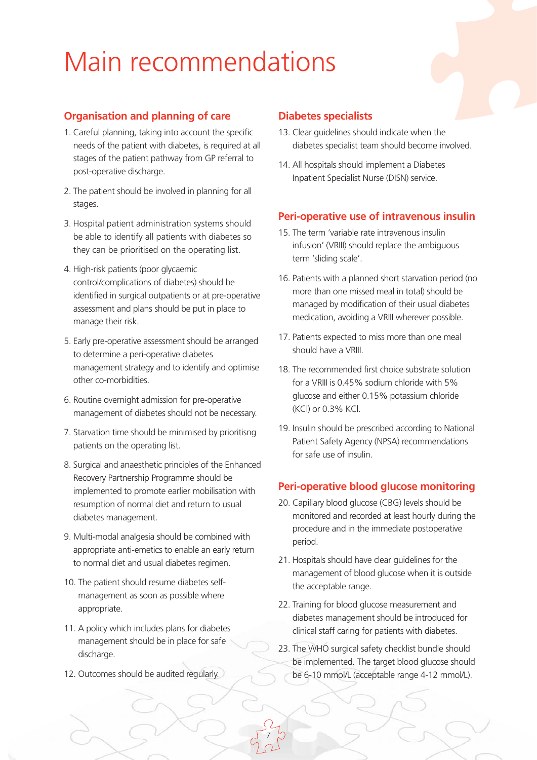# Main recommendations

## Organisation and planning of care

1. Careful planning, taking into account the specific needs of the patient with diabetes, is required at all stages of the patient pathway from GP referral to post-operative discharge.
2. The patient should be involved in planning for all stages.
3. Hospital patient administration systems should be able to identify all patients with diabetes so they can be prioritised on the operating list.
4. High-risk patients (poor glycaemic control/complications of diabetes) should be identified in surgical outpatients or at pre-operative assessment and plans should be put in place to manage their risk.
5. Early pre-operative assessment should be arranged to determine a peri-operative diabetes management strategy and to identify and optimise other co-morbidities.
6. Routine overnight admission for pre-operative management of diabetes should not be necessary.
7. Starvation time should be minimised by prioritisng patients on the operating list.
8. Surgical and anaesthetic principles of the Enhanced Recovery Partnership Programme should be implemented to promote earlier mobilisation with resumption of normal diet and return to usual diabetes management.
9. Multi-modal analgesia should be combined with appropriate anti-emetics to enable an early return to normal diet and usual diabetes regimen.
10. The patient should resume diabetes self-management as soon as possible where appropriate.
11. A policy which includes plans for diabetes management should be in place for safe discharge.
12. Outcomes should be audited regularly.

## Diabetes specialists

13. Clear guidelines should indicate when the diabetes specialist team should become involved.
14. All hospitals should implement a Diabetes Inpatient Specialist Nurse (DISN) service.

## Peri-operative use of intravenous insulin

15. The term 'variable rate intravenous insulin infusion' (VRIII) should replace the ambiguous term 'sliding scale'.
16. Patients with a planned short starvation period (no more than one missed meal in total) should be managed by modification of their usual diabetes medication, avoiding a VRIII wherever possible.
17. Patients expected to miss more than one meal should have a VRIII.
18. The recommended first choice substrate solution for a VRIII is 0.45% sodium chloride with 5% glucose and either 0.15% potassium chloride (KCl) or 0.3% KCl.
19. Insulin should be prescribed according to National Patient Safety Agency (NPSA) recommendations for safe use of insulin.

## Peri-operative blood glucose monitoring

20. Capillary blood glucose (CBG) levels should be monitored and recorded at least hourly during the procedure and in the immediate postoperative period.
21. Hospitals should have clear guidelines for the management of blood glucose when it is outside the acceptable range.
22. Training for blood glucose measurement and diabetes management should be introduced for clinical staff caring for patients with diabetes.
23. The WHO surgical safety checklist bundle should be implemented. The target blood glucose should be 6-10 mmol/L (acceptable range 4-12 mmol/L).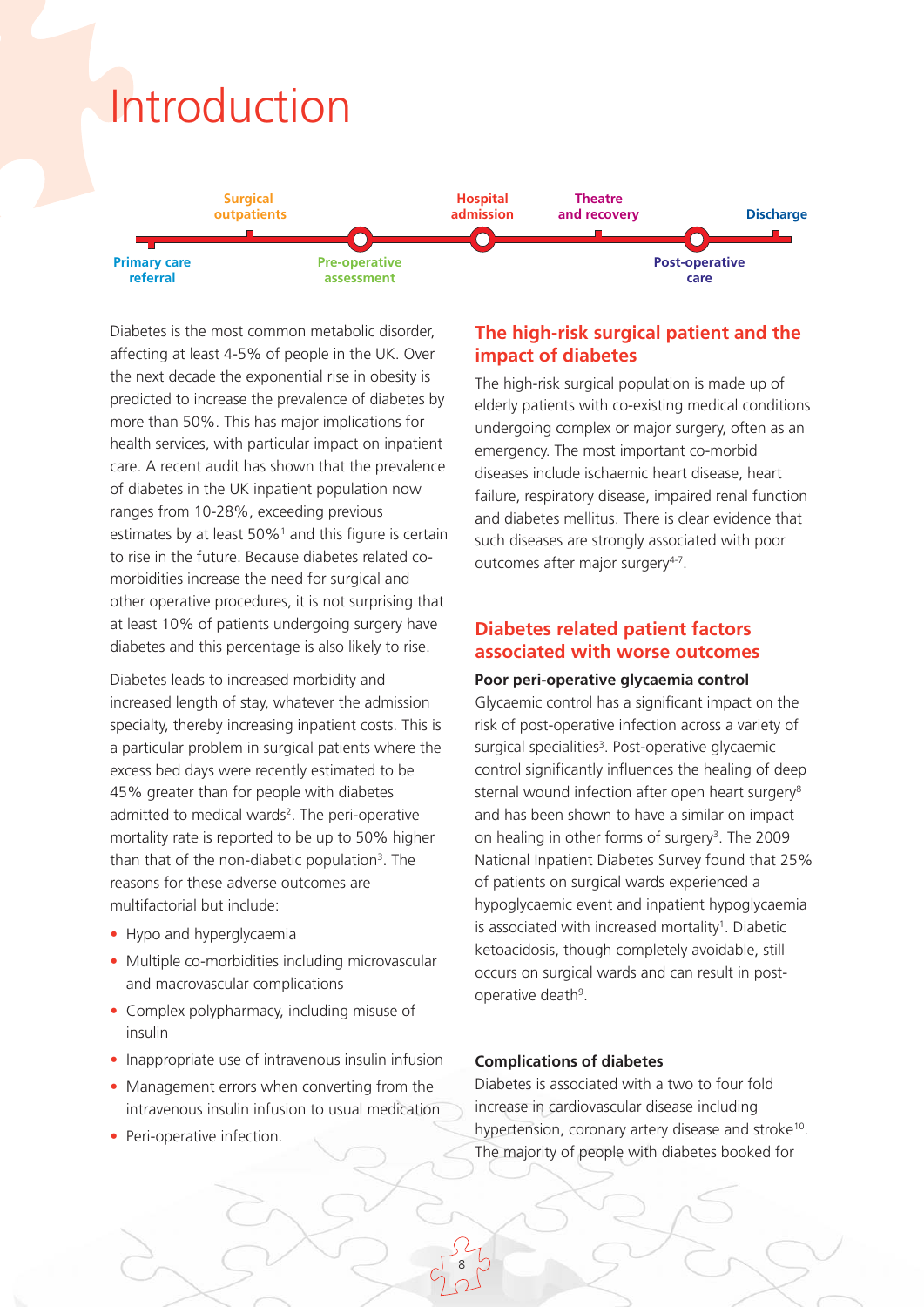# Introduction

Surgical outpatients — Hospital admission — Theatre and recovery — Discharge

Primary care referral — Pre-operative assessment — Post-operative care

Diabetes is the most common metabolic disorder, affecting at least 4-5% of people in the UK. Over the next decade the exponential rise in obesity is predicted to increase the prevalence of diabetes by more than 50%. This has major implications for health services, with particular impact on inpatient care. A recent audit has shown that the prevalence of diabetes in the UK inpatient population now ranges from 10-28%, exceeding previous estimates by at least 50%[1] and this figure is certain to rise in the future. Because diabetes related co-morbidities increase the need for surgical and other operative procedures, it is not surprising that at least 10% of patients undergoing surgery have diabetes and this percentage is also likely to rise.

Diabetes leads to increased morbidity and increased length of stay, whatever the admission specialty, thereby increasing inpatient costs. This is a particular problem in surgical patients where the excess bed days were recently estimated to be 45% greater than for people with diabetes admitted to medical wards[2]. The peri-operative mortality rate is reported to be up to 50% higher than that of the non-diabetic population[3]. The reasons for these adverse outcomes are multifactorial but include:

- Hypo and hyperglycaemia
- Multiple co-morbidities including microvascular and macrovascular complications
- Complex polypharmacy, including misuse of insulin
- Inappropriate use of intravenous insulin infusion
- Management errors when converting from the intravenous insulin infusion to usual medication
- Peri-operative infection.

## The high-risk surgical patient and the impact of diabetes

The high-risk surgical population is made up of elderly patients with co-existing medical conditions undergoing complex or major surgery, often as an emergency. The most important co-morbid diseases include ischaemic heart disease, heart failure, respiratory disease, impaired renal function and diabetes mellitus. There is clear evidence that such diseases are strongly associated with poor outcomes after major surgery[4-7].

## Diabetes related patient factors associated with worse outcomes

**Poor peri-operative glycaemia control**

Glycaemic control has a significant impact on the risk of post-operative infection across a variety of surgical specialities[3]. Post-operative glycaemic control significantly influences the healing of deep sternal wound infection after open heart surgery[8] and has been shown to have a similar on impact on healing in other forms of surgery[3]. The 2009 National Inpatient Diabetes Survey found that 25% of patients on surgical wards experienced a hypoglycaemic event and inpatient hypoglycaemia is associated with increased mortality[1]. Diabetic ketoacidosis, though completely avoidable, still occurs on surgical wards and can result in post-operative death[9].

**Complications of diabetes**

Diabetes is associated with a two to four fold increase in cardiovascular disease including hypertension, coronary artery disease and stroke[10]. The majority of people with diabetes booked for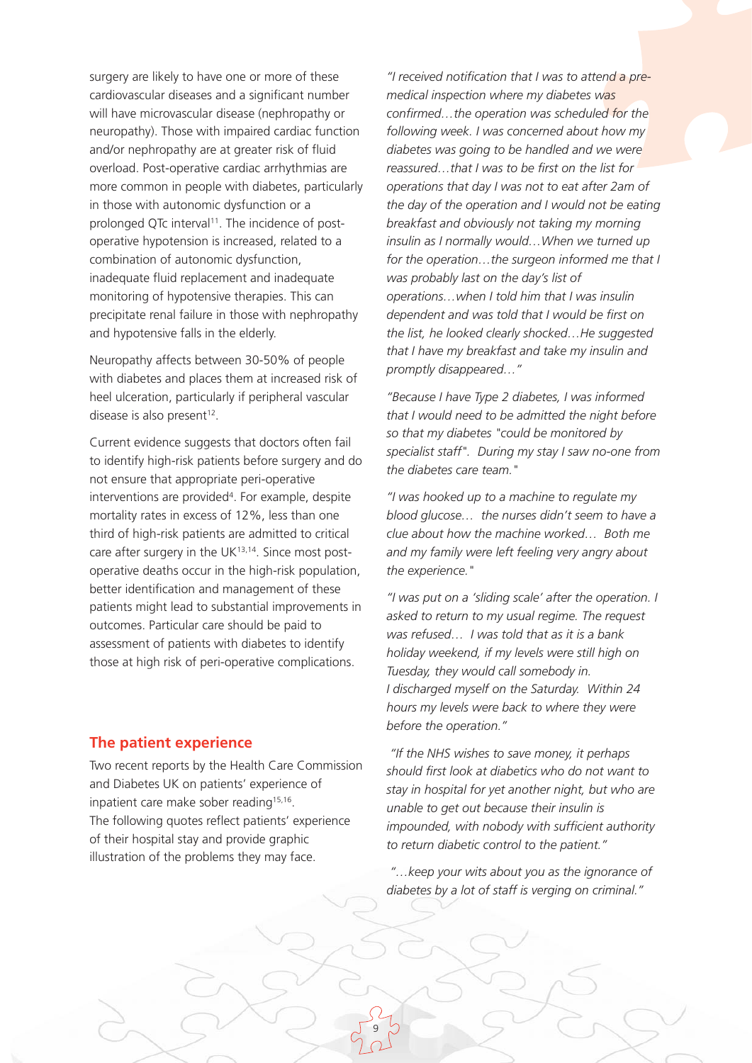surgery are likely to have one or more of these cardiovascular diseases and a significant number will have microvascular disease (nephropathy or neuropathy). Those with impaired cardiac function and/or nephropathy are at greater risk of fluid overload. Post-operative cardiac arrhythmias are more common in people with diabetes, particularly in those with autonomic dysfunction or a prolonged QTc interval[11]. The incidence of post-operative hypotension is increased, related to a combination of autonomic dysfunction, inadequate fluid replacement and inadequate monitoring of hypotensive therapies. This can precipitate renal failure in those with nephropathy and hypotensive falls in the elderly.

Neuropathy affects between 30-50% of people with diabetes and places them at increased risk of heel ulceration, particularly if peripheral vascular disease is also present[12].

Current evidence suggests that doctors often fail to identify high-risk patients before surgery and do not ensure that appropriate peri-operative interventions are provided[4]. For example, despite mortality rates in excess of 12%, less than one third of high-risk patients are admitted to critical care after surgery in the UK[13,14]. Since most post-operative deaths occur in the high-risk population, better identification and management of these patients might lead to substantial improvements in outcomes. Particular care should be paid to assessment of patients with diabetes to identify those at high risk of peri-operative complications.

## The patient experience

Two recent reports by the Health Care Commission and Diabetes UK on patients' experience of inpatient care make sober reading[15,16].
The following quotes reflect patients' experience of their hospital stay and provide graphic illustration of the problems they may face.

*"I received notification that I was to attend a pre-medical inspection where my diabetes was confirmed…the operation was scheduled for the following week. I was concerned about how my diabetes was going to be handled and we were reassured…that I was to be first on the list for operations that day I was not to eat after 2am of the day of the operation and I would not be eating breakfast and obviously not taking my morning insulin as I normally would…When we turned up for the operation…the surgeon informed me that I was probably last on the day's list of operations…when I told him that I was insulin dependent and was told that I would be first on the list, he looked clearly shocked…He suggested that I have my breakfast and take my insulin and promptly disappeared…"*

*"Because I have Type 2 diabetes, I was informed that I would need to be admitted the night before so that my diabetes "could be monitored by specialist staff". During my stay I saw no-one from the diabetes care team."*

*"I was hooked up to a machine to regulate my blood glucose… the nurses didn't seem to have a clue about how the machine worked… Both me and my family were left feeling very angry about the experience."*

*"I was put on a 'sliding scale' after the operation. I asked to return to my usual regime. The request was refused… I was told that as it is a bank holiday weekend, if my levels were still high on Tuesday, they would call somebody in.*
*I discharged myself on the Saturday. Within 24 hours my levels were back to where they were before the operation."*

*"If the NHS wishes to save money, it perhaps should first look at diabetics who do not want to stay in hospital for yet another night, but who are unable to get out because their insulin is impounded, with nobody with sufficient authority to return diabetic control to the patient."*

*"…keep your wits about you as the ignorance of diabetes by a lot of staff is verging on criminal."*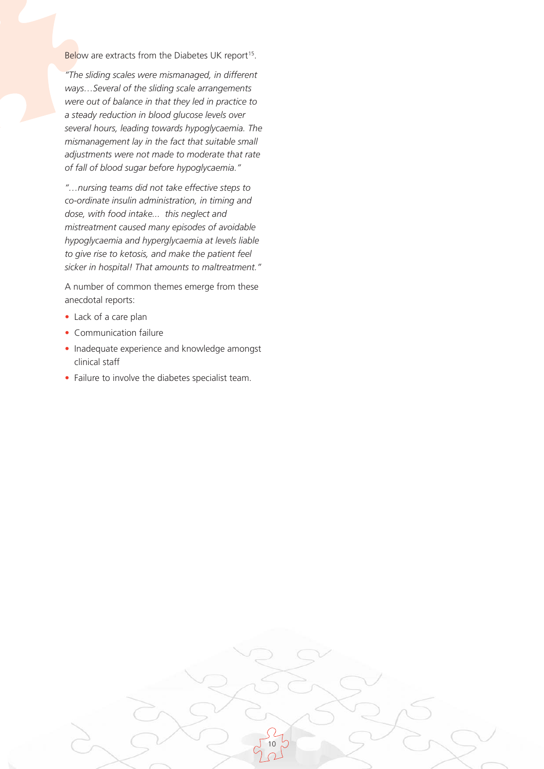Below are extracts from the Diabetes UK report[15].

*"The sliding scales were mismanaged, in different ways…Several of the sliding scale arrangements were out of balance in that they led in practice to a steady reduction in blood glucose levels over several hours, leading towards hypoglycaemia. The mismanagement lay in the fact that suitable small adjustments were not made to moderate that rate of fall of blood sugar before hypoglycaemia."*

*"…nursing teams did not take effective steps to co-ordinate insulin administration, in timing and dose, with food intake... this neglect and mistreatment caused many episodes of avoidable hypoglycaemia and hyperglycaemia at levels liable to give rise to ketosis, and make the patient feel sicker in hospital! That amounts to maltreatment."*

A number of common themes emerge from these anecdotal reports:

- Lack of a care plan
- Communication failure
- Inadequate experience and knowledge amongst clinical staff
- Failure to involve the diabetes specialist team.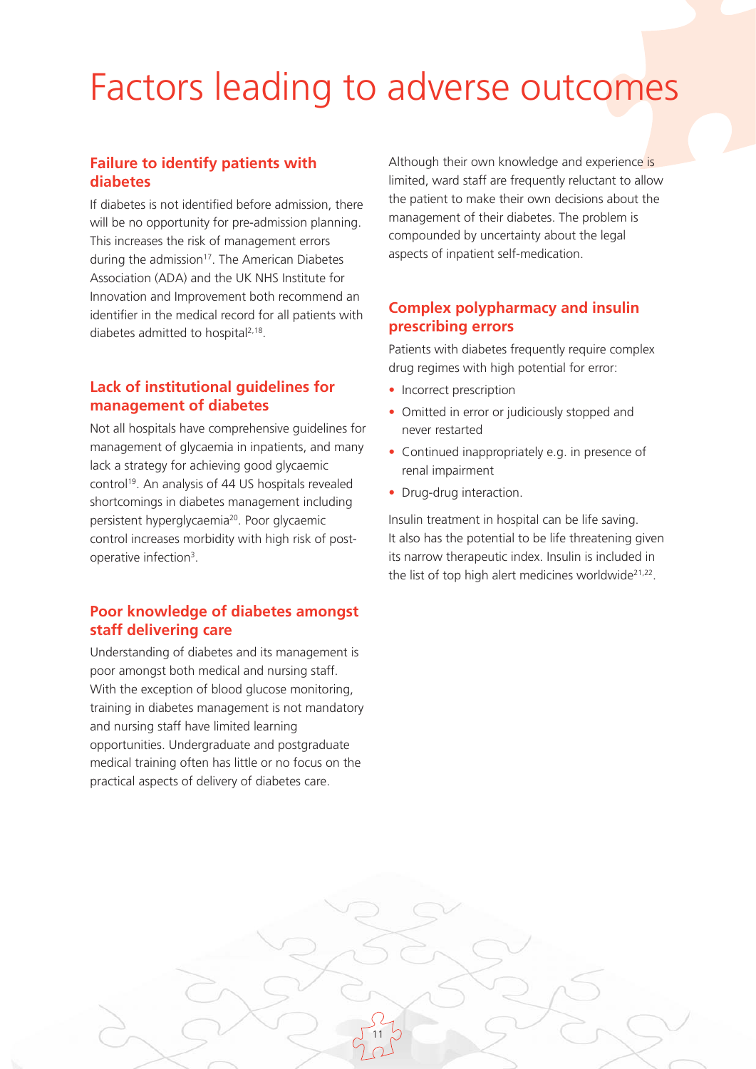# Factors leading to adverse outcomes

## Failure to identify patients with diabetes

If diabetes is not identified before admission, there will be no opportunity for pre-admission planning. This increases the risk of management errors during the admission[17]. The American Diabetes Association (ADA) and the UK NHS Institute for Innovation and Improvement both recommend an identifier in the medical record for all patients with diabetes admitted to hospital[2,18].

## Lack of institutional guidelines for management of diabetes

Not all hospitals have comprehensive guidelines for management of glycaemia in inpatients, and many lack a strategy for achieving good glycaemic control[19]. An analysis of 44 US hospitals revealed shortcomings in diabetes management including persistent hyperglycaemia[20]. Poor glycaemic control increases morbidity with high risk of post-operative infection[3].

## Poor knowledge of diabetes amongst staff delivering care

Understanding of diabetes and its management is poor amongst both medical and nursing staff. With the exception of blood glucose monitoring, training in diabetes management is not mandatory and nursing staff have limited learning opportunities. Undergraduate and postgraduate medical training often has little or no focus on the practical aspects of delivery of diabetes care.

Although their own knowledge and experience is limited, ward staff are frequently reluctant to allow the patient to make their own decisions about the management of their diabetes. The problem is compounded by uncertainty about the legal aspects of inpatient self-medication.

## Complex polypharmacy and insulin prescribing errors

Patients with diabetes frequently require complex drug regimes with high potential for error:

- Incorrect prescription
- Omitted in error or judiciously stopped and never restarted
- Continued inappropriately e.g. in presence of renal impairment
- Drug-drug interaction.

Insulin treatment in hospital can be life saving. It also has the potential to be life threatening given its narrow therapeutic index. Insulin is included in the list of top high alert medicines worldwide[21,22].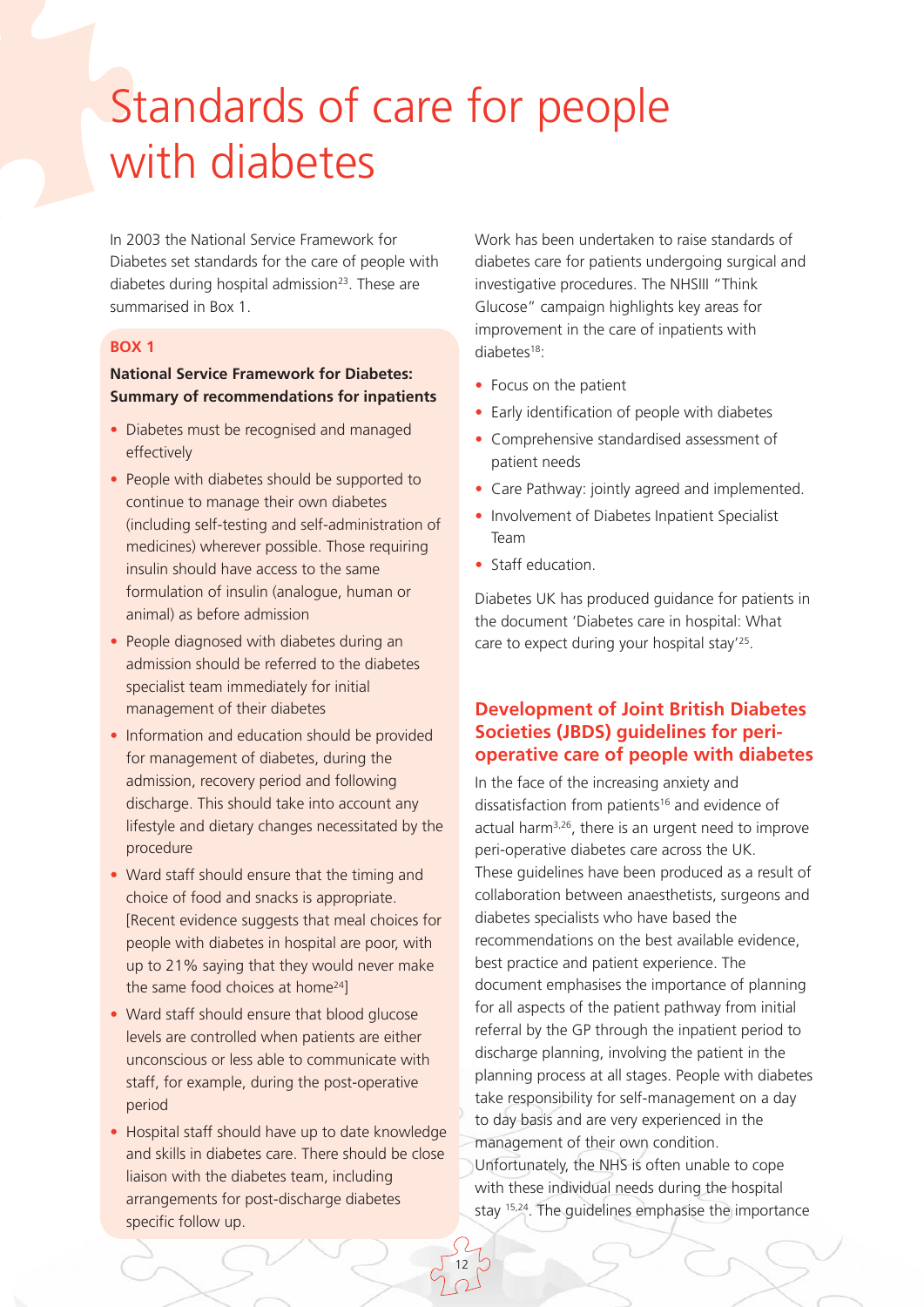# Standards of care for people with diabetes

In 2003 the National Service Framework for Diabetes set standards for the care of people with diabetes during hospital admission[23]. These are summarised in Box 1.

**BOX 1**

**National Service Framework for Diabetes: Summary of recommendations for inpatients**

- Diabetes must be recognised and managed effectively
- People with diabetes should be supported to continue to manage their own diabetes (including self-testing and self-administration of medicines) wherever possible. Those requiring insulin should have access to the same formulation of insulin (analogue, human or animal) as before admission
- People diagnosed with diabetes during an admission should be referred to the diabetes specialist team immediately for initial management of their diabetes
- Information and education should be provided for management of diabetes, during the admission, recovery period and following discharge. This should take into account any lifestyle and dietary changes necessitated by the procedure
- Ward staff should ensure that the timing and choice of food and snacks is appropriate. [Recent evidence suggests that meal choices for people with diabetes in hospital are poor, with up to 21% saying that they would never make the same food choices at home[24]]
- Ward staff should ensure that blood glucose levels are controlled when patients are either unconscious or less able to communicate with staff, for example, during the post-operative period
- Hospital staff should have up to date knowledge and skills in diabetes care. There should be close liaison with the diabetes team, including arrangements for post-discharge diabetes specific follow up.

Work has been undertaken to raise standards of diabetes care for patients undergoing surgical and investigative procedures. The NHSIII "Think Glucose" campaign highlights key areas for improvement in the care of inpatients with diabetes[18]:

- Focus on the patient
- Early identification of people with diabetes
- Comprehensive standardised assessment of patient needs
- Care Pathway: jointly agreed and implemented.
- Involvement of Diabetes Inpatient Specialist Team
- Staff education.

Diabetes UK has produced guidance for patients in the document 'Diabetes care in hospital: What care to expect during your hospital stay'[25].

## Development of Joint British Diabetes Societies (JBDS) guidelines for peri-operative care of people with diabetes

In the face of the increasing anxiety and dissatisfaction from patients[16] and evidence of actual harm[3,26], there is an urgent need to improve peri-operative diabetes care across the UK. These guidelines have been produced as a result of collaboration between anaesthetists, surgeons and diabetes specialists who have based the recommendations on the best available evidence, best practice and patient experience. The document emphasises the importance of planning for all aspects of the patient pathway from initial referral by the GP through the inpatient period to discharge planning, involving the patient in the planning process at all stages. People with diabetes take responsibility for self-management on a day to day basis and are very experienced in the management of their own condition. Unfortunately, the NHS is often unable to cope with these individual needs during the hospital stay [15,24]. The guidelines emphasise the importance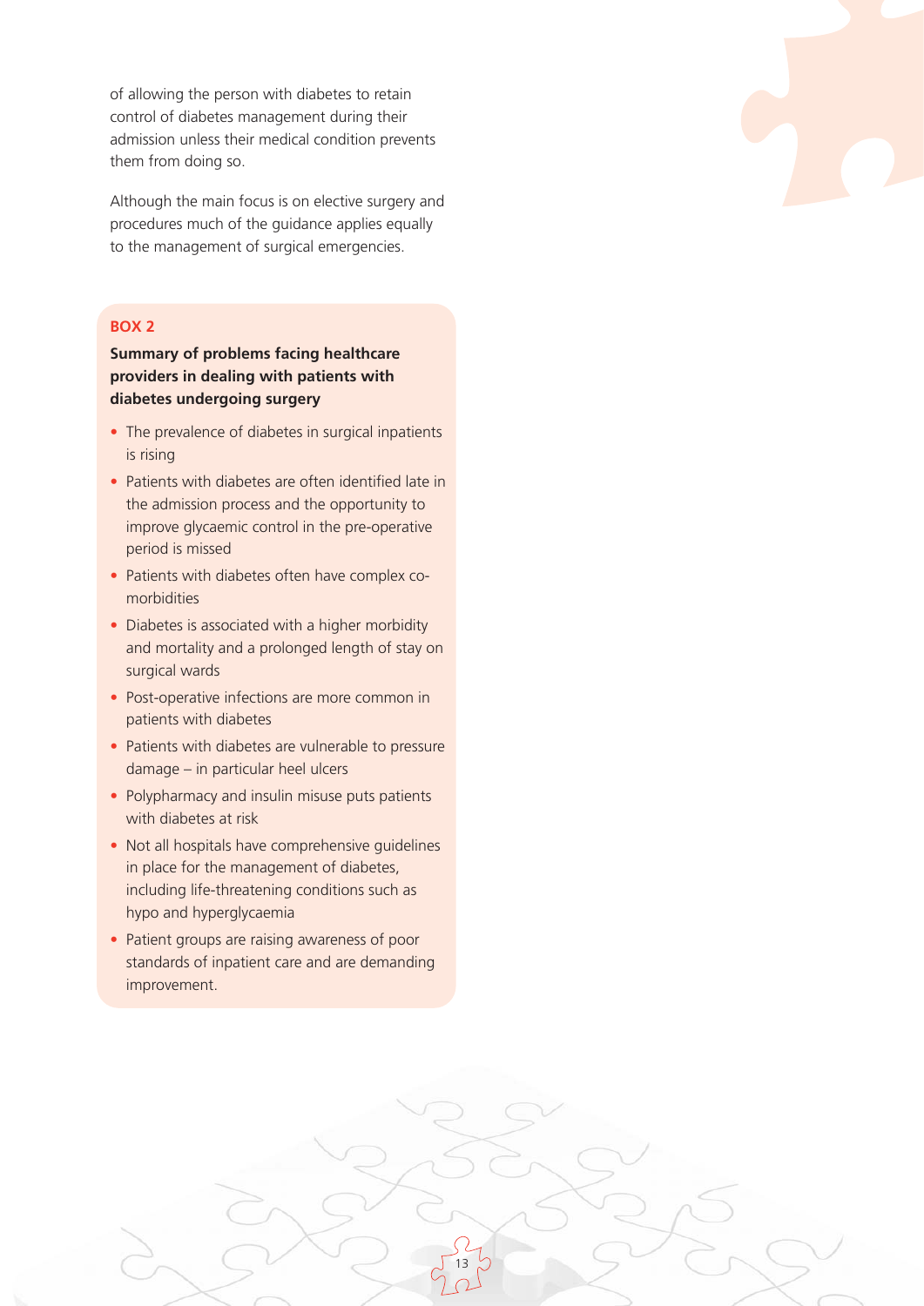of allowing the person with diabetes to retain control of diabetes management during their admission unless their medical condition prevents them from doing so.

Although the main focus is on elective surgery and procedures much of the guidance applies equally to the management of surgical emergencies.

**BOX 2**

**Summary of problems facing healthcare providers in dealing with patients with diabetes undergoing surgery**

- The prevalence of diabetes in surgical inpatients is rising
- Patients with diabetes are often identified late in the admission process and the opportunity to improve glycaemic control in the pre-operative period is missed
- Patients with diabetes often have complex co-morbidities
- Diabetes is associated with a higher morbidity and mortality and a prolonged length of stay on surgical wards
- Post-operative infections are more common in patients with diabetes
- Patients with diabetes are vulnerable to pressure damage – in particular heel ulcers
- Polypharmacy and insulin misuse puts patients with diabetes at risk
- Not all hospitals have comprehensive guidelines in place for the management of diabetes, including life-threatening conditions such as hypo and hyperglycaemia
- Patient groups are raising awareness of poor standards of inpatient care and are demanding improvement.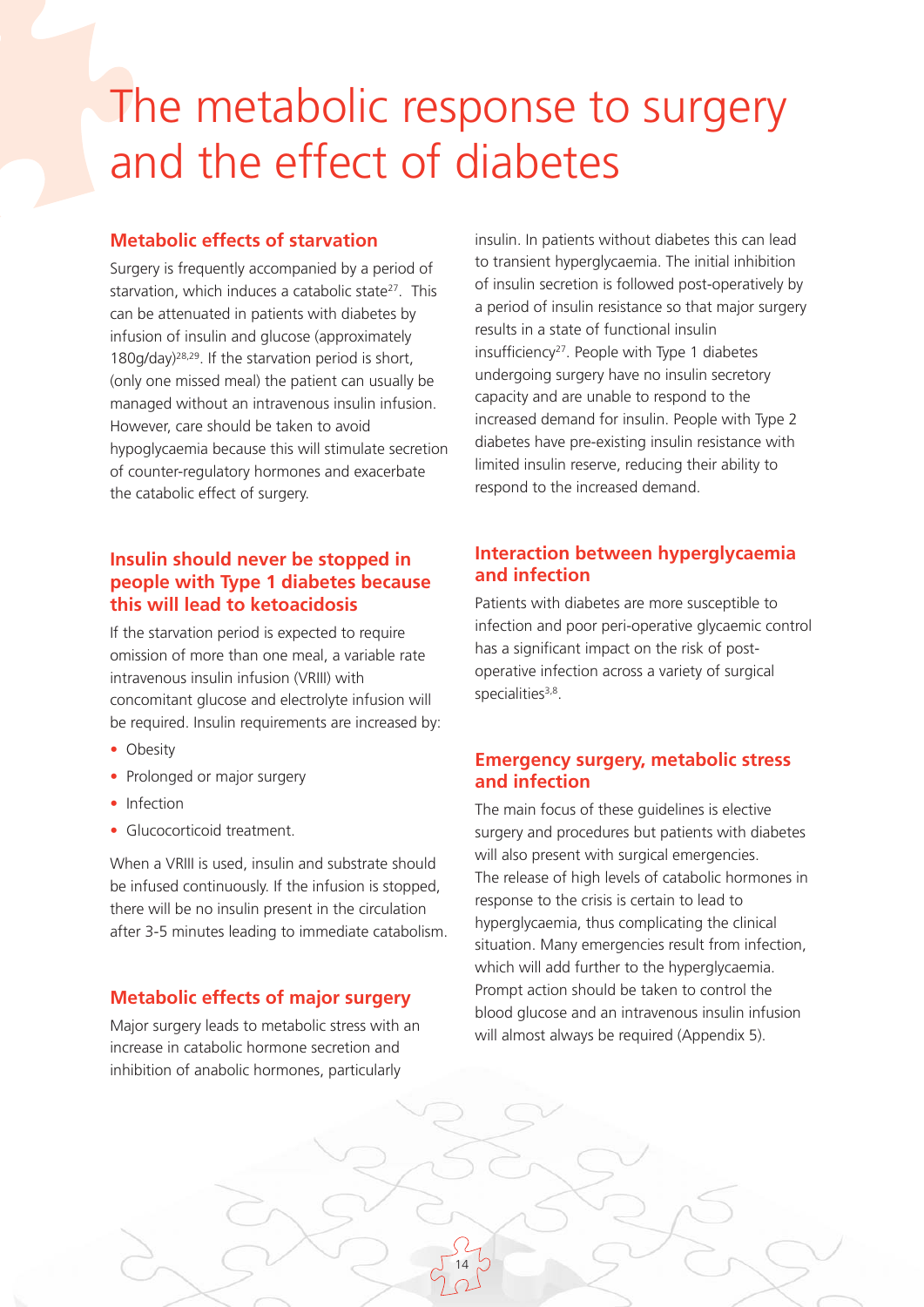# The metabolic response to surgery and the effect of diabetes

## Metabolic effects of starvation

Surgery is frequently accompanied by a period of starvation, which induces a catabolic state[27]. This can be attenuated in patients with diabetes by infusion of insulin and glucose (approximately 180g/day)[28,29]. If the starvation period is short, (only one missed meal) the patient can usually be managed without an intravenous insulin infusion. However, care should be taken to avoid hypoglycaemia because this will stimulate secretion of counter-regulatory hormones and exacerbate the catabolic effect of surgery.

## Insulin should never be stopped in people with Type 1 diabetes because this will lead to ketoacidosis

If the starvation period is expected to require omission of more than one meal, a variable rate intravenous insulin infusion (VRIII) with concomitant glucose and electrolyte infusion will be required. Insulin requirements are increased by:

- Obesity
- Prolonged or major surgery
- Infection
- Glucocorticoid treatment.

When a VRIII is used, insulin and substrate should be infused continuously. If the infusion is stopped, there will be no insulin present in the circulation after 3-5 minutes leading to immediate catabolism.

## Metabolic effects of major surgery

Major surgery leads to metabolic stress with an increase in catabolic hormone secretion and inhibition of anabolic hormones, particularly insulin. In patients without diabetes this can lead to transient hyperglycaemia. The initial inhibition of insulin secretion is followed post-operatively by a period of insulin resistance so that major surgery results in a state of functional insulin insufficiency[27]. People with Type 1 diabetes undergoing surgery have no insulin secretory capacity and are unable to respond to the increased demand for insulin. People with Type 2 diabetes have pre-existing insulin resistance with limited insulin reserve, reducing their ability to respond to the increased demand.

## Interaction between hyperglycaemia and infection

Patients with diabetes are more susceptible to infection and poor peri-operative glycaemic control has a significant impact on the risk of post-operative infection across a variety of surgical specialities[3,8].

## Emergency surgery, metabolic stress and infection

The main focus of these guidelines is elective surgery and procedures but patients with diabetes will also present with surgical emergencies. The release of high levels of catabolic hormones in response to the crisis is certain to lead to hyperglycaemia, thus complicating the clinical situation. Many emergencies result from infection, which will add further to the hyperglycaemia. Prompt action should be taken to control the blood glucose and an intravenous insulin infusion will almost always be required (Appendix 5).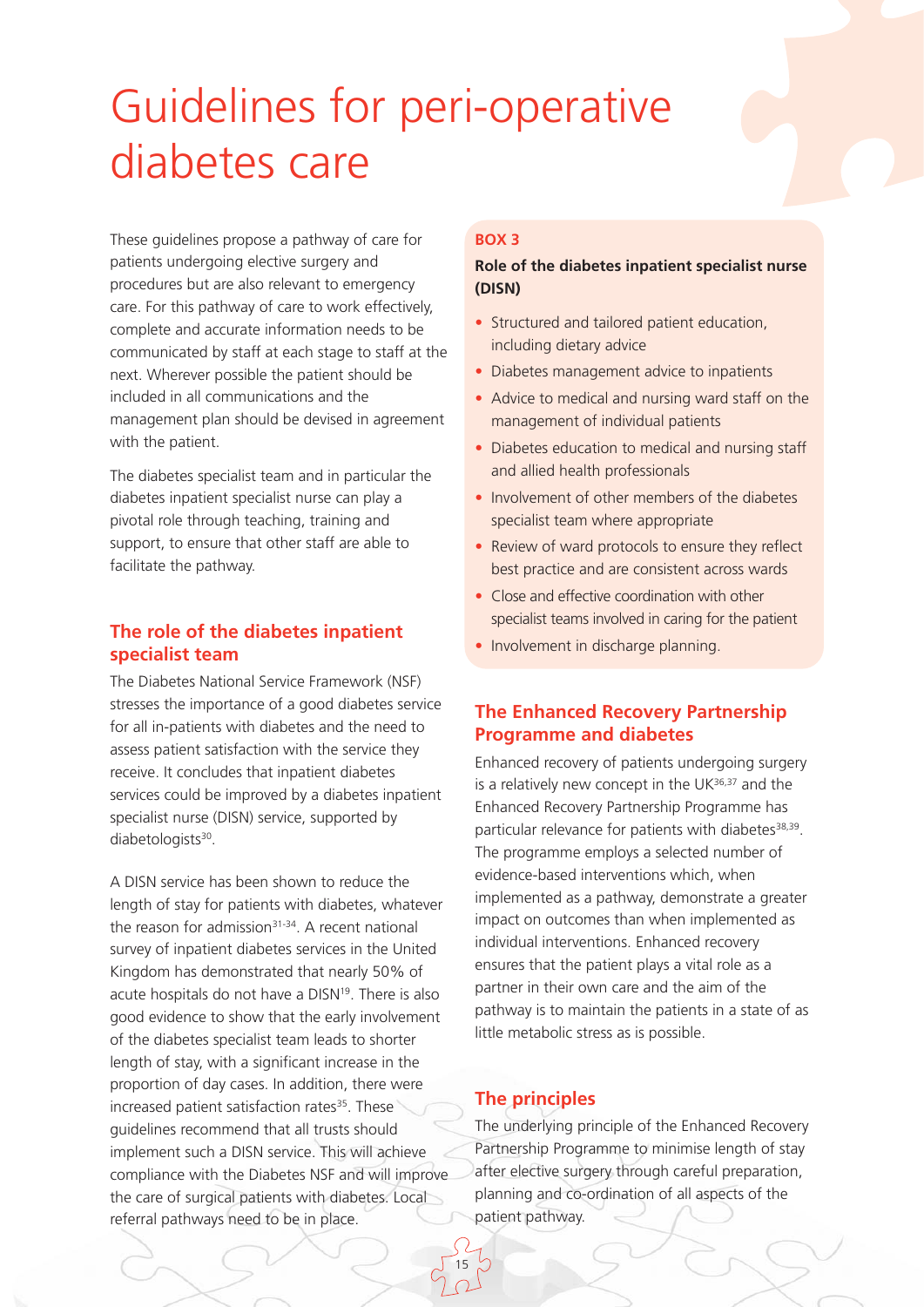# Guidelines for peri-operative diabetes care

These guidelines propose a pathway of care for patients undergoing elective surgery and procedures but are also relevant to emergency care. For this pathway of care to work effectively, complete and accurate information needs to be communicated by staff at each stage to staff at the next. Wherever possible the patient should be included in all communications and the management plan should be devised in agreement with the patient.

The diabetes specialist team and in particular the diabetes inpatient specialist nurse can play a pivotal role through teaching, training and support, to ensure that other staff are able to facilitate the pathway.

## The role of the diabetes inpatient specialist team

The Diabetes National Service Framework (NSF) stresses the importance of a good diabetes service for all in-patients with diabetes and the need to assess patient satisfaction with the service they receive. It concludes that inpatient diabetes services could be improved by a diabetes inpatient specialist nurse (DISN) service, supported by diabetologists[30].

A DISN service has been shown to reduce the length of stay for patients with diabetes, whatever the reason for admission[31-34]. A recent national survey of inpatient diabetes services in the United Kingdom has demonstrated that nearly 50% of acute hospitals do not have a DISN[19]. There is also good evidence to show that the early involvement of the diabetes specialist team leads to shorter length of stay, with a significant increase in the proportion of day cases. In addition, there were increased patient satisfaction rates[35]. These guidelines recommend that all trusts should implement such a DISN service. This will achieve compliance with the Diabetes NSF and will improve the care of surgical patients with diabetes. Local referral pathways need to be in place.

**BOX 3**

**Role of the diabetes inpatient specialist nurse (DISN)**

- Structured and tailored patient education, including dietary advice
- Diabetes management advice to inpatients
- Advice to medical and nursing ward staff on the management of individual patients
- Diabetes education to medical and nursing staff and allied health professionals
- Involvement of other members of the diabetes specialist team where appropriate
- Review of ward protocols to ensure they reflect best practice and are consistent across wards
- Close and effective coordination with other specialist teams involved in caring for the patient
- Involvement in discharge planning.

## The Enhanced Recovery Partnership Programme and diabetes

Enhanced recovery of patients undergoing surgery is a relatively new concept in the UK[36,37] and the Enhanced Recovery Partnership Programme has particular relevance for patients with diabetes[38,39]. The programme employs a selected number of evidence-based interventions which, when implemented as a pathway, demonstrate a greater impact on outcomes than when implemented as individual interventions. Enhanced recovery ensures that the patient plays a vital role as a partner in their own care and the aim of the pathway is to maintain the patients in a state of as little metabolic stress as is possible.

## The principles

The underlying principle of the Enhanced Recovery Partnership Programme to minimise length of stay after elective surgery through careful preparation, planning and co-ordination of all aspects of the patient pathway.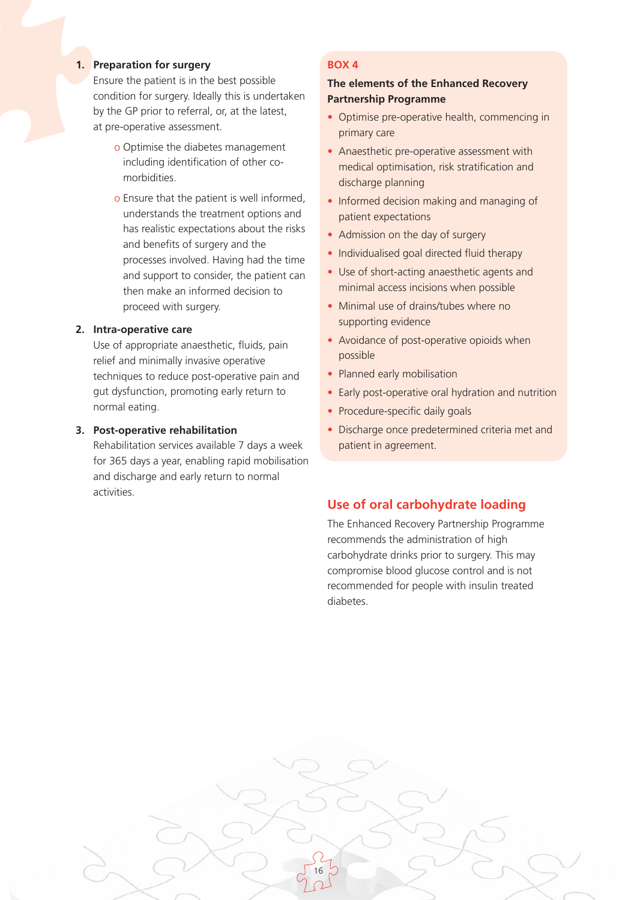1. **Preparation for surgery**
   Ensure the patient is in the best possible condition for surgery. Ideally this is undertaken by the GP prior to referral, or, at the latest, at pre-operative assessment.
   - Optimise the diabetes management including identification of other co-morbidities.
   - Ensure that the patient is well informed, understands the treatment options and has realistic expectations about the risks and benefits of surgery and the processes involved. Having had the time and support to consider, the patient can then make an informed decision to proceed with surgery.

2. **Intra-operative care**
   Use of appropriate anaesthetic, fluids, pain relief and minimally invasive operative techniques to reduce post-operative pain and gut dysfunction, promoting early return to normal eating.

3. **Post-operative rehabilitation**
   Rehabilitation services available 7 days a week for 365 days a year, enabling rapid mobilisation and discharge and early return to normal activities.

**BOX 4**

**The elements of the Enhanced Recovery Partnership Programme**

- Optimise pre-operative health, commencing in primary care
- Anaesthetic pre-operative assessment with medical optimisation, risk stratification and discharge planning
- Informed decision making and managing of patient expectations
- Admission on the day of surgery
- Individualised goal directed fluid therapy
- Use of short-acting anaesthetic agents and minimal access incisions when possible
- Minimal use of drains/tubes where no supporting evidence
- Avoidance of post-operative opioids when possible
- Planned early mobilisation
- Early post-operative oral hydration and nutrition
- Procedure-specific daily goals
- Discharge once predetermined criteria met and patient in agreement.

## Use of oral carbohydrate loading

The Enhanced Recovery Partnership Programme recommends the administration of high carbohydrate drinks prior to surgery. This may compromise blood glucose control and is not recommended for people with insulin treated diabetes.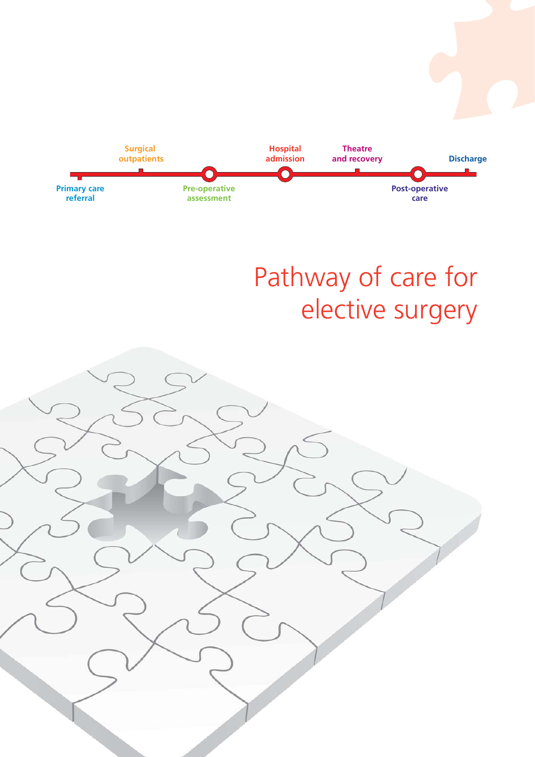Primary care referral

Surgical outpatients

Pre-operative assessment

Hospital admission

Theatre and recovery

Post-operative care

Discharge

# Pathway of care for elective surgery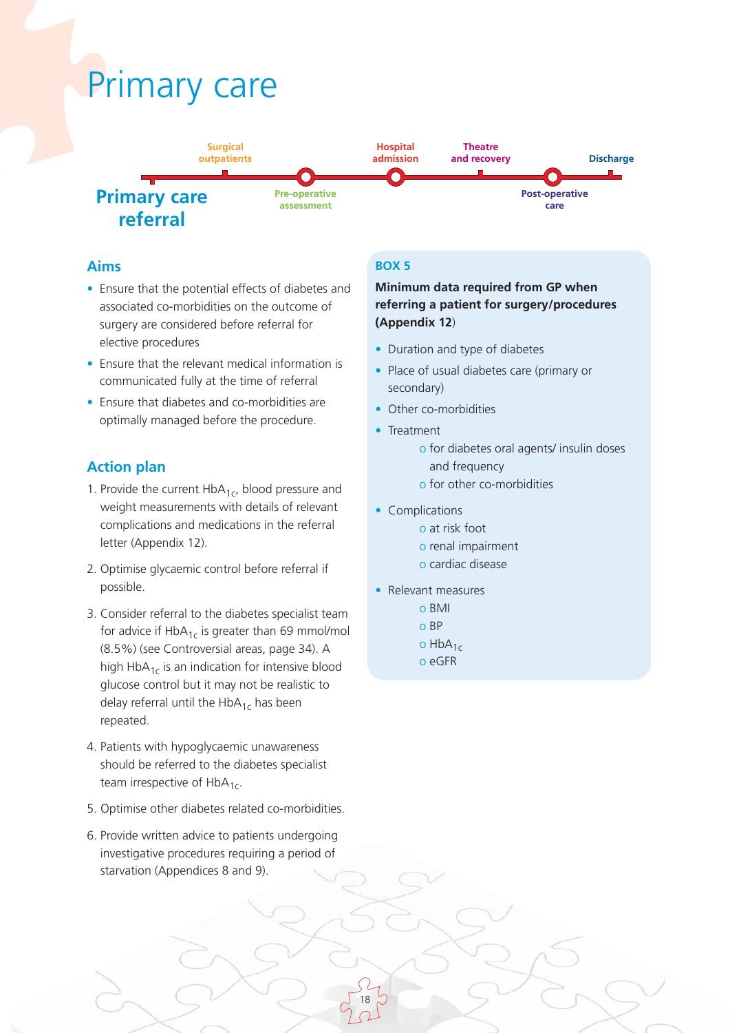# Primary care

Surgical outpatients — Hospital admission — Theatre and recovery — Discharge

**Primary care referral** — Pre-operative assessment — Post-operative care

## Aims

- Ensure that the potential effects of diabetes and associated co-morbidities on the outcome of surgery are considered before referral for elective procedures
- Ensure that the relevant medical information is communicated fully at the time of referral
- Ensure that diabetes and co-morbidities are optimally managed before the procedure.

## Action plan

1. Provide the current $HbA_{1c}$, blood pressure and weight measurements with details of relevant complications and medications in the referral letter (Appendix 12).
2. Optimise glycaemic control before referral if possible.
3. Consider referral to the diabetes specialist team for advice if $HbA_{1c}$ is greater than 69 mmol/mol (8.5%) (see Controversial areas, page 34). A high $HbA_{1c}$ is an indication for intensive blood glucose control but it may not be realistic to delay referral until the $HbA_{1c}$ has been repeated.
4. Patients with hypoglycaemic unawareness should be referred to the diabetes specialist team irrespective of $HbA_{1c}$.
5. Optimise other diabetes related co-morbidities.
6. Provide written advice to patients undergoing investigative procedures requiring a period of starvation (Appendices 8 and 9).

### BOX 5

**Minimum data required from GP when referring a patient for surgery/procedures (Appendix 12)**

- Duration and type of diabetes
- Place of usual diabetes care (primary or secondary)
- Other co-morbidities
- Treatment
  - for diabetes oral agents/ insulin doses and frequency
  - for other co-morbidities
- Complications
  - at risk foot
  - renal impairment
  - cardiac disease
- Relevant measures
  - BMI
  - BP
  - $HbA_{1c}$
  - eGFR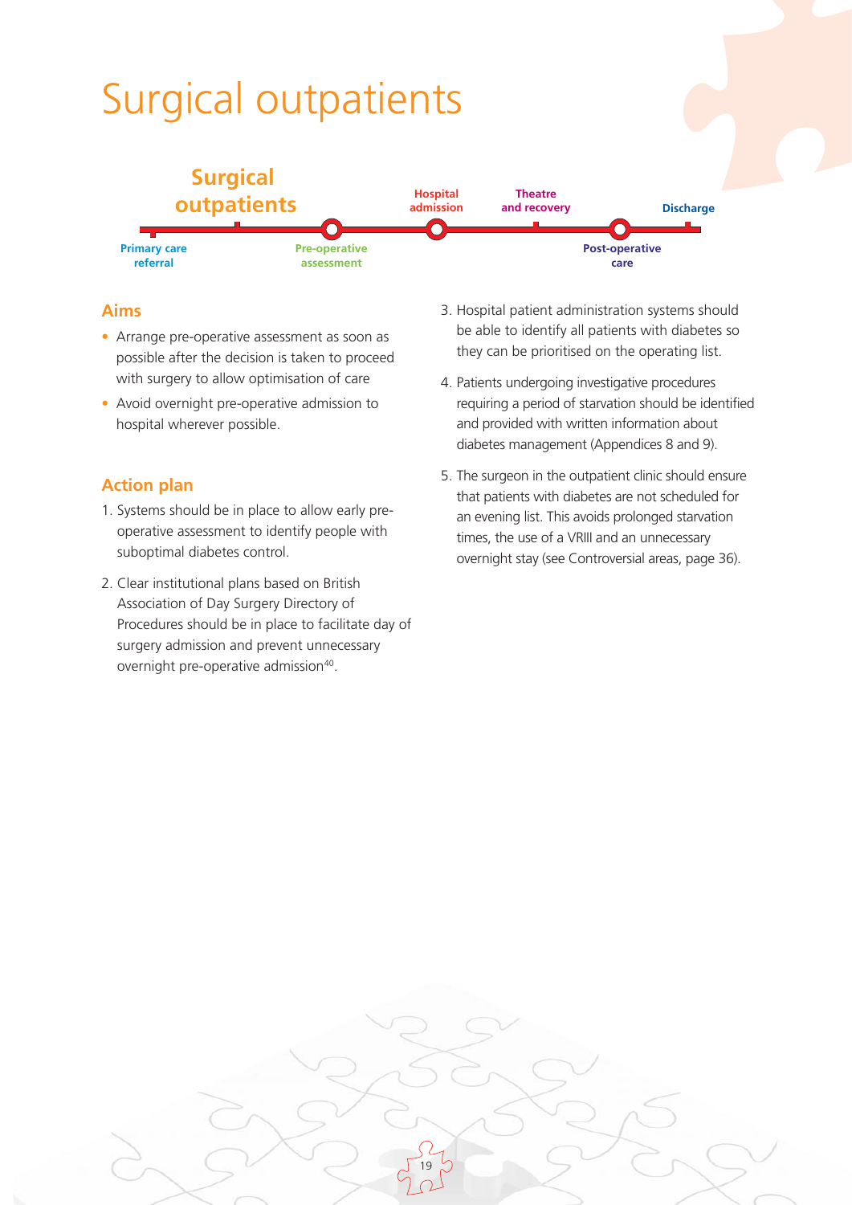# Surgical outpatients

Surgical outpatients — Primary care referral — Pre-operative assessment — Hospital admission — Theatre and recovery — Post-operative care — Discharge

## Aims

- Arrange pre-operative assessment as soon as possible after the decision is taken to proceed with surgery to allow optimisation of care
- Avoid overnight pre-operative admission to hospital wherever possible.

## Action plan

1. Systems should be in place to allow early pre-operative assessment to identify people with suboptimal diabetes control.
2. Clear institutional plans based on British Association of Day Surgery Directory of Procedures should be in place to facilitate day of surgery admission and prevent unnecessary overnight pre-operative admission[40].
3. Hospital patient administration systems should be able to identify all patients with diabetes so they can be prioritised on the operating list.
4. Patients undergoing investigative procedures requiring a period of starvation should be identified and provided with written information about diabetes management (Appendices 8 and 9).
5. The surgeon in the outpatient clinic should ensure that patients with diabetes are not scheduled for an evening list. This avoids prolonged starvation times, the use of a VRIII and an unnecessary overnight stay (see Controversial areas, page 36).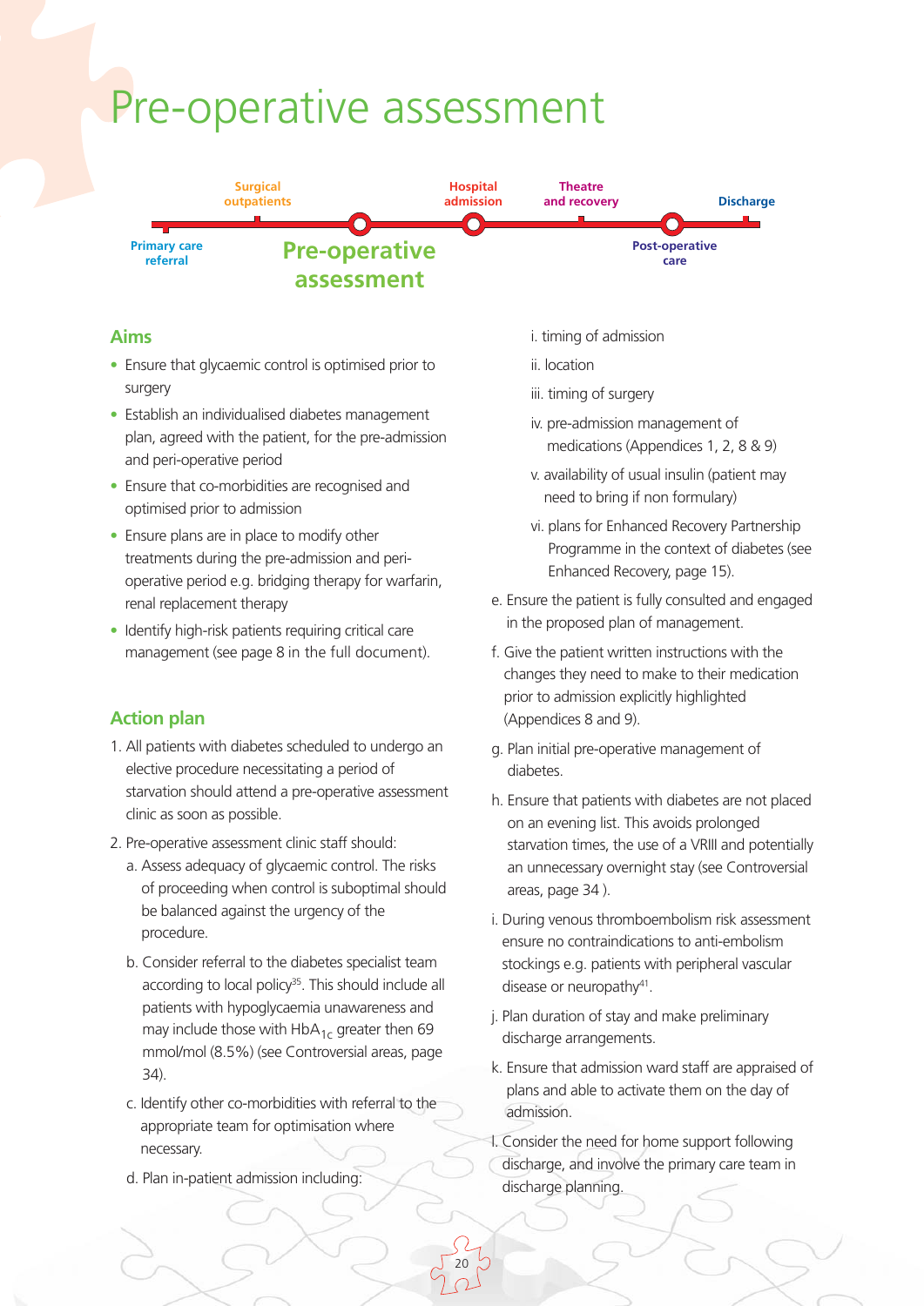# Pre-operative assessment

Surgical outpatients — Hospital admission — Theatre and recovery — Discharge

Primary care referral — **Pre-operative assessment** — Post-operative care

## Aims

- Ensure that glycaemic control is optimised prior to surgery
- Establish an individualised diabetes management plan, agreed with the patient, for the pre-admission and peri-operative period
- Ensure that co-morbidities are recognised and optimised prior to admission
- Ensure plans are in place to modify other treatments during the pre-admission and peri-operative period e.g. bridging therapy for warfarin, renal replacement therapy
- Identify high-risk patients requiring critical care management (see page 8 in the full document).

## Action plan

1. All patients with diabetes scheduled to undergo an elective procedure necessitating a period of starvation should attend a pre-operative assessment clinic as soon as possible.
2. Pre-operative assessment clinic staff should:
   a. Assess adequacy of glycaemic control. The risks of proceeding when control is suboptimal should be balanced against the urgency of the procedure.
   b. Consider referral to the diabetes specialist team according to local policy[35]. This should include all patients with hypoglycaemia unawareness and may include those with $HbA_{1c}$ greater then 69 mmol/mol (8.5%) (see Controversial areas, page 34).
   c. Identify other co-morbidities with referral to the appropriate team for optimisation where necessary.
   d. Plan in-patient admission including:
      i. timing of admission
      ii. location
      iii. timing of surgery
      iv. pre-admission management of medications (Appendices 1, 2, 8 & 9)
      v. availability of usual insulin (patient may need to bring if non formulary)
      vi. plans for Enhanced Recovery Partnership Programme in the context of diabetes (see Enhanced Recovery, page 15).
   e. Ensure the patient is fully consulted and engaged in the proposed plan of management.
   f. Give the patient written instructions with the changes they need to make to their medication prior to admission explicitly highlighted (Appendices 8 and 9).
   g. Plan initial pre-operative management of diabetes.
   h. Ensure that patients with diabetes are not placed on an evening list. This avoids prolonged starvation times, the use of a VRIII and potentially an unnecessary overnight stay (see Controversial areas, page 34 ).
   i. During venous thromboembolism risk assessment ensure no contraindications to anti-embolism stockings e.g. patients with peripheral vascular disease or neuropathy[41].
   j. Plan duration of stay and make preliminary discharge arrangements.
   k. Ensure that admission ward staff are appraised of plans and able to activate them on the day of admission.
   l. Consider the need for home support following discharge, and involve the primary care team in discharge planning.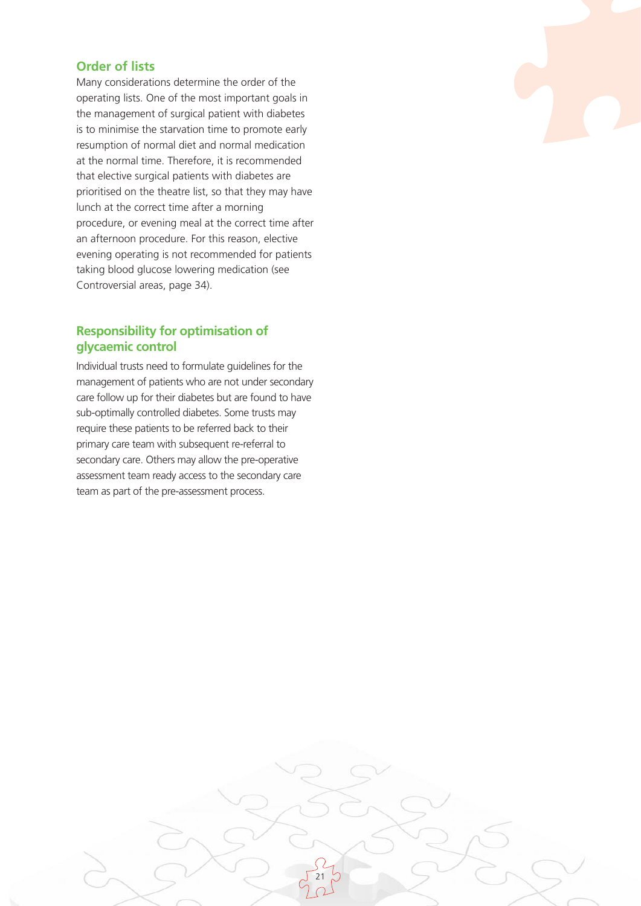## Order of lists

Many considerations determine the order of the operating lists. One of the most important goals in the management of surgical patient with diabetes is to minimise the starvation time to promote early resumption of normal diet and normal medication at the normal time. Therefore, it is recommended that elective surgical patients with diabetes are prioritised on the theatre list, so that they may have lunch at the correct time after a morning procedure, or evening meal at the correct time after an afternoon procedure. For this reason, elective evening operating is not recommended for patients taking blood glucose lowering medication (see Controversial areas, page 34).

## Responsibility for optimisation of glycaemic control

Individual trusts need to formulate guidelines for the management of patients who are not under secondary care follow up for their diabetes but are found to have sub-optimally controlled diabetes. Some trusts may require these patients to be referred back to their primary care team with subsequent re-referral to secondary care. Others may allow the pre-operative assessment team ready access to the secondary care team as part of the pre-assessment process.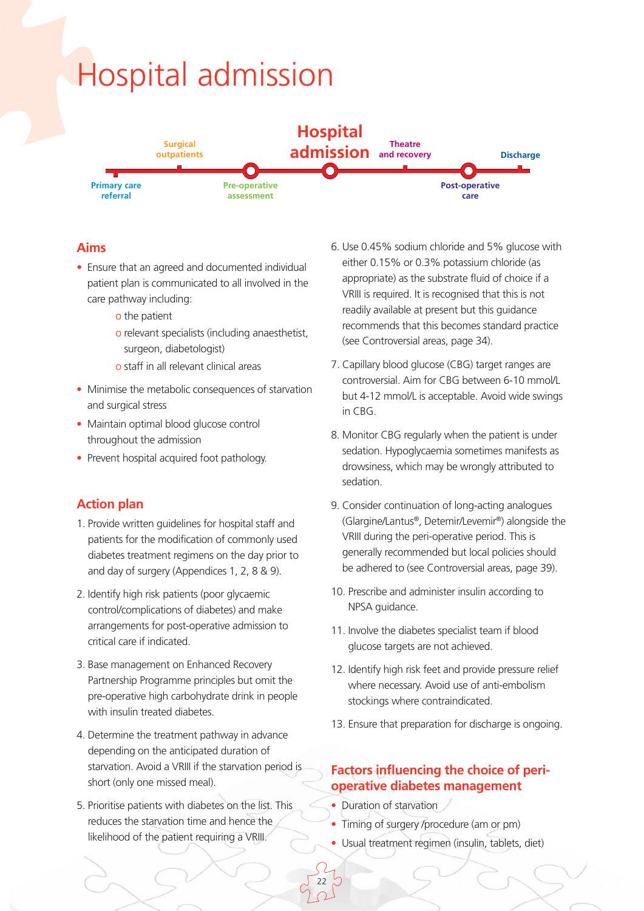# Hospital admission

Primary care referral — Surgical outpatients — Pre-operative assessment — **Hospital admission** — Theatre and recovery — Post-operative care — Discharge

## Aims

- Ensure that an agreed and documented individual patient plan is communicated to all involved in the care pathway including:
  - o the patient
  - o relevant specialists (including anaesthetist, surgeon, diabetologist)
  - o staff in all relevant clinical areas
- Minimise the metabolic consequences of starvation and surgical stress
- Maintain optimal blood glucose control throughout the admission
- Prevent hospital acquired foot pathology.

## Action plan

1. Provide written guidelines for hospital staff and patients for the modification of commonly used diabetes treatment regimens on the day prior to and day of surgery (Appendices 1, 2, 8 & 9).
2. Identify high risk patients (poor glycaemic control/complications of diabetes) and make arrangements for post-operative admission to critical care if indicated.
3. Base management on Enhanced Recovery Partnership Programme principles but omit the pre-operative high carbohydrate drink in people with insulin treated diabetes.
4. Determine the treatment pathway in advance depending on the anticipated duration of starvation. Avoid a VRIII if the starvation period is short (only one missed meal).
5. Prioritise patients with diabetes on the list. This reduces the starvation time and hence the likelihood of the patient requiring a VRIII.
6. Use 0.45% sodium chloride and 5% glucose with either 0.15% or 0.3% potassium chloride (as appropriate) as the substrate fluid of choice if a VRIII is required. It is recognised that this is not readily available at present but this guidance recommends that this becomes standard practice (see Controversial areas, page 34).
7. Capillary blood glucose (CBG) target ranges are controversial. Aim for CBG between 6-10 mmol/L but 4-12 mmol/L is acceptable. Avoid wide swings in CBG.
8. Monitor CBG regularly when the patient is under sedation. Hypoglycaemia sometimes manifests as drowsiness, which may be wrongly attributed to sedation.
9. Consider continuation of long-acting analogues (Glargine/Lantus®, Detemir/Levemir®) alongside the VRIII during the peri-operative period. This is generally recommended but local policies should be adhered to (see Controversial areas, page 39).
10. Prescribe and administer insulin according to NPSA guidance.
11. Involve the diabetes specialist team if blood glucose targets are not achieved.
12. Identify high risk feet and provide pressure relief where necessary. Avoid use of anti-embolism stockings where contraindicated.
13. Ensure that preparation for discharge is ongoing.

## Factors influencing the choice of peri-operative diabetes management

- Duration of starvation
- Timing of surgery /procedure (am or pm)
- Usual treatment regimen (insulin, tablets, diet)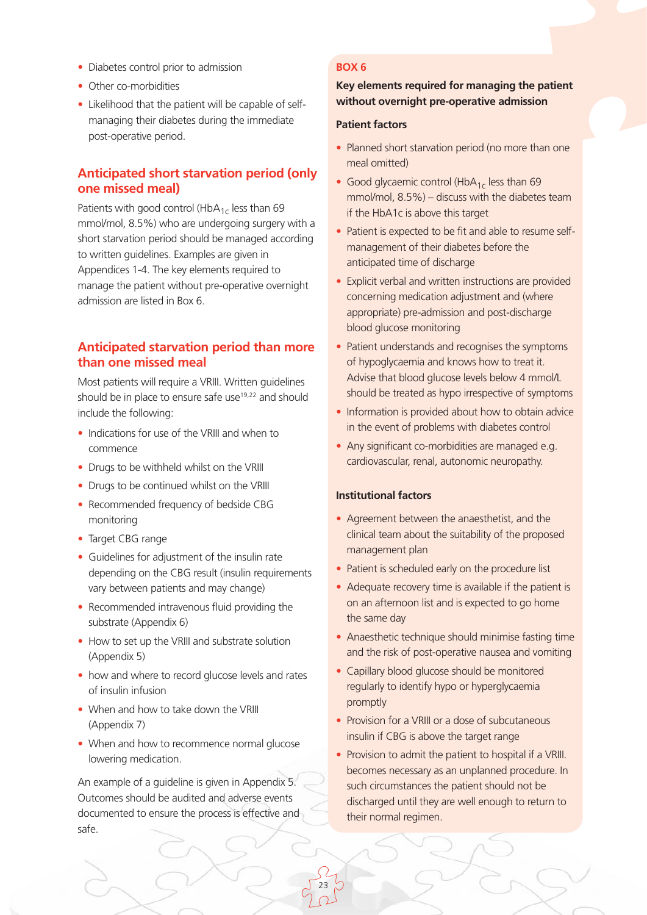- Diabetes control prior to admission
- Other co-morbidities
- Likelihood that the patient will be capable of self-managing their diabetes during the immediate post-operative period.

## Anticipated short starvation period (only one missed meal)

Patients with good control ($HbA_{1c}$ less than 69 mmol/mol, 8.5%) who are undergoing surgery with a short starvation period should be managed according to written guidelines. Examples are given in Appendices 1-4. The key elements required to manage the patient without pre-operative overnight admission are listed in Box 6.

## Anticipated starvation period than more than one missed meal

Most patients will require a VRIII. Written guidelines should be in place to ensure safe use[19,22] and should include the following:

- Indications for use of the VRIII and when to commence
- Drugs to be withheld whilst on the VRIII
- Drugs to be continued whilst on the VRIII
- Recommended frequency of bedside CBG monitoring
- Target CBG range
- Guidelines for adjustment of the insulin rate depending on the CBG result (insulin requirements vary between patients and may change)
- Recommended intravenous fluid providing the substrate (Appendix 6)
- How to set up the VRIII and substrate solution (Appendix 5)
- how and where to record glucose levels and rates of insulin infusion
- When and how to take down the VRIII (Appendix 7)
- When and how to recommence normal glucose lowering medication.

An example of a guideline is given in Appendix 5. Outcomes should be audited and adverse events documented to ensure the process is effective and safe.

**BOX 6**

**Key elements required for managing the patient without overnight pre-operative admission**

**Patient factors**

- Planned short starvation period (no more than one meal omitted)
- Good glycaemic control ($HbA_{1c}$ less than 69 mmol/mol, 8.5%) – discuss with the diabetes team if the HbA1c is above this target
- Patient is expected to be fit and able to resume self-management of their diabetes before the anticipated time of discharge
- Explicit verbal and written instructions are provided concerning medication adjustment and (where appropriate) pre-admission and post-discharge blood glucose monitoring
- Patient understands and recognises the symptoms of hypoglycaemia and knows how to treat it. Advise that blood glucose levels below 4 mmol/L should be treated as hypo irrespective of symptoms
- Information is provided about how to obtain advice in the event of problems with diabetes control
- Any significant co-morbidities are managed e.g. cardiovascular, renal, autonomic neuropathy.

**Institutional factors**

- Agreement between the anaesthetist, and the clinical team about the suitability of the proposed management plan
- Patient is scheduled early on the procedure list
- Adequate recovery time is available if the patient is on an afternoon list and is expected to go home the same day
- Anaesthetic technique should minimise fasting time and the risk of post-operative nausea and vomiting
- Capillary blood glucose should be monitored regularly to identify hypo or hyperglycaemia promptly
- Provision for a VRIII or a dose of subcutaneous insulin if CBG is above the target range
- Provision to admit the patient to hospital if a VRIII. becomes necessary as an unplanned procedure. In such circumstances the patient should not be discharged until they are well enough to return to their normal regimen.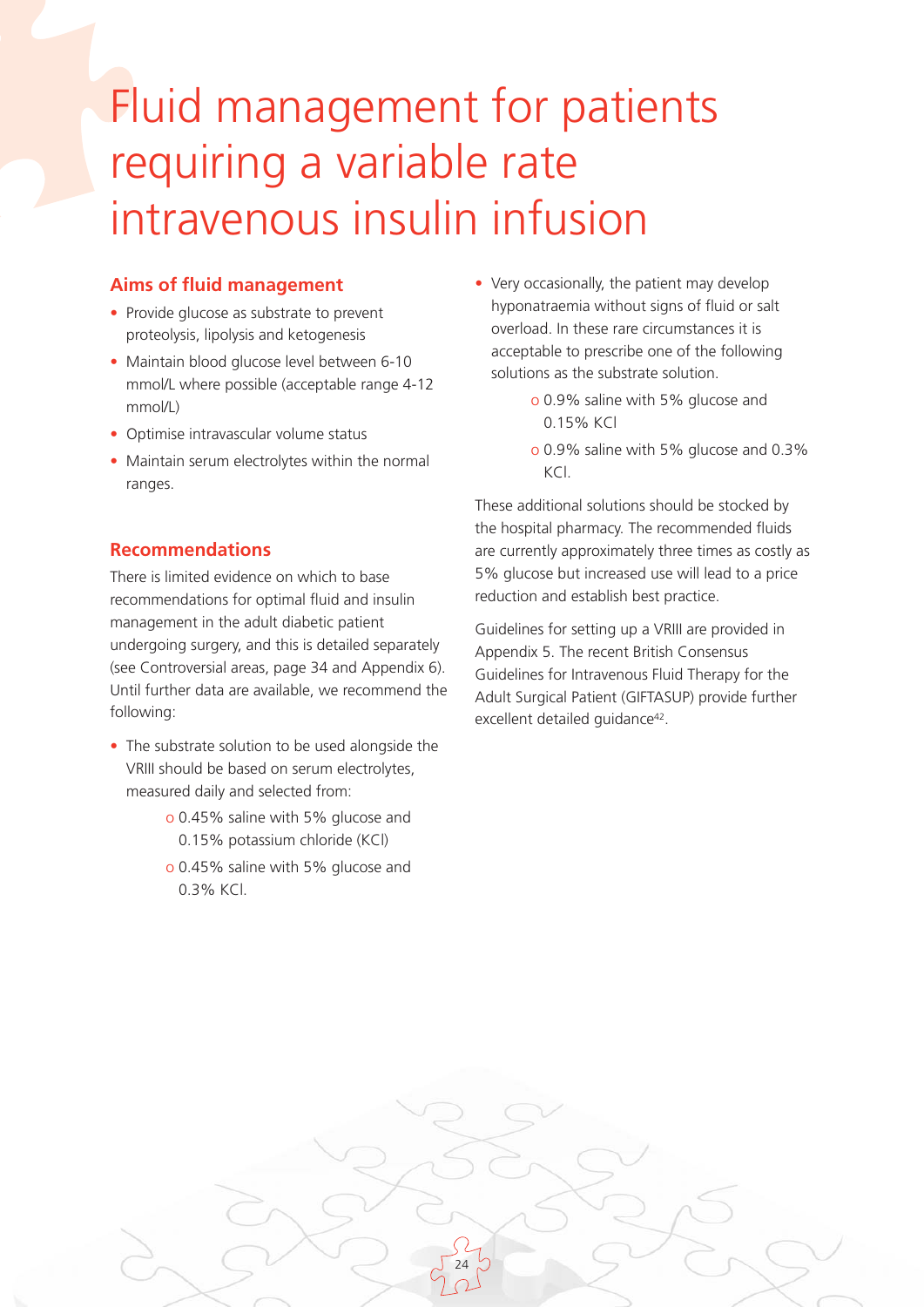# Fluid management for patients requiring a variable rate intravenous insulin infusion

## Aims of fluid management

- Provide glucose as substrate to prevent proteolysis, lipolysis and ketogenesis
- Maintain blood glucose level between 6-10 mmol/L where possible (acceptable range 4-12 mmol/L)
- Optimise intravascular volume status
- Maintain serum electrolytes within the normal ranges.

## Recommendations

There is limited evidence on which to base recommendations for optimal fluid and insulin management in the adult diabetic patient undergoing surgery, and this is detailed separately (see Controversial areas, page 34 and Appendix 6). Until further data are available, we recommend the following:

- The substrate solution to be used alongside the VRIII should be based on serum electrolytes, measured daily and selected from:
  - 0.45% saline with 5% glucose and 0.15% potassium chloride (KCl)
  - 0.45% saline with 5% glucose and 0.3% KCl.
- Very occasionally, the patient may develop hyponatraemia without signs of fluid or salt overload. In these rare circumstances it is acceptable to prescribe one of the following solutions as the substrate solution.
  - 0.9% saline with 5% glucose and 0.15% KCl
  - 0.9% saline with 5% glucose and 0.3% KCl.

These additional solutions should be stocked by the hospital pharmacy. The recommended fluids are currently approximately three times as costly as 5% glucose but increased use will lead to a price reduction and establish best practice.

Guidelines for setting up a VRIII are provided in Appendix 5. The recent British Consensus Guidelines for Intravenous Fluid Therapy for the Adult Surgical Patient (GIFTASUP) provide further excellent detailed guidance[42].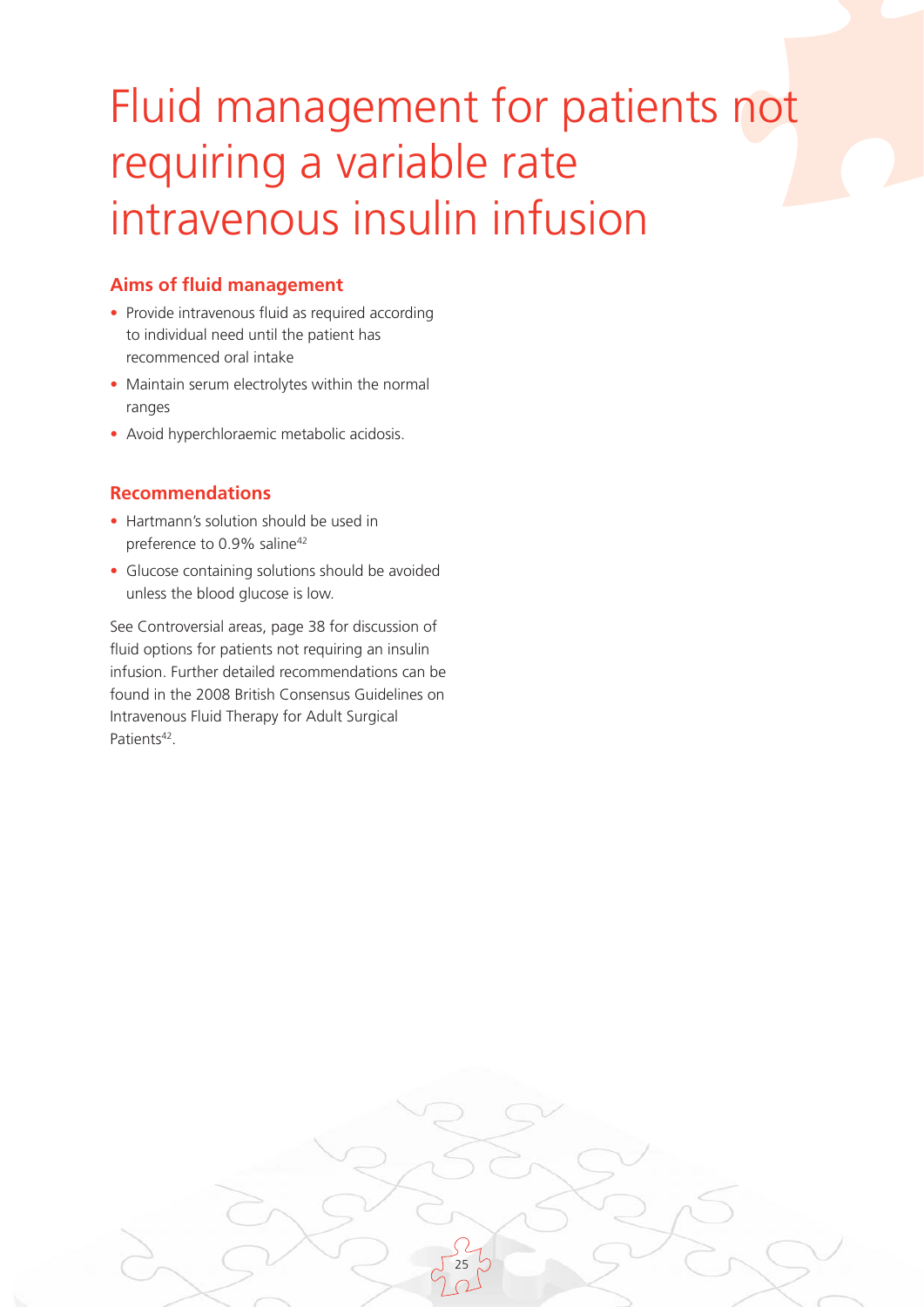# Fluid management for patients not requiring a variable rate intravenous insulin infusion

## Aims of fluid management

- Provide intravenous fluid as required according to individual need until the patient has recommenced oral intake
- Maintain serum electrolytes within the normal ranges
- Avoid hyperchloraemic metabolic acidosis.

## Recommendations

- Hartmann's solution should be used in preference to 0.9% saline[42]
- Glucose containing solutions should be avoided unless the blood glucose is low.

See Controversial areas, page 38 for discussion of fluid options for patients not requiring an insulin infusion. Further detailed recommendations can be found in the 2008 British Consensus Guidelines on Intravenous Fluid Therapy for Adult Surgical Patients[42].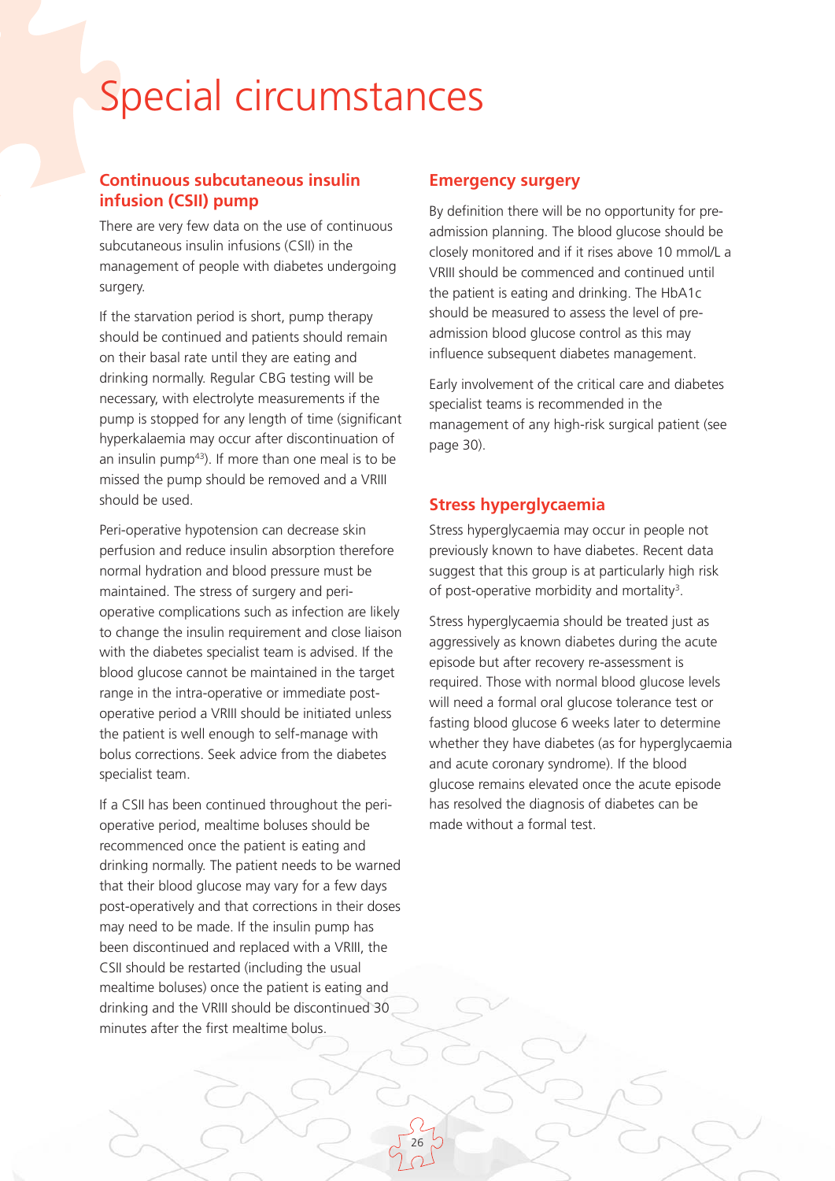# Special circumstances

## Continuous subcutaneous insulin infusion (CSII) pump

There are very few data on the use of continuous subcutaneous insulin infusions (CSII) in the management of people with diabetes undergoing surgery.

If the starvation period is short, pump therapy should be continued and patients should remain on their basal rate until they are eating and drinking normally. Regular CBG testing will be necessary, with electrolyte measurements if the pump is stopped for any length of time (significant hyperkalaemia may occur after discontinuation of an insulin pump[43]). If more than one meal is to be missed the pump should be removed and a VRIII should be used.

Peri-operative hypotension can decrease skin perfusion and reduce insulin absorption therefore normal hydration and blood pressure must be maintained. The stress of surgery and peri-operative complications such as infection are likely to change the insulin requirement and close liaison with the diabetes specialist team is advised. If the blood glucose cannot be maintained in the target range in the intra-operative or immediate post-operative period a VRIII should be initiated unless the patient is well enough to self-manage with bolus corrections. Seek advice from the diabetes specialist team.

If a CSII has been continued throughout the peri-operative period, mealtime boluses should be recommenced once the patient is eating and drinking normally. The patient needs to be warned that their blood glucose may vary for a few days post-operatively and that corrections in their doses may need to be made. If the insulin pump has been discontinued and replaced with a VRIII, the CSII should be restarted (including the usual mealtime boluses) once the patient is eating and drinking and the VRIII should be discontinued 30 minutes after the first mealtime bolus.

## Emergency surgery

By definition there will be no opportunity for pre-admission planning. The blood glucose should be closely monitored and if it rises above 10 mmol/L a VRIII should be commenced and continued until the patient is eating and drinking. The HbA1c should be measured to assess the level of pre-admission blood glucose control as this may influence subsequent diabetes management.

Early involvement of the critical care and diabetes specialist teams is recommended in the management of any high-risk surgical patient (see page 30).

## Stress hyperglycaemia

Stress hyperglycaemia may occur in people not previously known to have diabetes. Recent data suggest that this group is at particularly high risk of post-operative morbidity and mortality[3].

Stress hyperglycaemia should be treated just as aggressively as known diabetes during the acute episode but after recovery re-assessment is required. Those with normal blood glucose levels will need a formal oral glucose tolerance test or fasting blood glucose 6 weeks later to determine whether they have diabetes (as for hyperglycaemia and acute coronary syndrome). If the blood glucose remains elevated once the acute episode has resolved the diagnosis of diabetes can be made without a formal test.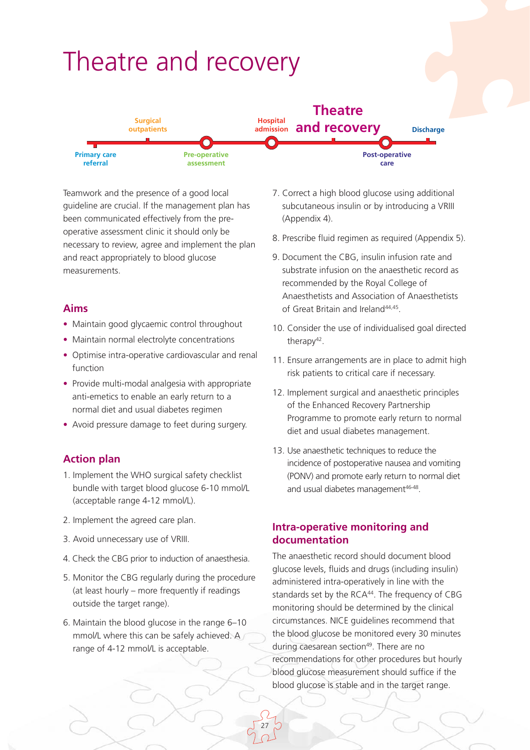# Theatre and recovery

Primary care referral — Surgical outpatients — Pre-operative assessment — Hospital admission — **Theatre and recovery** — Post-operative care — Discharge

Teamwork and the presence of a good local guideline are crucial. If the management plan has been communicated effectively from the pre-operative assessment clinic it should only be necessary to review, agree and implement the plan and react appropriately to blood glucose measurements.

## Aims

- Maintain good glycaemic control throughout
- Maintain normal electrolyte concentrations
- Optimise intra-operative cardiovascular and renal function
- Provide multi-modal analgesia with appropriate anti-emetics to enable an early return to a normal diet and usual diabetes regimen
- Avoid pressure damage to feet during surgery.

## Action plan

1. Implement the WHO surgical safety checklist bundle with target blood glucose 6-10 mmol/L (acceptable range 4-12 mmol/L).
2. Implement the agreed care plan.
3. Avoid unnecessary use of VRIII.
4. Check the CBG prior to induction of anaesthesia.
5. Monitor the CBG regularly during the procedure (at least hourly – more frequently if readings outside the target range).
6. Maintain the blood glucose in the range 6–10 mmol/L where this can be safely achieved. A range of 4-12 mmol/L is acceptable.
7. Correct a high blood glucose using additional subcutaneous insulin or by introducing a VRIII (Appendix 4).
8. Prescribe fluid regimen as required (Appendix 5).
9. Document the CBG, insulin infusion rate and substrate infusion on the anaesthetic record as recommended by the Royal College of Anaesthetists and Association of Anaesthetists of Great Britain and Ireland[44,45].
10. Consider the use of individualised goal directed therapy[42].
11. Ensure arrangements are in place to admit high risk patients to critical care if necessary.
12. Implement surgical and anaesthetic principles of the Enhanced Recovery Partnership Programme to promote early return to normal diet and usual diabetes management.
13. Use anaesthetic techniques to reduce the incidence of postoperative nausea and vomiting (PONV) and promote early return to normal diet and usual diabetes management[46-48].

## Intra-operative monitoring and documentation

The anaesthetic record should document blood glucose levels, fluids and drugs (including insulin) administered intra-operatively in line with the standards set by the RCA[44]. The frequency of CBG monitoring should be determined by the clinical circumstances. NICE guidelines recommend that the blood glucose be monitored every 30 minutes during caesarean section[49]. There are no recommendations for other procedures but hourly blood glucose measurement should suffice if the blood glucose is stable and in the target range.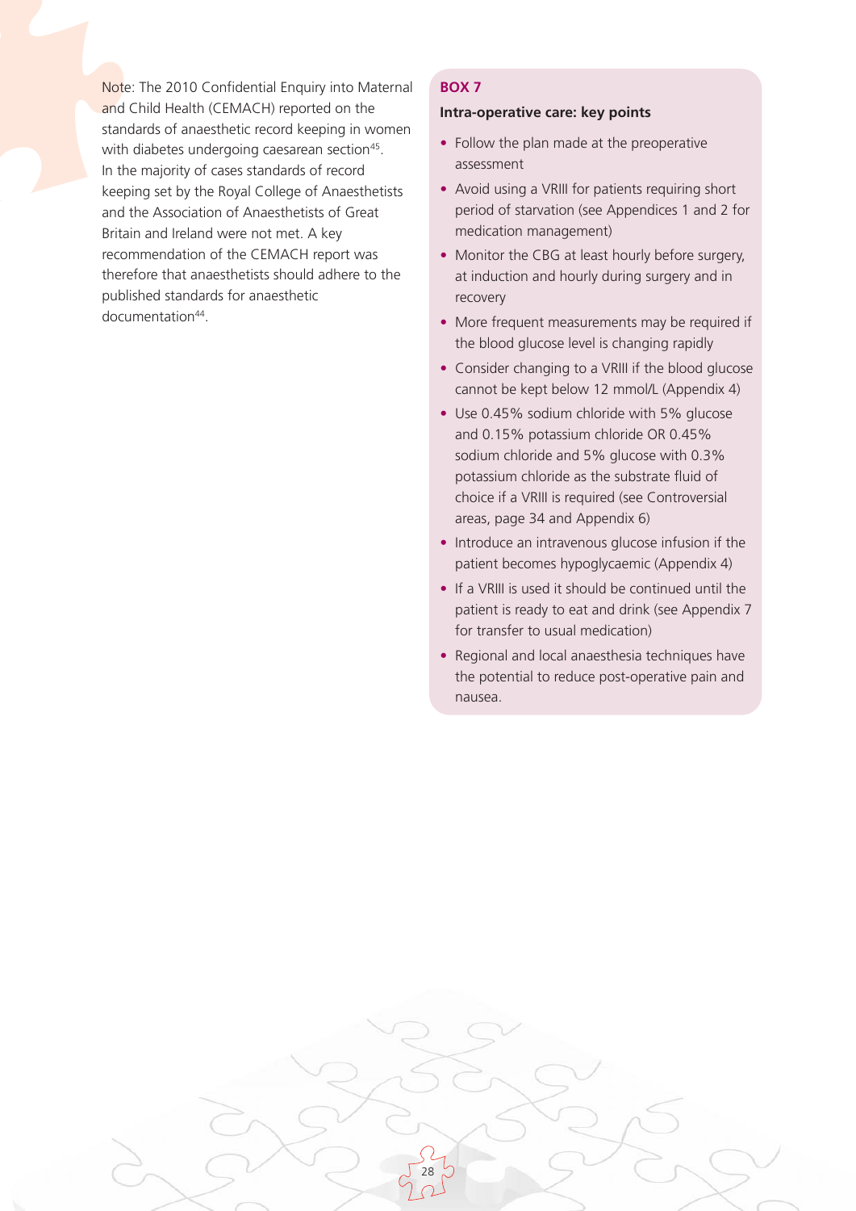Note: The 2010 Confidential Enquiry into Maternal and Child Health (CEMACH) reported on the standards of anaesthetic record keeping in women with diabetes undergoing caesarean section[45]. In the majority of cases standards of record keeping set by the Royal College of Anaesthetists and the Association of Anaesthetists of Great Britain and Ireland were not met. A key recommendation of the CEMACH report was therefore that anaesthetists should adhere to the published standards for anaesthetic documentation[44].

**BOX 7**

**Intra-operative care: key points**

- Follow the plan made at the preoperative assessment
- Avoid using a VRIII for patients requiring short period of starvation (see Appendices 1 and 2 for medication management)
- Monitor the CBG at least hourly before surgery, at induction and hourly during surgery and in recovery
- More frequent measurements may be required if the blood glucose level is changing rapidly
- Consider changing to a VRIII if the blood glucose cannot be kept below 12 mmol/L (Appendix 4)
- Use 0.45% sodium chloride with 5% glucose and 0.15% potassium chloride OR 0.45% sodium chloride and 5% glucose with 0.3% potassium chloride as the substrate fluid of choice if a VRIII is required (see Controversial areas, page 34 and Appendix 6)
- Introduce an intravenous glucose infusion if the patient becomes hypoglycaemic (Appendix 4)
- If a VRIII is used it should be continued until the patient is ready to eat and drink (see Appendix 7 for transfer to usual medication)
- Regional and local anaesthesia techniques have the potential to reduce post-operative pain and nausea.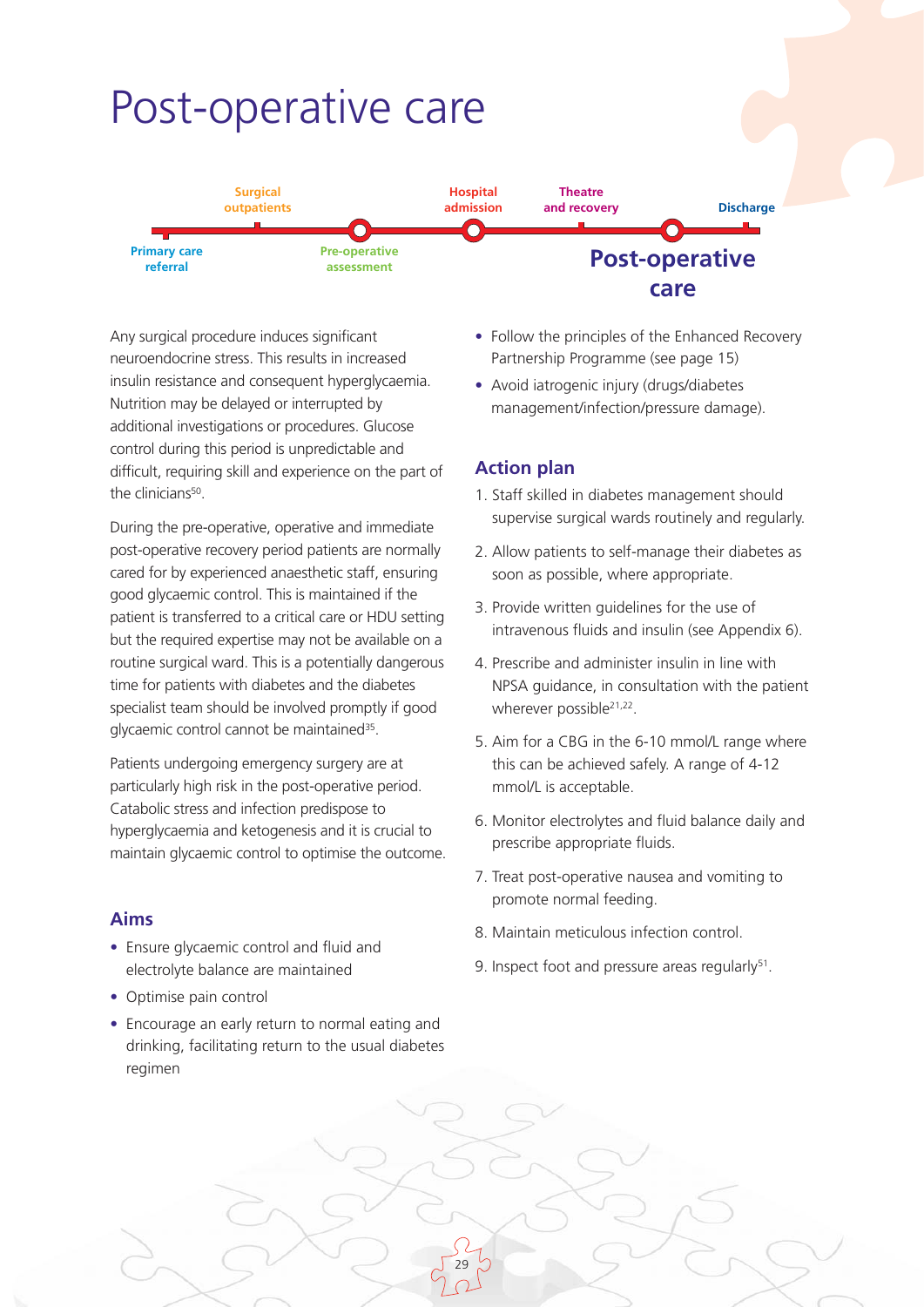# Post-operative care

Primary care referral — Surgical outpatients — Pre-operative assessment — Hospital admission — Theatre and recovery — **Post-operative care** — Discharge

Any surgical procedure induces significant neuroendocrine stress. This results in increased insulin resistance and consequent hyperglycaemia. Nutrition may be delayed or interrupted by additional investigations or procedures. Glucose control during this period is unpredictable and difficult, requiring skill and experience on the part of the clinicians[50].

During the pre-operative, operative and immediate post-operative recovery period patients are normally cared for by experienced anaesthetic staff, ensuring good glycaemic control. This is maintained if the patient is transferred to a critical care or HDU setting but the required expertise may not be available on a routine surgical ward. This is a potentially dangerous time for patients with diabetes and the diabetes specialist team should be involved promptly if good glycaemic control cannot be maintained[35].

Patients undergoing emergency surgery are at particularly high risk in the post-operative period. Catabolic stress and infection predispose to hyperglycaemia and ketogenesis and it is crucial to maintain glycaemic control to optimise the outcome.

## Aims

- Ensure glycaemic control and fluid and electrolyte balance are maintained
- Optimise pain control
- Encourage an early return to normal eating and drinking, facilitating return to the usual diabetes regimen
- Follow the principles of the Enhanced Recovery Partnership Programme (see page 15)
- Avoid iatrogenic injury (drugs/diabetes management/infection/pressure damage).

## Action plan

1. Staff skilled in diabetes management should supervise surgical wards routinely and regularly.
2. Allow patients to self-manage their diabetes as soon as possible, where appropriate.
3. Provide written guidelines for the use of intravenous fluids and insulin (see Appendix 6).
4. Prescribe and administer insulin in line with NPSA guidance, in consultation with the patient wherever possible[21,22].
5. Aim for a CBG in the 6-10 mmol/L range where this can be achieved safely. A range of 4-12 mmol/L is acceptable.
6. Monitor electrolytes and fluid balance daily and prescribe appropriate fluids.
7. Treat post-operative nausea and vomiting to promote normal feeding.
8. Maintain meticulous infection control.
9. Inspect foot and pressure areas regularly[51].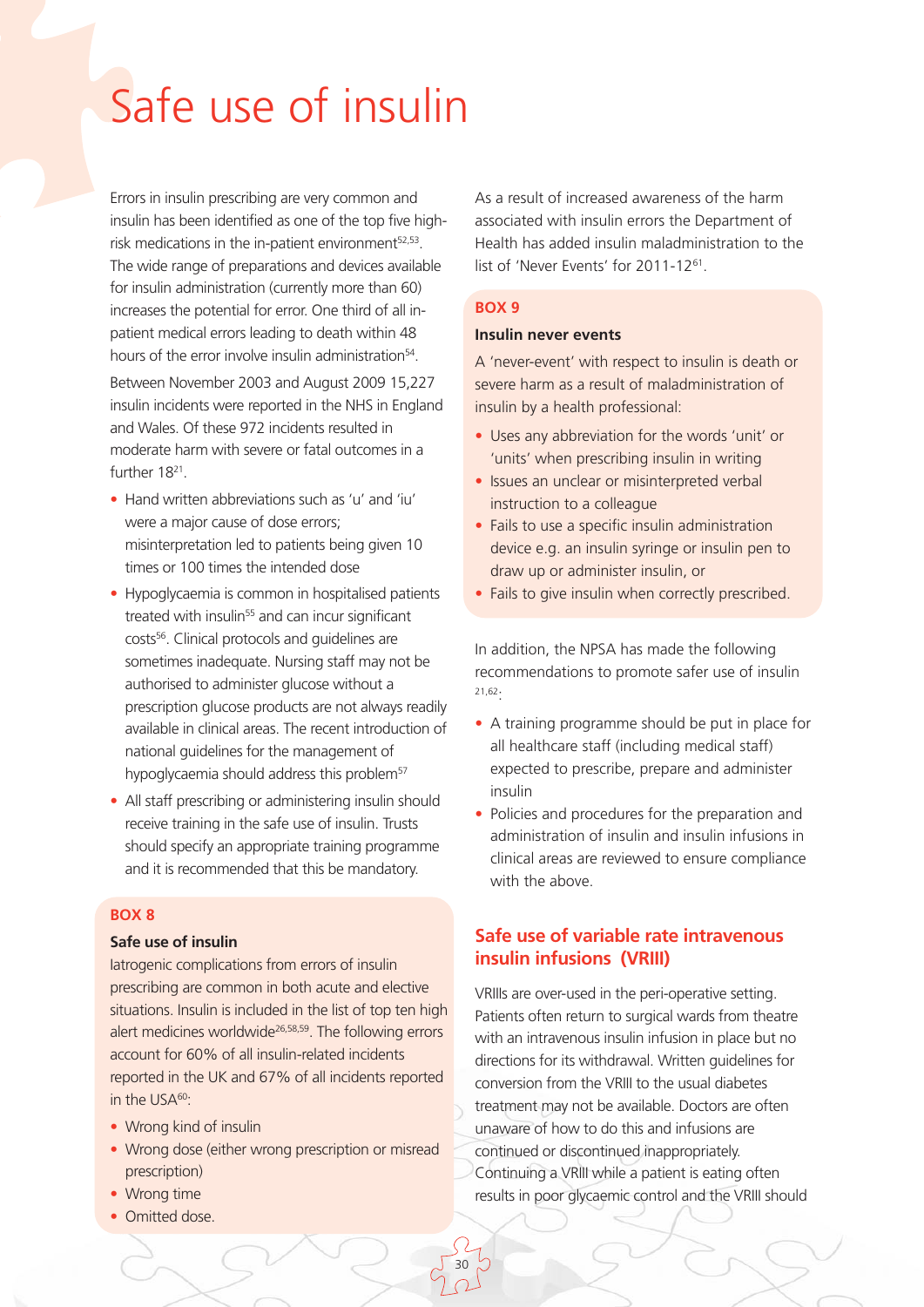# Safe use of insulin

Errors in insulin prescribing are very common and insulin has been identified as one of the top five high-risk medications in the in-patient environment[52,53]. The wide range of preparations and devices available for insulin administration (currently more than 60) increases the potential for error. One third of all in-patient medical errors leading to death within 48 hours of the error involve insulin administration[54].

Between November 2003 and August 2009 15,227 insulin incidents were reported in the NHS in England and Wales. Of these 972 incidents resulted in moderate harm with severe or fatal outcomes in a further 18[21].

- Hand written abbreviations such as 'u' and 'iu' were a major cause of dose errors; misinterpretation led to patients being given 10 times or 100 times the intended dose
- Hypoglycaemia is common in hospitalised patients treated with insulin[55] and can incur significant costs[56]. Clinical protocols and guidelines are sometimes inadequate. Nursing staff may not be authorised to administer glucose without a prescription glucose products are not always readily available in clinical areas. The recent introduction of national guidelines for the management of hypoglycaemia should address this problem[57]
- All staff prescribing or administering insulin should receive training in the safe use of insulin. Trusts should specify an appropriate training programme and it is recommended that this be mandatory.

**BOX 8**

**Safe use of insulin**

Iatrogenic complications from errors of insulin prescribing are common in both acute and elective situations. Insulin is included in the list of top ten high alert medicines worldwide[26,58,59]. The following errors account for 60% of all insulin-related incidents reported in the UK and 67% of all incidents reported in the USA[60]:

- Wrong kind of insulin
- Wrong dose (either wrong prescription or misread prescription)
- Wrong time
- Omitted dose.

As a result of increased awareness of the harm associated with insulin errors the Department of Health has added insulin maladministration to the list of 'Never Events' for 2011-12[61].

**BOX 9**

**Insulin never events**

A 'never-event' with respect to insulin is death or severe harm as a result of maladministration of insulin by a health professional:

- Uses any abbreviation for the words 'unit' or 'units' when prescribing insulin in writing
- Issues an unclear or misinterpreted verbal instruction to a colleague
- Fails to use a specific insulin administration device e.g. an insulin syringe or insulin pen to draw up or administer insulin, or
- Fails to give insulin when correctly prescribed.

In addition, the NPSA has made the following recommendations to promote safer use of insulin [21,62]:

- A training programme should be put in place for all healthcare staff (including medical staff) expected to prescribe, prepare and administer insulin
- Policies and procedures for the preparation and administration of insulin and insulin infusions in clinical areas are reviewed to ensure compliance with the above.

## Safe use of variable rate intravenous insulin infusions (VRIII)

VRIIIs are over-used in the peri-operative setting. Patients often return to surgical wards from theatre with an intravenous insulin infusion in place but no directions for its withdrawal. Written guidelines for conversion from the VRIII to the usual diabetes treatment may not be available. Doctors are often unaware of how to do this and infusions are continued or discontinued inappropriately. Continuing a VRIII while a patient is eating often results in poor glycaemic control and the VRIII should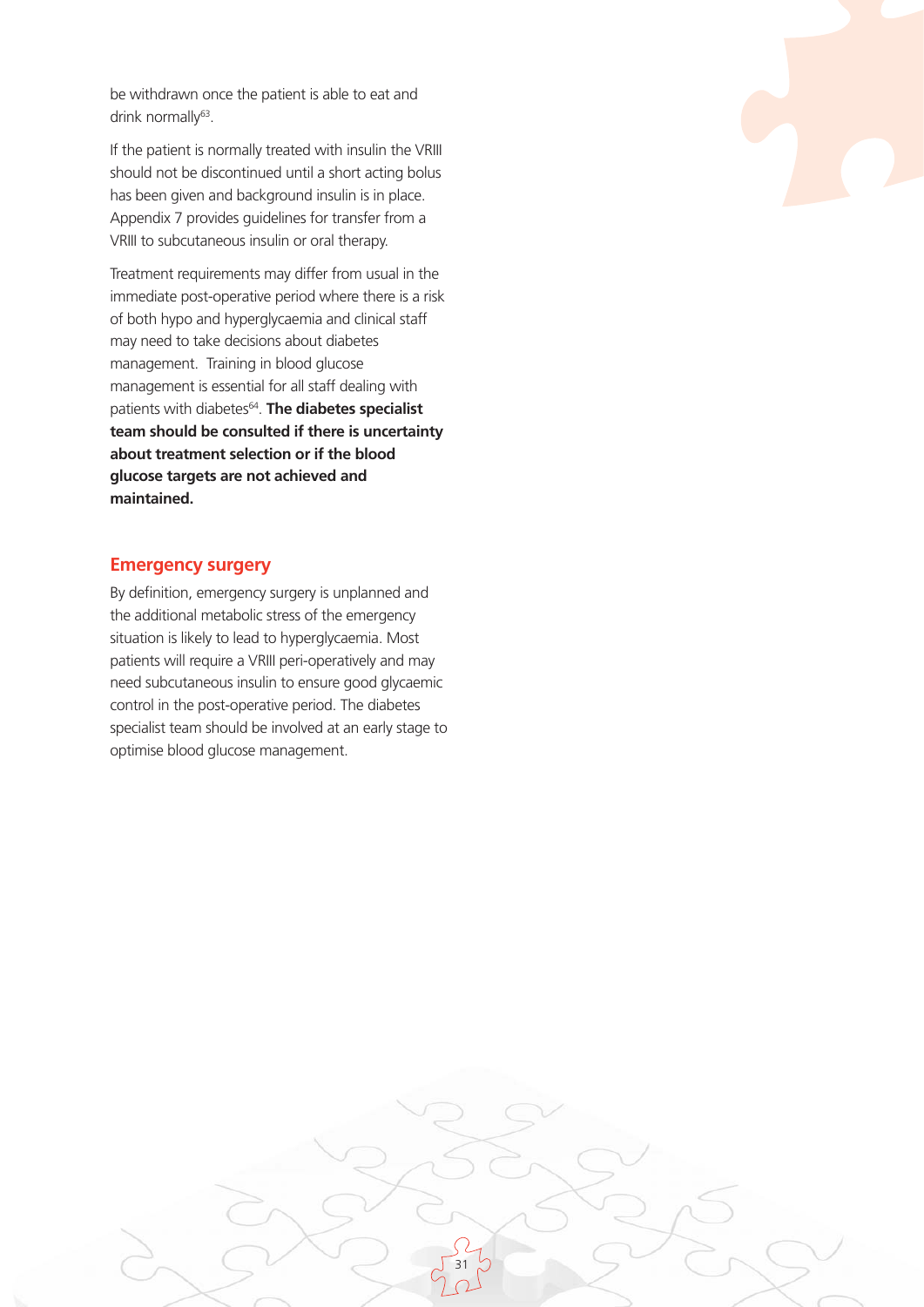be withdrawn once the patient is able to eat and drink normally[63].

If the patient is normally treated with insulin the VRIII should not be discontinued until a short acting bolus has been given and background insulin is in place. Appendix 7 provides guidelines for transfer from a VRIII to subcutaneous insulin or oral therapy.

Treatment requirements may differ from usual in the immediate post-operative period where there is a risk of both hypo and hyperglycaemia and clinical staff may need to take decisions about diabetes management. Training in blood glucose management is essential for all staff dealing with patients with diabetes[64]. **The diabetes specialist team should be consulted if there is uncertainty about treatment selection or if the blood glucose targets are not achieved and maintained.**

## Emergency surgery

By definition, emergency surgery is unplanned and the additional metabolic stress of the emergency situation is likely to lead to hyperglycaemia. Most patients will require a VRIII peri-operatively and may need subcutaneous insulin to ensure good glycaemic control in the post-operative period. The diabetes specialist team should be involved at an early stage to optimise blood glucose management.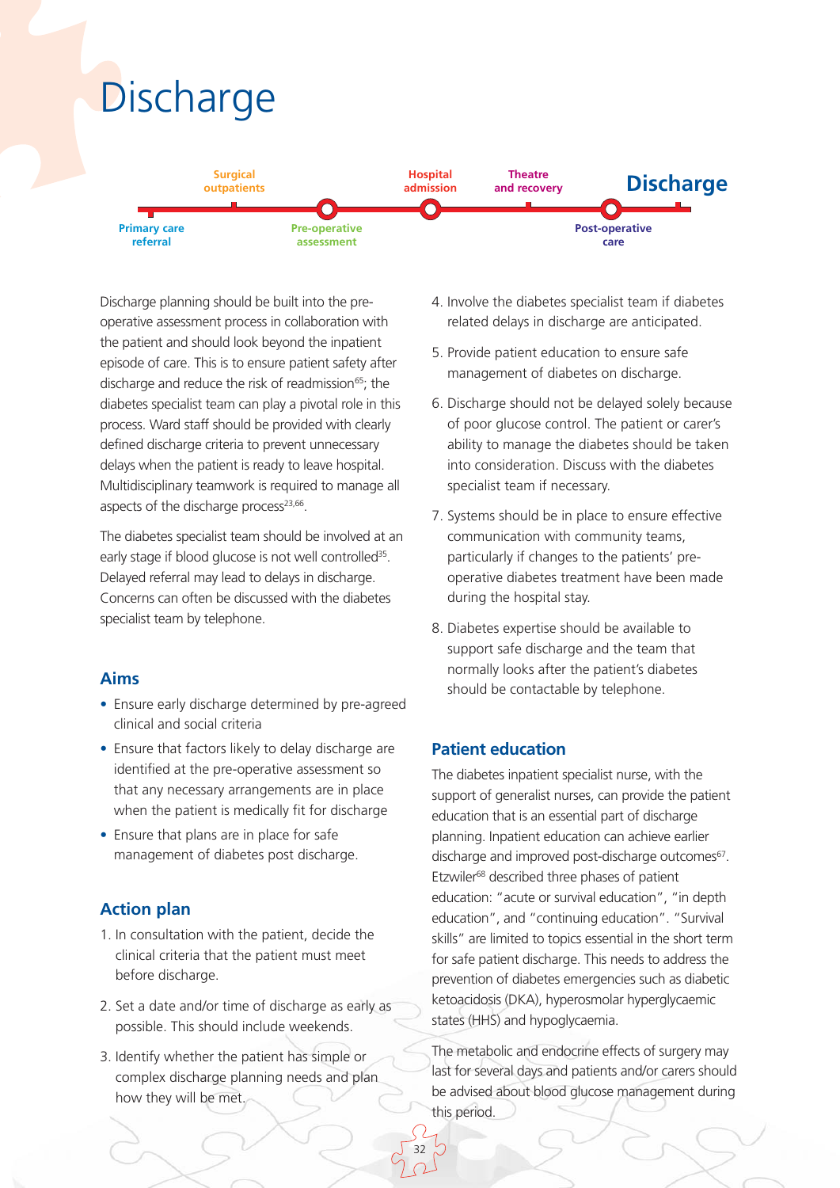# Discharge

Surgical outpatients | Hospital admission | Theatre and recovery | **Discharge**

Primary care referral | Pre-operative assessment | Post-operative care

Discharge planning should be built into the pre-operative assessment process in collaboration with the patient and should look beyond the inpatient episode of care. This is to ensure patient safety after discharge and reduce the risk of readmission[65]; the diabetes specialist team can play a pivotal role in this process. Ward staff should be provided with clearly defined discharge criteria to prevent unnecessary delays when the patient is ready to leave hospital. Multidisciplinary teamwork is required to manage all aspects of the discharge process[23,66].

The diabetes specialist team should be involved at an early stage if blood glucose is not well controlled[35]. Delayed referral may lead to delays in discharge. Concerns can often be discussed with the diabetes specialist team by telephone.

## Aims

- Ensure early discharge determined by pre-agreed clinical and social criteria
- Ensure that factors likely to delay discharge are identified at the pre-operative assessment so that any necessary arrangements are in place when the patient is medically fit for discharge
- Ensure that plans are in place for safe management of diabetes post discharge.

## Action plan

1. In consultation with the patient, decide the clinical criteria that the patient must meet before discharge.
2. Set a date and/or time of discharge as early as possible. This should include weekends.
3. Identify whether the patient has simple or complex discharge planning needs and plan how they will be met.
4. Involve the diabetes specialist team if diabetes related delays in discharge are anticipated.
5. Provide patient education to ensure safe management of diabetes on discharge.
6. Discharge should not be delayed solely because of poor glucose control. The patient or carer's ability to manage the diabetes should be taken into consideration. Discuss with the diabetes specialist team if necessary.
7. Systems should be in place to ensure effective communication with community teams, particularly if changes to the patients' pre-operative diabetes treatment have been made during the hospital stay.
8. Diabetes expertise should be available to support safe discharge and the team that normally looks after the patient's diabetes should be contactable by telephone.

## Patient education

The diabetes inpatient specialist nurse, with the support of generalist nurses, can provide the patient education that is an essential part of discharge planning. Inpatient education can achieve earlier discharge and improved post-discharge outcomes[67]. Etzwiler[68] described three phases of patient education: "acute or survival education", "in depth education", and "continuing education". "Survival skills" are limited to topics essential in the short term for safe patient discharge. This needs to address the prevention of diabetes emergencies such as diabetic ketoacidosis (DKA), hyperosmolar hyperglycaemic states (HHS) and hypoglycaemia.

The metabolic and endocrine effects of surgery may last for several days and patients and/or carers should be advised about blood glucose management during this period.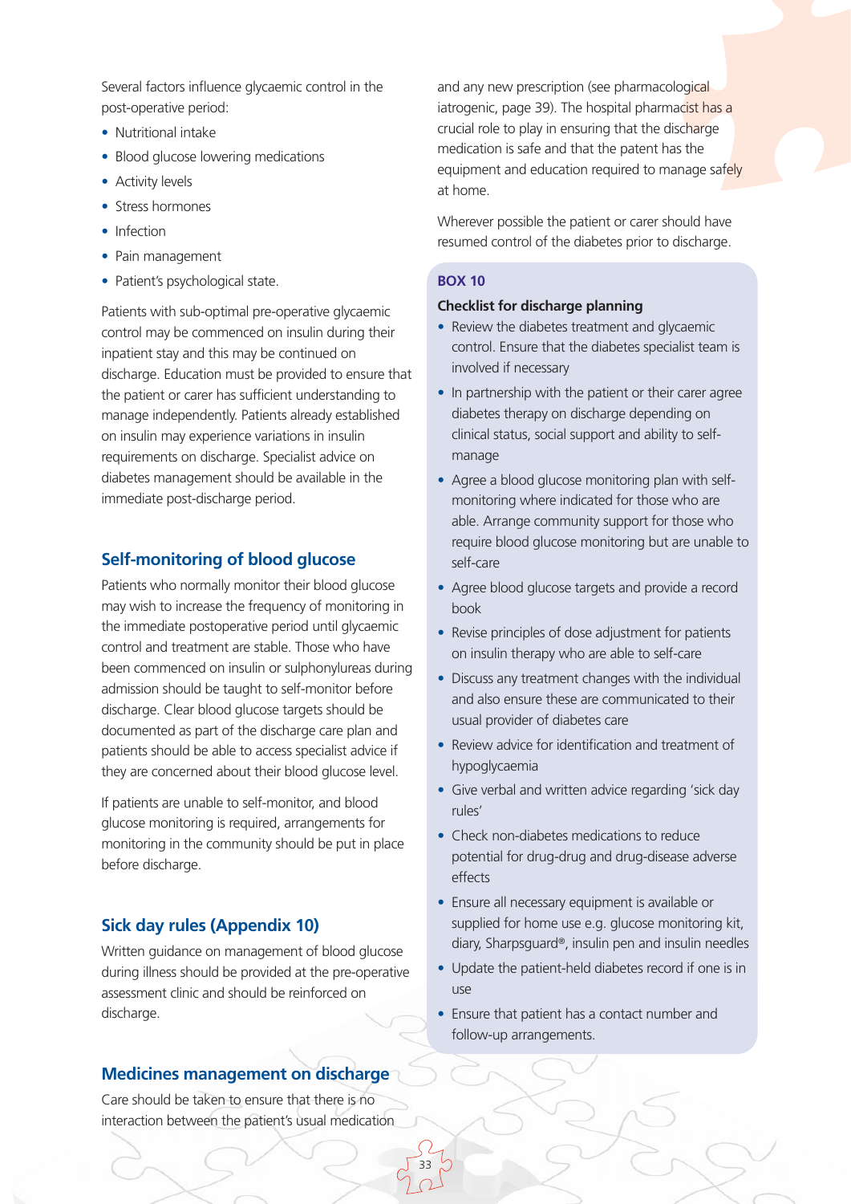Several factors influence glycaemic control in the post-operative period:

- Nutritional intake
- Blood glucose lowering medications
- Activity levels
- Stress hormones
- Infection
- Pain management
- Patient's psychological state.

Patients with sub-optimal pre-operative glycaemic control may be commenced on insulin during their inpatient stay and this may be continued on discharge. Education must be provided to ensure that the patient or carer has sufficient understanding to manage independently. Patients already established on insulin may experience variations in insulin requirements on discharge. Specialist advice on diabetes management should be available in the immediate post-discharge period.

## Self-monitoring of blood glucose

Patients who normally monitor their blood glucose may wish to increase the frequency of monitoring in the immediate postoperative period until glycaemic control and treatment are stable. Those who have been commenced on insulin or sulphonylureas during admission should be taught to self-monitor before discharge. Clear blood glucose targets should be documented as part of the discharge care plan and patients should be able to access specialist advice if they are concerned about their blood glucose level.

If patients are unable to self-monitor, and blood glucose monitoring is required, arrangements for monitoring in the community should be put in place before discharge.

## Sick day rules (Appendix 10)

Written guidance on management of blood glucose during illness should be provided at the pre-operative assessment clinic and should be reinforced on discharge.

## Medicines management on discharge

Care should be taken to ensure that there is no interaction between the patient's usual medication and any new prescription (see pharmacological iatrogenic, page 39). The hospital pharmacist has a crucial role to play in ensuring that the discharge medication is safe and that the patent has the equipment and education required to manage safely at home.

Wherever possible the patient or carer should have resumed control of the diabetes prior to discharge.

### BOX 10

**Checklist for discharge planning**

- Review the diabetes treatment and glycaemic control. Ensure that the diabetes specialist team is involved if necessary
- In partnership with the patient or their carer agree diabetes therapy on discharge depending on clinical status, social support and ability to self-manage
- Agree a blood glucose monitoring plan with self-monitoring where indicated for those who are able. Arrange community support for those who require blood glucose monitoring but are unable to self-care
- Agree blood glucose targets and provide a record book
- Revise principles of dose adjustment for patients on insulin therapy who are able to self-care
- Discuss any treatment changes with the individual and also ensure these are communicated to their usual provider of diabetes care
- Review advice for identification and treatment of hypoglycaemia
- Give verbal and written advice regarding 'sick day rules'
- Check non-diabetes medications to reduce potential for drug-drug and drug-disease adverse effects
- Ensure all necessary equipment is available or supplied for home use e.g. glucose monitoring kit, diary, Sharpsguard®, insulin pen and insulin needles
- Update the patient-held diabetes record if one is in use
- Ensure that patient has a contact number and follow-up arrangements.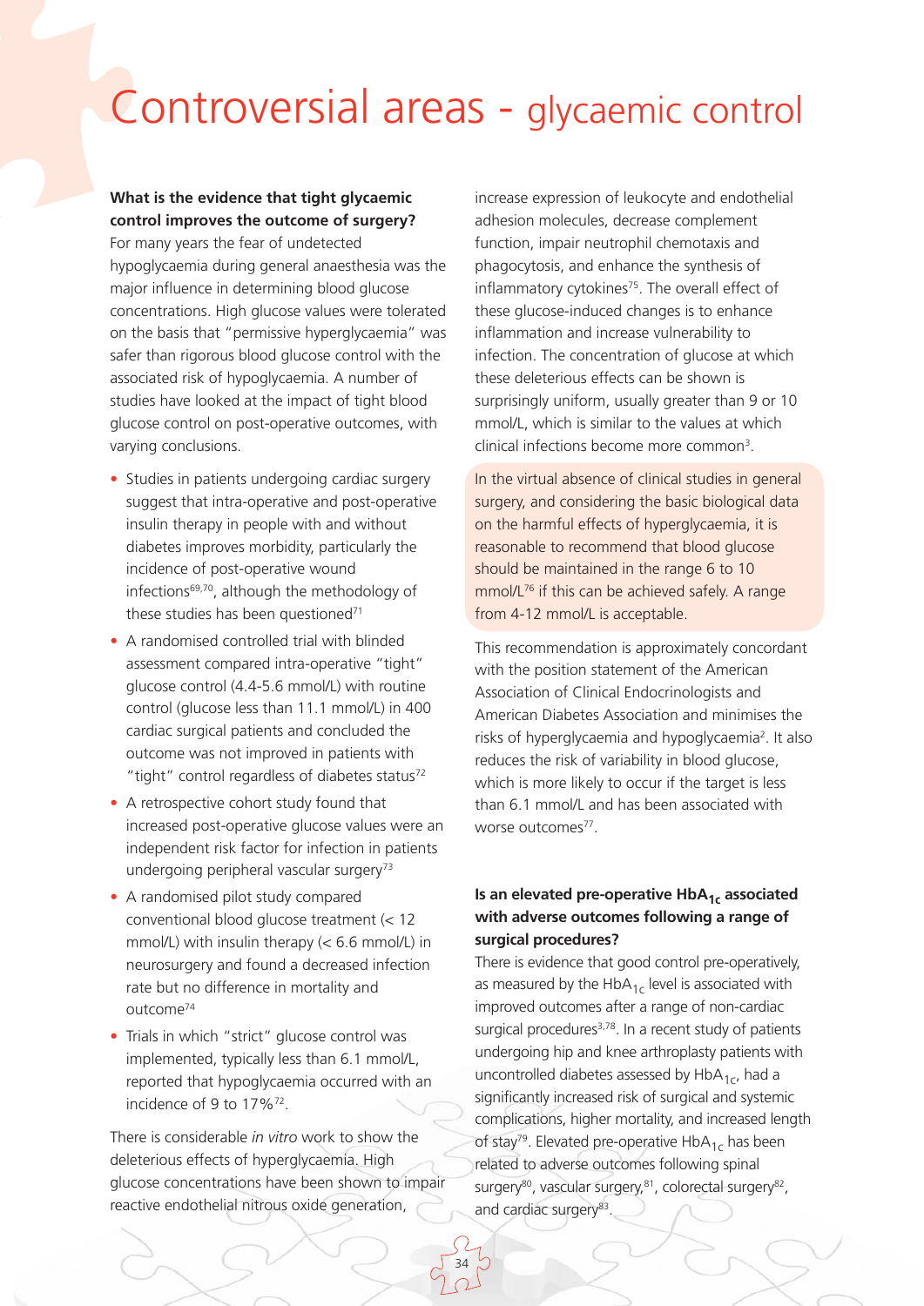# Controversial areas - glycaemic control

**What is the evidence that tight glycaemic control improves the outcome of surgery?**

For many years the fear of undetected hypoglycaemia during general anaesthesia was the major influence in determining blood glucose concentrations. High glucose values were tolerated on the basis that "permissive hyperglycaemia" was safer than rigorous blood glucose control with the associated risk of hypoglycaemia. A number of studies have looked at the impact of tight blood glucose control on post-operative outcomes, with varying conclusions.

- Studies in patients undergoing cardiac surgery suggest that intra-operative and post-operative insulin therapy in people with and without diabetes improves morbidity, particularly the incidence of post-operative wound infections[69,70], although the methodology of these studies has been questioned[71]
- A randomised controlled trial with blinded assessment compared intra-operative "tight" glucose control (4.4-5.6 mmol/L) with routine control (glucose less than 11.1 mmol/L) in 400 cardiac surgical patients and concluded the outcome was not improved in patients with "tight" control regardless of diabetes status[72]
- A retrospective cohort study found that increased post-operative glucose values were an independent risk factor for infection in patients undergoing peripheral vascular surgery[73]
- A randomised pilot study compared conventional blood glucose treatment (< 12 mmol/L) with insulin therapy (< 6.6 mmol/L) in neurosurgery and found a decreased infection rate but no difference in mortality and outcome[74]
- Trials in which "strict" glucose control was implemented, typically less than 6.1 mmol/L, reported that hypoglycaemia occurred with an incidence of 9 to 17%[72].

There is considerable *in vitro* work to show the deleterious effects of hyperglycaemia. High glucose concentrations have been shown to impair reactive endothelial nitrous oxide generation, increase expression of leukocyte and endothelial adhesion molecules, decrease complement function, impair neutrophil chemotaxis and phagocytosis, and enhance the synthesis of inflammatory cytokines[75]. The overall effect of these glucose-induced changes is to enhance inflammation and increase vulnerability to infection. The concentration of glucose at which these deleterious effects can be shown is surprisingly uniform, usually greater than 9 or 10 mmol/L, which is similar to the values at which clinical infections become more common[3].

In the virtual absence of clinical studies in general surgery, and considering the basic biological data on the harmful effects of hyperglycaemia, it is reasonable to recommend that blood glucose should be maintained in the range 6 to 10 mmol/L[76] if this can be achieved safely. A range from 4-12 mmol/L is acceptable.

This recommendation is approximately concordant with the position statement of the American Association of Clinical Endocrinologists and American Diabetes Association and minimises the risks of hyperglycaemia and hypoglycaemia[2]. It also reduces the risk of variability in blood glucose, which is more likely to occur if the target is less than 6.1 mmol/L and has been associated with worse outcomes[77].

**Is an elevated pre-operative $HbA_{1c}$ associated with adverse outcomes following a range of surgical procedures?**

There is evidence that good control pre-operatively, as measured by the $HbA_{1c}$ level is associated with improved outcomes after a range of non-cardiac surgical procedures[3,78]. In a recent study of patients undergoing hip and knee arthroplasty patients with uncontrolled diabetes assessed by $HbA_{1c}$, had a significantly increased risk of surgical and systemic complications, higher mortality, and increased length of stay[79]. Elevated pre-operative $HbA_{1c}$ has been related to adverse outcomes following spinal surgery[80], vascular surgery,[81], colorectal surgery[82], and cardiac surgery[83].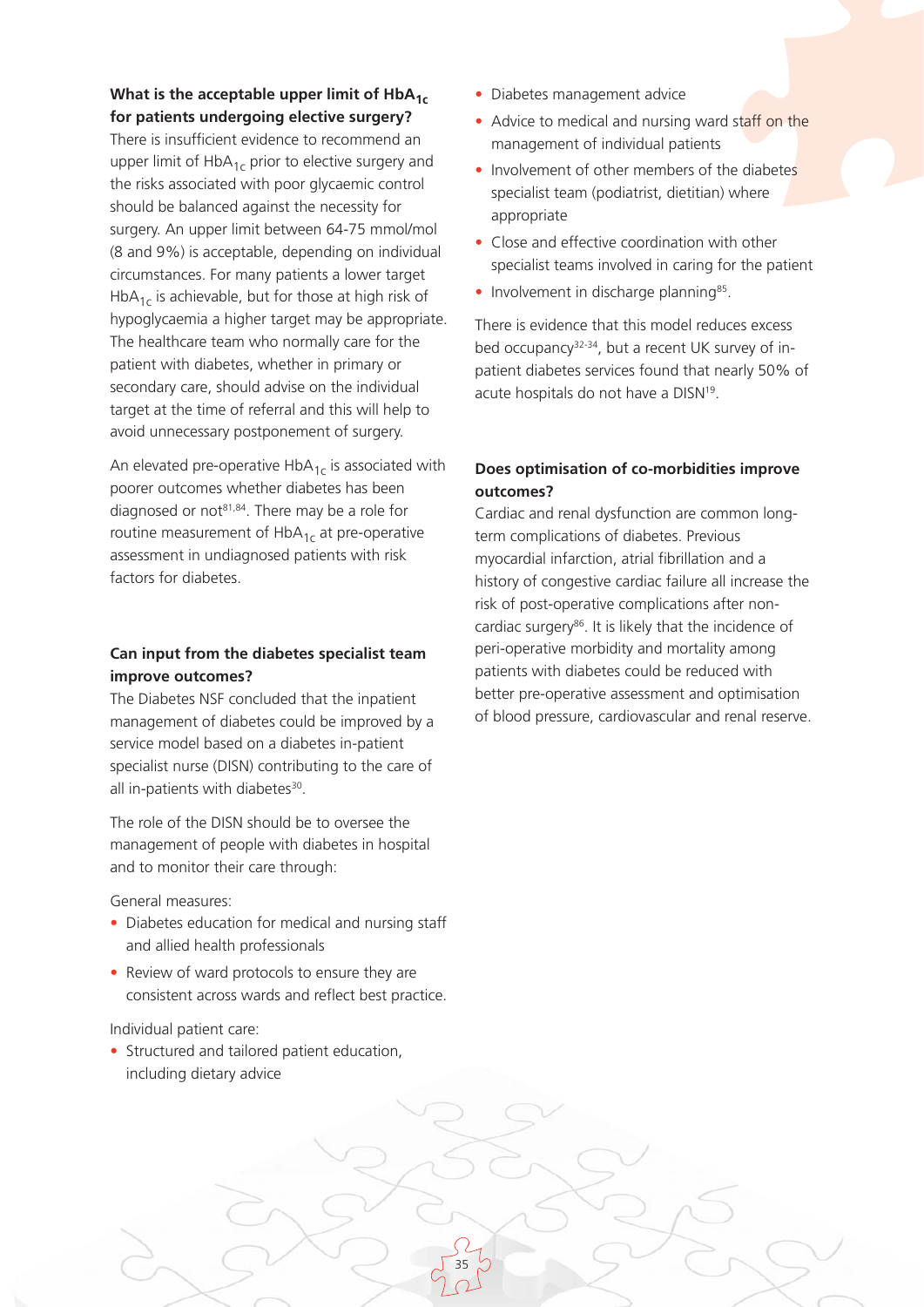### What is the acceptable upper limit of $HbA_{1c}$ for patients undergoing elective surgery?

There is insufficient evidence to recommend an upper limit of $HbA_{1c}$ prior to elective surgery and the risks associated with poor glycaemic control should be balanced against the necessity for surgery. An upper limit between 64-75 mmol/mol (8 and 9%) is acceptable, depending on individual circumstances. For many patients a lower target $HbA_{1c}$ is achievable, but for those at high risk of hypoglycaemia a higher target may be appropriate. The healthcare team who normally care for the patient with diabetes, whether in primary or secondary care, should advise on the individual target at the time of referral and this will help to avoid unnecessary postponement of surgery.

An elevated pre-operative $HbA_{1c}$ is associated with poorer outcomes whether diabetes has been diagnosed or not[81,84]. There may be a role for routine measurement of $HbA_{1c}$ at pre-operative assessment in undiagnosed patients with risk factors for diabetes.

### Can input from the diabetes specialist team improve outcomes?

The Diabetes NSF concluded that the inpatient management of diabetes could be improved by a service model based on a diabetes in-patient specialist nurse (DISN) contributing to the care of all in-patients with diabetes[30].

The role of the DISN should be to oversee the management of people with diabetes in hospital and to monitor their care through:

General measures:

- Diabetes education for medical and nursing staff and allied health professionals
- Review of ward protocols to ensure they are consistent across wards and reflect best practice.

Individual patient care:

- Structured and tailored patient education, including dietary advice
- Diabetes management advice
- Advice to medical and nursing ward staff on the management of individual patients
- Involvement of other members of the diabetes specialist team (podiatrist, dietitian) where appropriate
- Close and effective coordination with other specialist teams involved in caring for the patient
- Involvement in discharge planning[85].

There is evidence that this model reduces excess bed occupancy[32-34], but a recent UK survey of in-patient diabetes services found that nearly 50% of acute hospitals do not have a DISN[19].

### Does optimisation of co-morbidities improve outcomes?

Cardiac and renal dysfunction are common long-term complications of diabetes. Previous myocardial infarction, atrial fibrillation and a history of congestive cardiac failure all increase the risk of post-operative complications after non-cardiac surgery[86]. It is likely that the incidence of peri-operative morbidity and mortality among patients with diabetes could be reduced with better pre-operative assessment and optimisation of blood pressure, cardiovascular and renal reserve.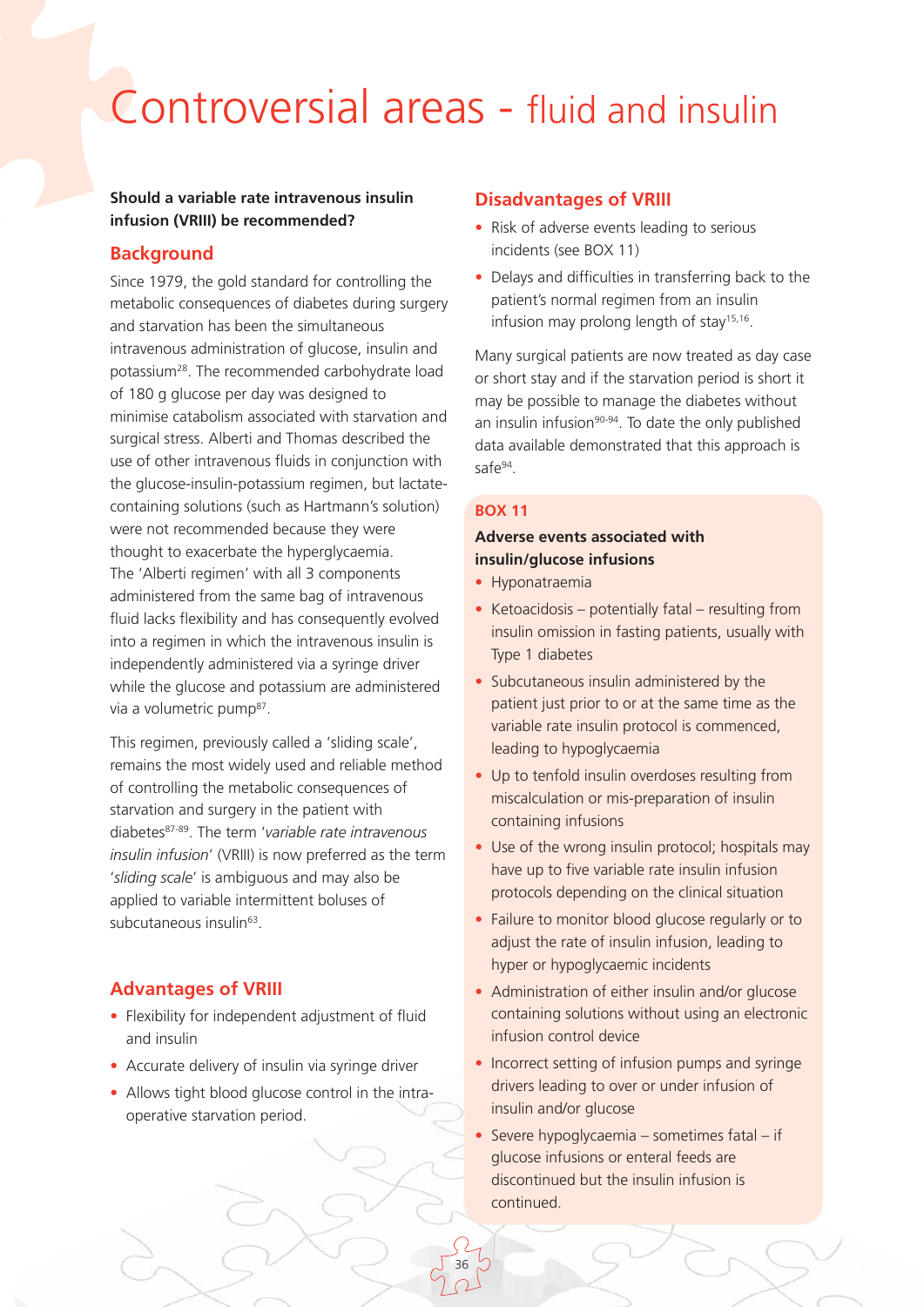# Controversial areas - fluid and insulin

**Should a variable rate intravenous insulin infusion (VRIII) be recommended?**

## Background

Since 1979, the gold standard for controlling the metabolic consequences of diabetes during surgery and starvation has been the simultaneous intravenous administration of glucose, insulin and potassium[28]. The recommended carbohydrate load of 180 g glucose per day was designed to minimise catabolism associated with starvation and surgical stress. Alberti and Thomas described the use of other intravenous fluids in conjunction with the glucose-insulin-potassium regimen, but lactate-containing solutions (such as Hartmann's solution) were not recommended because they were thought to exacerbate the hyperglycaemia. The 'Alberti regimen' with all 3 components administered from the same bag of intravenous fluid lacks flexibility and has consequently evolved into a regimen in which the intravenous insulin is independently administered via a syringe driver while the glucose and potassium are administered via a volumetric pump[87].

This regimen, previously called a 'sliding scale', remains the most widely used and reliable method of controlling the metabolic consequences of starvation and surgery in the patient with diabetes[87-89]. The term '*variable rate intravenous insulin infusion*' (VRIII) is now preferred as the term '*sliding scale*' is ambiguous and may also be applied to variable intermittent boluses of subcutaneous insulin[63].

## Advantages of VRIII

- Flexibility for independent adjustment of fluid and insulin
- Accurate delivery of insulin via syringe driver
- Allows tight blood glucose control in the intra-operative starvation period.

## Disadvantages of VRIII

- Risk of adverse events leading to serious incidents (see BOX 11)
- Delays and difficulties in transferring back to the patient's normal regimen from an insulin infusion may prolong length of stay[15,16].

Many surgical patients are now treated as day case or short stay and if the starvation period is short it may be possible to manage the diabetes without an insulin infusion[90-94]. To date the only published data available demonstrated that this approach is safe[94].

### BOX 11

**Adverse events associated with insulin/glucose infusions**

- Hyponatraemia
- Ketoacidosis – potentially fatal – resulting from insulin omission in fasting patients, usually with Type 1 diabetes
- Subcutaneous insulin administered by the patient just prior to or at the same time as the variable rate insulin protocol is commenced, leading to hypoglycaemia
- Up to tenfold insulin overdoses resulting from miscalculation or mis-preparation of insulin containing infusions
- Use of the wrong insulin protocol; hospitals may have up to five variable rate insulin infusion protocols depending on the clinical situation
- Failure to monitor blood glucose regularly or to adjust the rate of insulin infusion, leading to hyper or hypoglycaemic incidents
- Administration of either insulin and/or glucose containing solutions without using an electronic infusion control device
- Incorrect setting of infusion pumps and syringe drivers leading to over or under infusion of insulin and/or glucose
- Severe hypoglycaemia – sometimes fatal – if glucose infusions or enteral feeds are discontinued but the insulin infusion is continued.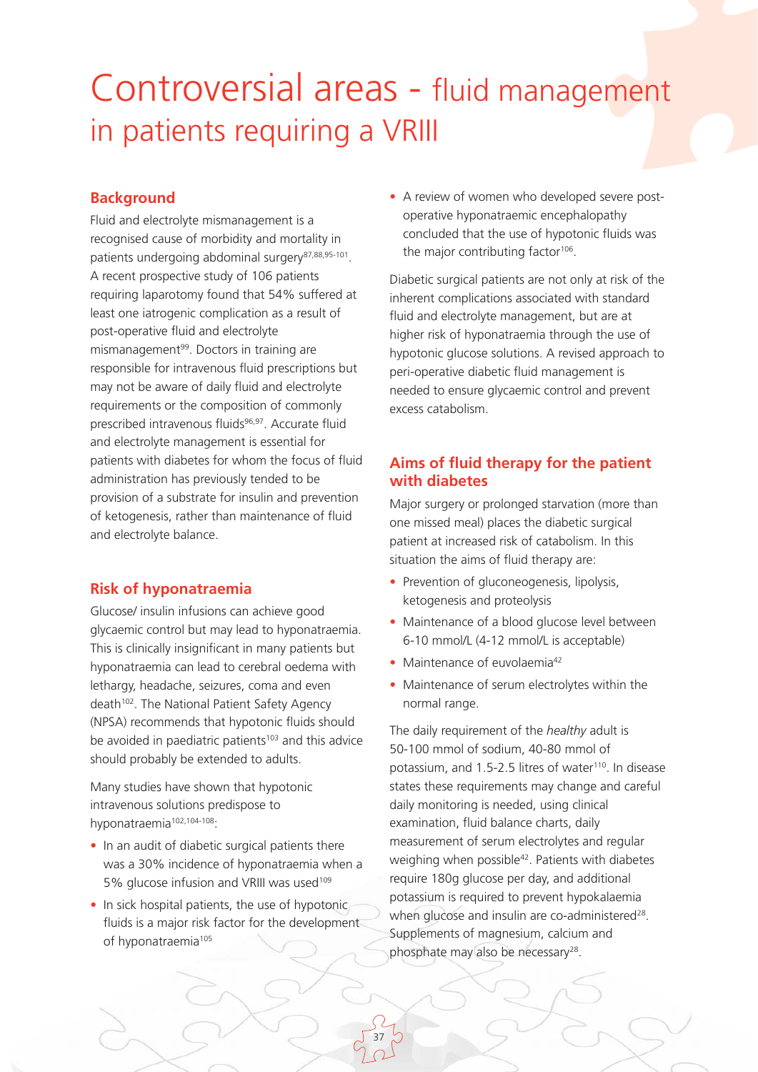# Controversial areas - fluid management in patients requiring a VRIII

## Background

Fluid and electrolyte mismanagement is a recognised cause of morbidity and mortality in patients undergoing abdominal surgery[87,88,95-101]. A recent prospective study of 106 patients requiring laparotomy found that 54% suffered at least one iatrogenic complication as a result of post-operative fluid and electrolyte mismanagement[99]. Doctors in training are responsible for intravenous fluid prescriptions but may not be aware of daily fluid and electrolyte requirements or the composition of commonly prescribed intravenous fluids[96,97]. Accurate fluid and electrolyte management is essential for patients with diabetes for whom the focus of fluid administration has previously tended to be provision of a substrate for insulin and prevention of ketogenesis, rather than maintenance of fluid and electrolyte balance.

## Risk of hyponatraemia

Glucose/ insulin infusions can achieve good glycaemic control but may lead to hyponatraemia. This is clinically insignificant in many patients but hyponatraemia can lead to cerebral oedema with lethargy, headache, seizures, coma and even death[102]. The National Patient Safety Agency (NPSA) recommends that hypotonic fluids should be avoided in paediatric patients[103] and this advice should probably be extended to adults.

Many studies have shown that hypotonic intravenous solutions predispose to hyponatraemia[102,104-108]:

- In an audit of diabetic surgical patients there was a 30% incidence of hyponatraemia when a 5% glucose infusion and VRIII was used[109]
- In sick hospital patients, the use of hypotonic fluids is a major risk factor for the development of hyponatraemia[105]
- A review of women who developed severe post-operative hyponatraemic encephalopathy concluded that the use of hypotonic fluids was the major contributing factor[106].

Diabetic surgical patients are not only at risk of the inherent complications associated with standard fluid and electrolyte management, but are at higher risk of hyponatraemia through the use of hypotonic glucose solutions. A revised approach to peri-operative diabetic fluid management is needed to ensure glycaemic control and prevent excess catabolism.

## Aims of fluid therapy for the patient with diabetes

Major surgery or prolonged starvation (more than one missed meal) places the diabetic surgical patient at increased risk of catabolism. In this situation the aims of fluid therapy are:

- Prevention of gluconeogenesis, lipolysis, ketogenesis and proteolysis
- Maintenance of a blood glucose level between 6-10 mmol/L (4-12 mmol/L is acceptable)
- Maintenance of euvolaemia[42]
- Maintenance of serum electrolytes within the normal range.

The daily requirement of the *healthy* adult is 50-100 mmol of sodium, 40-80 mmol of potassium, and 1.5-2.5 litres of water[110]. In disease states these requirements may change and careful daily monitoring is needed, using clinical examination, fluid balance charts, daily measurement of serum electrolytes and regular weighing when possible[42]. Patients with diabetes require 180g glucose per day, and additional potassium is required to prevent hypokalaemia when glucose and insulin are co-administered[28]. Supplements of magnesium, calcium and phosphate may also be necessary[28].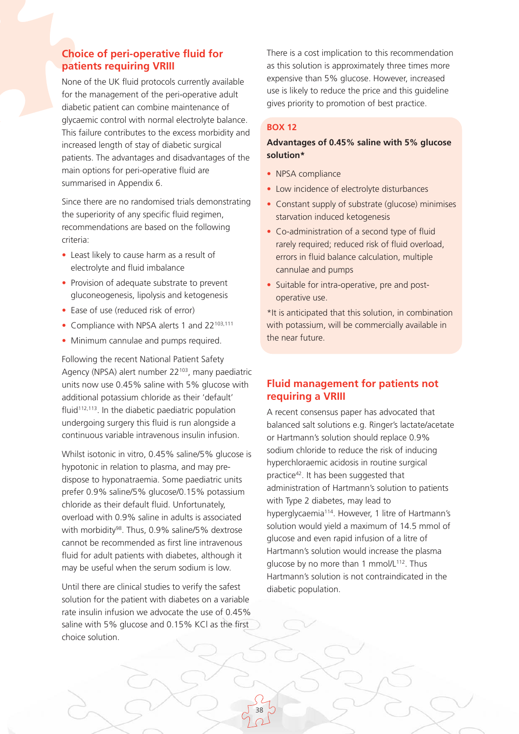## Choice of peri-operative fluid for patients requiring VRIII

None of the UK fluid protocols currently available for the management of the peri-operative adult diabetic patient can combine maintenance of glycaemic control with normal electrolyte balance. This failure contributes to the excess morbidity and increased length of stay of diabetic surgical patients. The advantages and disadvantages of the main options for peri-operative fluid are summarised in Appendix 6.

Since there are no randomised trials demonstrating the superiority of any specific fluid regimen, recommendations are based on the following criteria:

- Least likely to cause harm as a result of electrolyte and fluid imbalance
- Provision of adequate substrate to prevent gluconeogenesis, lipolysis and ketogenesis
- Ease of use (reduced risk of error)
- Compliance with NPSA alerts 1 and 22[103,111]
- Minimum cannulae and pumps required.

Following the recent National Patient Safety Agency (NPSA) alert number 22[103], many paediatric units now use 0.45% saline with 5% glucose with additional potassium chloride as their 'default' fluid[112,113]. In the diabetic paediatric population undergoing surgery this fluid is run alongside a continuous variable intravenous insulin infusion.

Whilst isotonic in vitro, 0.45% saline/5% glucose is hypotonic in relation to plasma, and may pre-dispose to hyponatraemia. Some paediatric units prefer 0.9% saline/5% glucose/0.15% potassium chloride as their default fluid. Unfortunately, overload with 0.9% saline in adults is associated with morbidity[98]. Thus, 0.9% saline/5% dextrose cannot be recommended as first line intravenous fluid for adult patients with diabetes, although it may be useful when the serum sodium is low.

Until there are clinical studies to verify the safest solution for the patient with diabetes on a variable rate insulin infusion we advocate the use of 0.45% saline with 5% glucose and 0.15% KCl as the first choice solution.

There is a cost implication to this recommendation as this solution is approximately three times more expensive than 5% glucose. However, increased use is likely to reduce the price and this guideline gives priority to promotion of best practice.

**BOX 12**

**Advantages of 0.45% saline with 5% glucose solution***

- NPSA compliance
- Low incidence of electrolyte disturbances
- Constant supply of substrate (glucose) minimises starvation induced ketogenesis
- Co-administration of a second type of fluid rarely required; reduced risk of fluid overload, errors in fluid balance calculation, multiple cannulae and pumps
- Suitable for intra-operative, pre and post-operative use.

*It is anticipated that this solution, in combination with potassium, will be commercially available in the near future.

## Fluid management for patients not requiring a VRIII

A recent consensus paper has advocated that balanced salt solutions e.g. Ringer's lactate/acetate or Hartmann's solution should replace 0.9% sodium chloride to reduce the risk of inducing hyperchloraemic acidosis in routine surgical practice[42]. It has been suggested that administration of Hartmann's solution to patients with Type 2 diabetes, may lead to hyperglycaemia[114]. However, 1 litre of Hartmann's solution would yield a maximum of 14.5 mmol of glucose and even rapid infusion of a litre of Hartmann's solution would increase the plasma glucose by no more than 1 mmol/L[112]. Thus Hartmann's solution is not contraindicated in the diabetic population.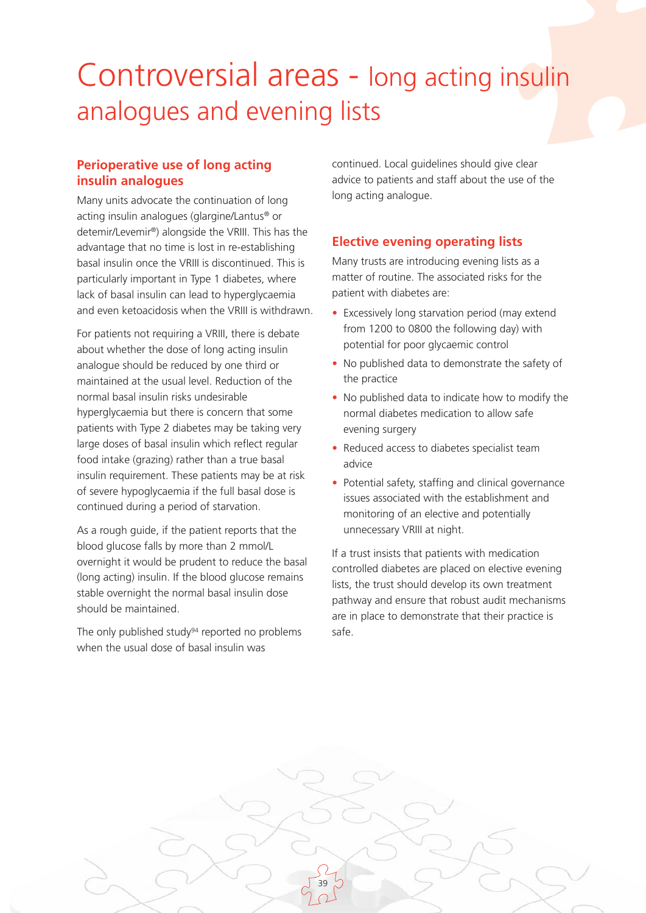# Controversial areas - long acting insulin analogues and evening lists

## Perioperative use of long acting insulin analogues

Many units advocate the continuation of long acting insulin analogues (glargine/Lantus® or detemir/Levemir®) alongside the VRIII. This has the advantage that no time is lost in re-establishing basal insulin once the VRIII is discontinued. This is particularly important in Type 1 diabetes, where lack of basal insulin can lead to hyperglycaemia and even ketoacidosis when the VRIII is withdrawn.

For patients not requiring a VRIII, there is debate about whether the dose of long acting insulin analogue should be reduced by one third or maintained at the usual level. Reduction of the normal basal insulin risks undesirable hyperglycaemia but there is concern that some patients with Type 2 diabetes may be taking very large doses of basal insulin which reflect regular food intake (grazing) rather than a true basal insulin requirement. These patients may be at risk of severe hypoglycaemia if the full basal dose is continued during a period of starvation.

As a rough guide, if the patient reports that the blood glucose falls by more than 2 mmol/L overnight it would be prudent to reduce the basal (long acting) insulin. If the blood glucose remains stable overnight the normal basal insulin dose should be maintained.

The only published study[94] reported no problems when the usual dose of basal insulin was continued. Local guidelines should give clear advice to patients and staff about the use of the long acting analogue.

## Elective evening operating lists

Many trusts are introducing evening lists as a matter of routine. The associated risks for the patient with diabetes are:

- Excessively long starvation period (may extend from 1200 to 0800 the following day) with potential for poor glycaemic control
- No published data to demonstrate the safety of the practice
- No published data to indicate how to modify the normal diabetes medication to allow safe evening surgery
- Reduced access to diabetes specialist team advice
- Potential safety, staffing and clinical governance issues associated with the establishment and monitoring of an elective and potentially unnecessary VRIII at night.

If a trust insists that patients with medication controlled diabetes are placed on elective evening lists, the trust should develop its own treatment pathway and ensure that robust audit mechanisms are in place to demonstrate that their practice is safe.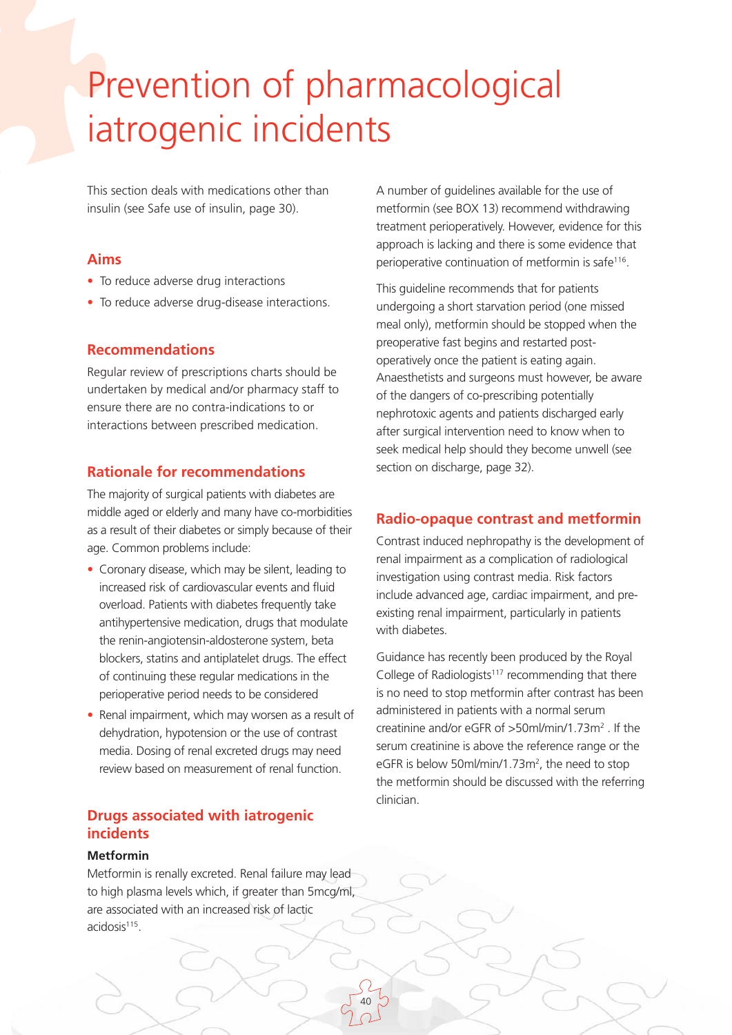# Prevention of pharmacological iatrogenic incidents

This section deals with medications other than insulin (see Safe use of insulin, page 30).

## Aims

- To reduce adverse drug interactions
- To reduce adverse drug-disease interactions.

## Recommendations

Regular review of prescriptions charts should be undertaken by medical and/or pharmacy staff to ensure there are no contra-indications to or interactions between prescribed medication.

## Rationale for recommendations

The majority of surgical patients with diabetes are middle aged or elderly and many have co-morbidities as a result of their diabetes or simply because of their age. Common problems include:

- Coronary disease, which may be silent, leading to increased risk of cardiovascular events and fluid overload. Patients with diabetes frequently take antihypertensive medication, drugs that modulate the renin-angiotensin-aldosterone system, beta blockers, statins and antiplatelet drugs. The effect of continuing these regular medications in the perioperative period needs to be considered
- Renal impairment, which may worsen as a result of dehydration, hypotension or the use of contrast media. Dosing of renal excreted drugs may need review based on measurement of renal function.

## Drugs associated with iatrogenic incidents

### Metformin

Metformin is renally excreted. Renal failure may lead to high plasma levels which, if greater than 5mcg/ml, are associated with an increased risk of lactic acidosis[115].

A number of guidelines available for the use of metformin (see BOX 13) recommend withdrawing treatment perioperatively. However, evidence for this approach is lacking and there is some evidence that perioperative continuation of metformin is safe[116].

This guideline recommends that for patients undergoing a short starvation period (one missed meal only), metformin should be stopped when the preoperative fast begins and restarted post-operatively once the patient is eating again. Anaesthetists and surgeons must however, be aware of the dangers of co-prescribing potentially nephrotoxic agents and patients discharged early after surgical intervention need to know when to seek medical help should they become unwell (see section on discharge, page 32).

## Radio-opaque contrast and metformin

Contrast induced nephropathy is the development of renal impairment as a complication of radiological investigation using contrast media. Risk factors include advanced age, cardiac impairment, and pre-existing renal impairment, particularly in patients with diabetes.

Guidance has recently been produced by the Royal College of Radiologists[117] recommending that there is no need to stop metformin after contrast has been administered in patients with a normal serum creatinine and/or eGFR of >50ml/min/1.73m$^2$ . If the serum creatinine is above the reference range or the eGFR is below 50ml/min/1.73m$^2$, the need to stop the metformin should be discussed with the referring clinician.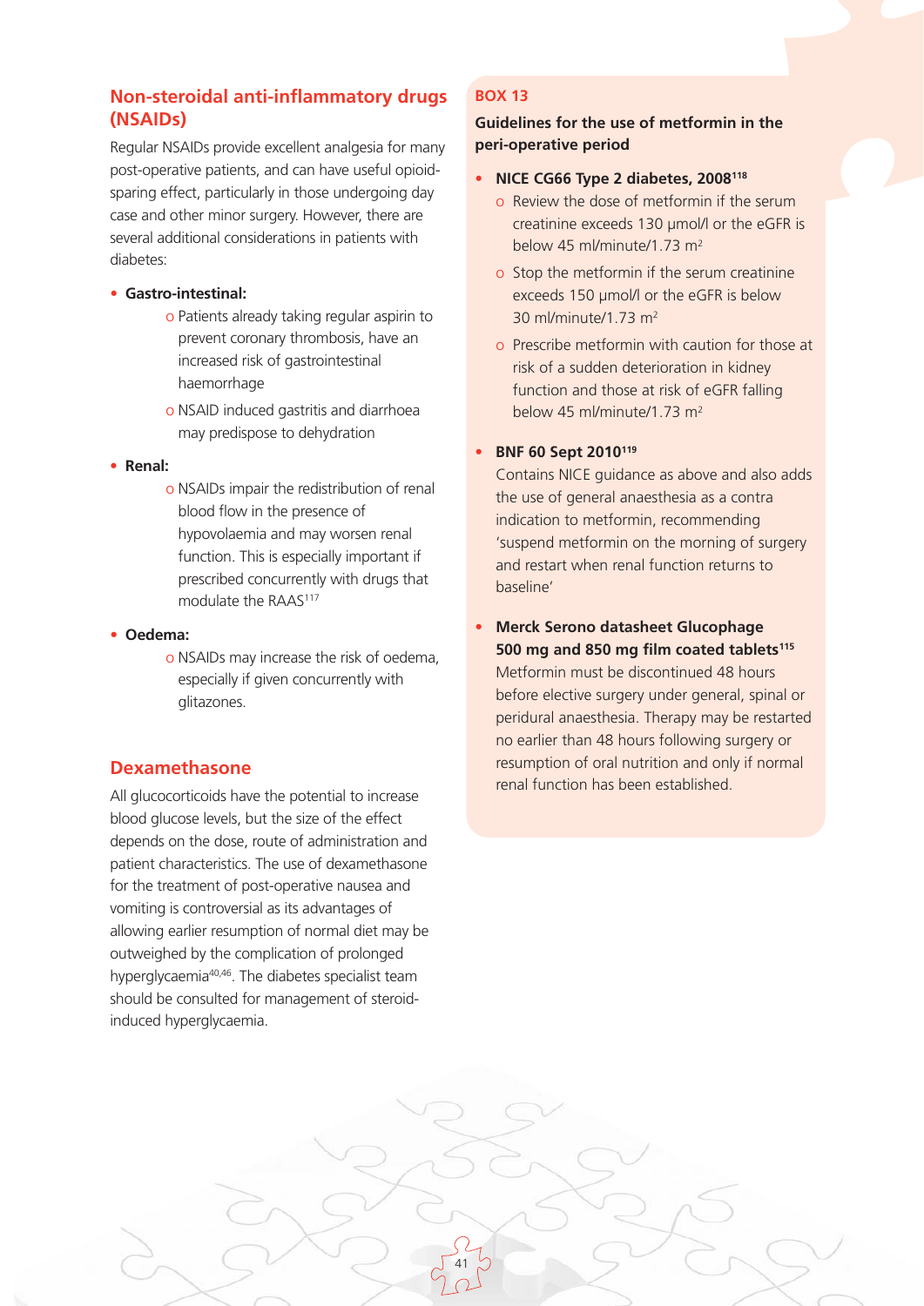## Non-steroidal anti-inflammatory drugs (NSAIDs)

Regular NSAIDs provide excellent analgesia for many post-operative patients, and can have useful opioid-sparing effect, particularly in those undergoing day case and other minor surgery. However, there are several additional considerations in patients with diabetes:

- **Gastro-intestinal:**
  - Patients already taking regular aspirin to prevent coronary thrombosis, have an increased risk of gastrointestinal haemorrhage
  - NSAID induced gastritis and diarrhoea may predispose to dehydration
- **Renal:**
  - NSAIDs impair the redistribution of renal blood flow in the presence of hypovolaemia and may worsen renal function. This is especially important if prescribed concurrently with drugs that modulate the RAAS[117]
- **Oedema:**
  - NSAIDs may increase the risk of oedema, especially if given concurrently with glitazones.

## Dexamethasone

All glucocorticoids have the potential to increase blood glucose levels, but the size of the effect depends on the dose, route of administration and patient characteristics. The use of dexamethasone for the treatment of post-operative nausea and vomiting is controversial as its advantages of allowing earlier resumption of normal diet may be outweighed by the complication of prolonged hyperglycaemia[40,46]. The diabetes specialist team should be consulted for management of steroid-induced hyperglycaemia.

### BOX 13

**Guidelines for the use of metformin in the peri-operative period**

- **NICE CG66 Type 2 diabetes, 2008[118]**
  - Review the dose of metformin if the serum creatinine exceeds 130 µmol/l or the eGFR is below 45 ml/minute/1.73 $m^2$
  - Stop the metformin if the serum creatinine exceeds 150 µmol/l or the eGFR is below 30 ml/minute/1.73 $m^2$
  - Prescribe metformin with caution for those at risk of a sudden deterioration in kidney function and those at risk of eGFR falling below 45 ml/minute/1.73 $m^2$
- **BNF 60 Sept 2010[119]**
  Contains NICE guidance as above and also adds the use of general anaesthesia as a contra indication to metformin, recommending 'suspend metformin on the morning of surgery and restart when renal function returns to baseline'
- **Merck Serono datasheet Glucophage 500 mg and 850 mg film coated tablets[115]**
  Metformin must be discontinued 48 hours before elective surgery under general, spinal or peridural anaesthesia. Therapy may be restarted no earlier than 48 hours following surgery or resumption of oral nutrition and only if normal renal function has been established.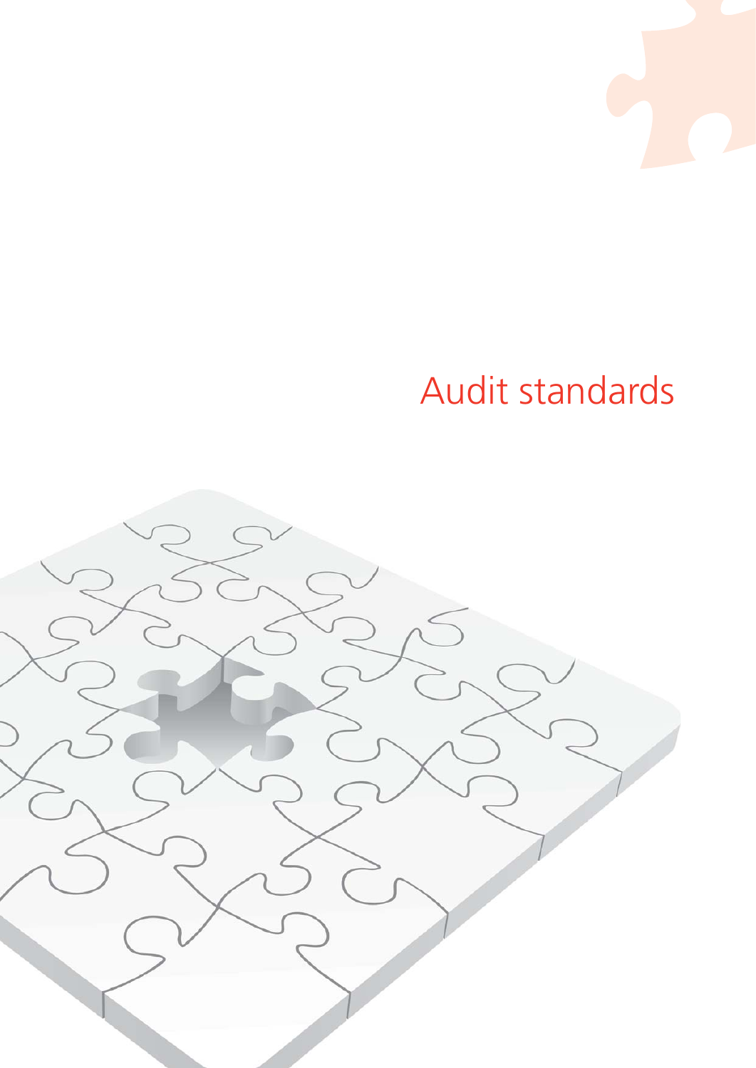# Audit standards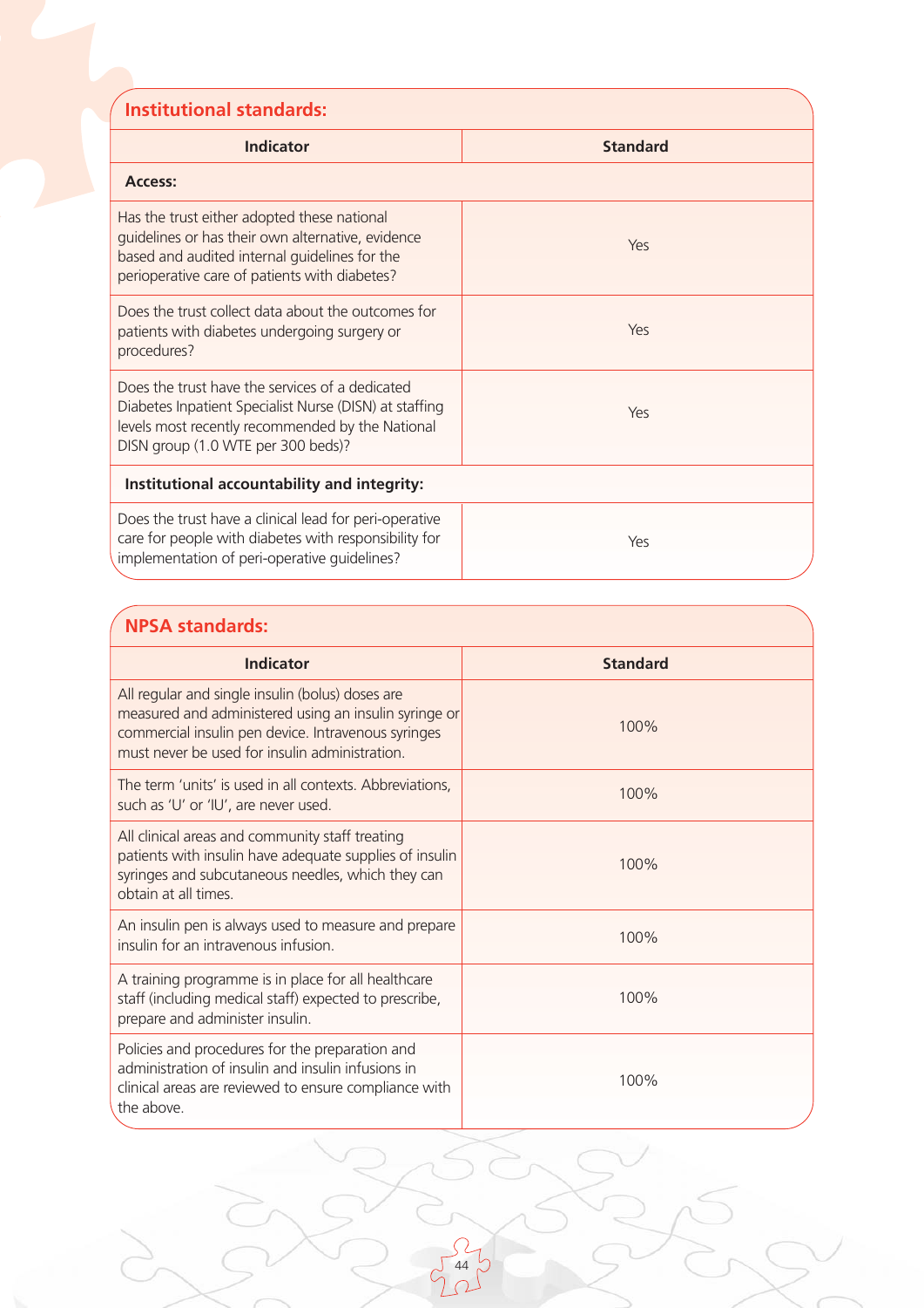## Institutional standards:

| Indicator | Standard |
|---|---|
| **Access:** | |
| Has the trust either adopted these national guidelines or has their own alternative, evidence based and audited internal guidelines for the perioperative care of patients with diabetes? | Yes |
| Does the trust collect data about the outcomes for patients with diabetes undergoing surgery or procedures? | Yes |
| Does the trust have the services of a dedicated Diabetes Inpatient Specialist Nurse (DISN) at staffing levels most recently recommended by the National DISN group (1.0 WTE per 300 beds)? | Yes |
| **Institutional accountability and integrity:** | |
| Does the trust have a clinical lead for peri-operative care for people with diabetes with responsibility for implementation of peri-operative guidelines? | Yes |

## NPSA standards:

| Indicator | Standard |
|---|---|
| All regular and single insulin (bolus) doses are measured and administered using an insulin syringe or commercial insulin pen device. Intravenous syringes must never be used for insulin administration. | 100% |
| The term 'units' is used in all contexts. Abbreviations, such as 'U' or 'IU', are never used. | 100% |
| All clinical areas and community staff treating patients with insulin have adequate supplies of insulin syringes and subcutaneous needles, which they can obtain at all times. | 100% |
| An insulin pen is always used to measure and prepare insulin for an intravenous infusion. | 100% |
| A training programme is in place for all healthcare staff (including medical staff) expected to prescribe, prepare and administer insulin. | 100% |
| Policies and procedures for the preparation and administration of insulin and insulin infusions in clinical areas are reviewed to ensure compliance with the above. | 100% |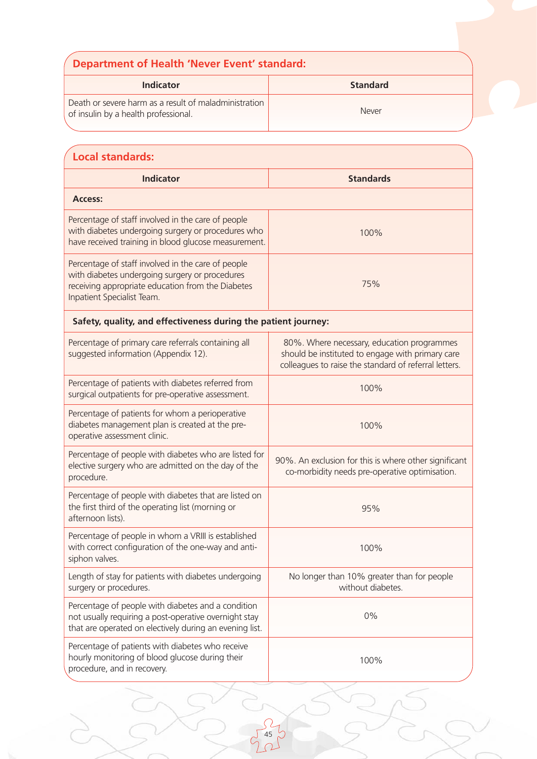## Department of Health 'Never Event' standard:

| Indicator | Standard |
|---|---|
| Death or severe harm as a result of maladministration of insulin by a health professional. | Never |

## Local standards:

| Indicator | Standards |
|---|---|
| **Access:** | |
| Percentage of staff involved in the care of people with diabetes undergoing surgery or procedures who have received training in blood glucose measurement. | 100% |
| Percentage of staff involved in the care of people with diabetes undergoing surgery or procedures receiving appropriate education from the Diabetes Inpatient Specialist Team. | 75% |
| **Safety, quality, and effectiveness during the patient journey:** | |
| Percentage of primary care referrals containing all suggested information (Appendix 12). | 80%. Where necessary, education programmes should be instituted to engage with primary care colleagues to raise the standard of referral letters. |
| Percentage of patients with diabetes referred from surgical outpatients for pre-operative assessment. | 100% |
| Percentage of patients for whom a perioperative diabetes management plan is created at the pre-operative assessment clinic. | 100% |
| Percentage of people with diabetes who are listed for elective surgery who are admitted on the day of the procedure. | 90%. An exclusion for this is where other significant co-morbidity needs pre-operative optimisation. |
| Percentage of people with diabetes that are listed on the first third of the operating list (morning or afternoon lists). | 95% |
| Percentage of people in whom a VRIII is established with correct configuration of the one-way and anti-siphon valves. | 100% |
| Length of stay for patients with diabetes undergoing surgery or procedures. | No longer than 10% greater than for people without diabetes. |
| Percentage of people with diabetes and a condition not usually requiring a post-operative overnight stay that are operated on electively during an evening list. | 0% |
| Percentage of patients with diabetes who receive hourly monitoring of blood glucose during their procedure, and in recovery. | 100% |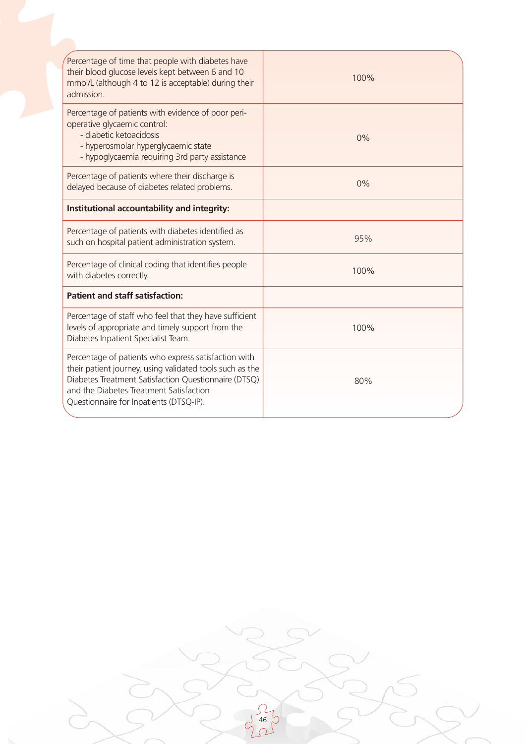| | |
|---|---|
| Percentage of time that people with diabetes have their blood glucose levels kept between 6 and 10 mmol/L (although 4 to 12 is acceptable) during their admission. | 100% |
| Percentage of patients with evidence of poor peri-operative glycaemic control:<br>- diabetic ketoacidosis<br>- hyperosmolar hyperglycaemic state<br>- hypoglycaemia requiring 3rd party assistance | 0% |
| Percentage of patients where their discharge is delayed because of diabetes related problems. | 0% |
| **Institutional accountability and integrity:** | |
| Percentage of patients with diabetes identified as such on hospital patient administration system. | 95% |
| Percentage of clinical coding that identifies people with diabetes correctly. | 100% |
| **Patient and staff satisfaction:** | |
| Percentage of staff who feel that they have sufficient levels of appropriate and timely support from the Diabetes Inpatient Specialist Team. | 100% |
| Percentage of patients who express satisfaction with their patient journey, using validated tools such as the Diabetes Treatment Satisfaction Questionnaire (DTSQ) and the Diabetes Treatment Satisfaction Questionnaire for Inpatients (DTSQ-IP). | 80% |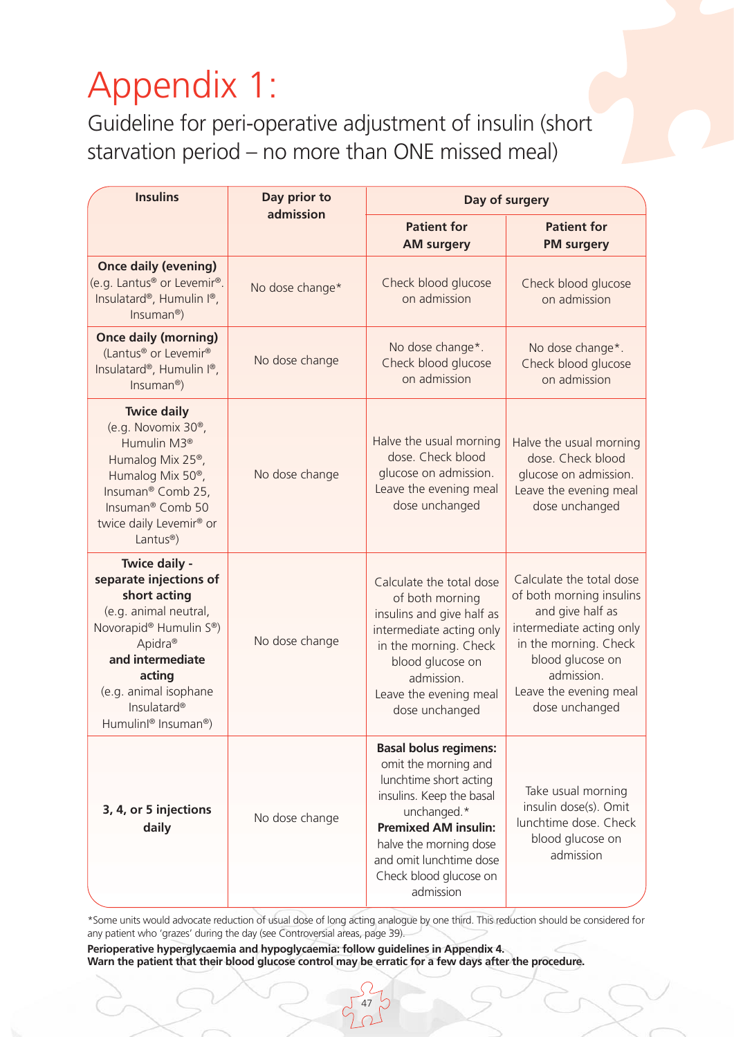# Appendix 1:

## Guideline for peri-operative adjustment of insulin (short starvation period – no more than ONE missed meal)

| Insulins | Day prior to admission | Day of surgery | |
|---|---|---|---|
| | | **Patient for AM surgery** | **Patient for PM surgery** |
| **Once daily (evening)** (e.g. Lantus® or Levemir®. Insulatard®, Humulin I®, Insuman®) | No dose change* | Check blood glucose on admission | Check blood glucose on admission |
| **Once daily (morning)** (Lantus® or Levemir® Insulatard®, Humulin I®, Insuman®) | No dose change | No dose change*. Check blood glucose on admission | No dose change*. Check blood glucose on admission |
| **Twice daily** (e.g. Novomix 30®, Humulin M3® Humalog Mix 25®, Humalog Mix 50®, Insuman® Comb 25, Insuman® Comb 50 twice daily Levemir® or Lantus®) | No dose change | Halve the usual morning dose. Check blood glucose on admission. Leave the evening meal dose unchanged | Halve the usual morning dose. Check blood glucose on admission. Leave the evening meal dose unchanged |
| **Twice daily - separate injections of short acting** (e.g. animal neutral, Novorapid® Humulin S®) Apidra® **and intermediate acting** (e.g. animal isophane Insulatard® HumulinI® Insuman®) | No dose change | Calculate the total dose of both morning insulins and give half as intermediate acting only in the morning. Check blood glucose on admission. Leave the evening meal dose unchanged | Calculate the total dose of both morning insulins and give half as intermediate acting only in the morning. Check blood glucose on admission. Leave the evening meal dose unchanged |
| **3, 4, or 5 injections daily** | No dose change | **Basal bolus regimens:** omit the morning and lunchtime short acting insulins. Keep the basal unchanged.* **Premixed AM insulin:** halve the morning dose and omit lunchtime dose Check blood glucose on admission | Take usual morning insulin dose(s). Omit lunchtime dose. Check blood glucose on admission |

*Some units would advocate reduction of usual dose of long acting analogue by one third. This reduction should be considered for any patient who 'grazes' during the day (see Controversial areas, page 39).

**Perioperative hyperglycaemia and hypoglycaemia: follow guidelines in Appendix 4.**
**Warn the patient that their blood glucose control may be erratic for a few days after the procedure.**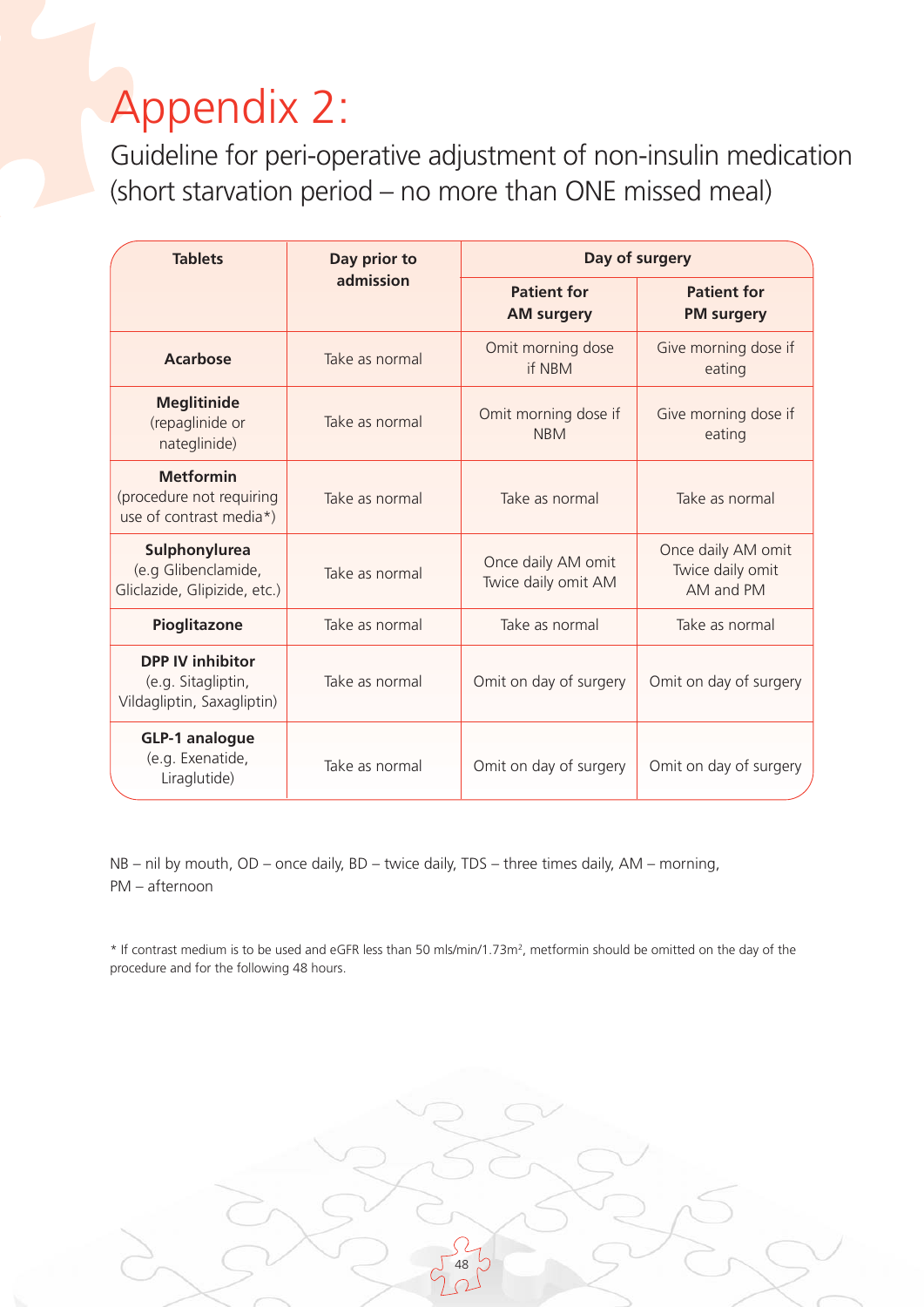# Appendix 2:

## Guideline for peri-operative adjustment of non-insulin medication (short starvation period – no more than ONE missed meal)

| Tablets | Day prior to admission | Day of surgery | |
|---|---|---|---|
| | | **Patient for AM surgery** | **Patient for PM surgery** |
| **Acarbose** | Take as normal | Omit morning dose if NBM | Give morning dose if eating |
| **Meglitinide** (repaglinide or nateglinide) | Take as normal | Omit morning dose if NBM | Give morning dose if eating |
| **Metformin** (procedure not requiring use of contrast media*) | Take as normal | Take as normal | Take as normal |
| **Sulphonylurea** (e.g Glibenclamide, Gliclazide, Glipizide, etc.) | Take as normal | Once daily AM omit Twice daily omit AM | Once daily AM omit Twice daily omit AM and PM |
| **Pioglitazone** | Take as normal | Take as normal | Take as normal |
| **DPP IV inhibitor** (e.g. Sitagliptin, Vildagliptin, Saxagliptin) | Take as normal | Omit on day of surgery | Omit on day of surgery |
| **GLP-1 analogue** (e.g. Exenatide, Liraglutide) | Take as normal | Omit on day of surgery | Omit on day of surgery |

NB – nil by mouth, OD – once daily, BD – twice daily, TDS – three times daily, AM – morning, PM – afternoon

* If contrast medium is to be used and eGFR less than 50 mls/min/1.73m², metformin should be omitted on the day of the procedure and for the following 48 hours.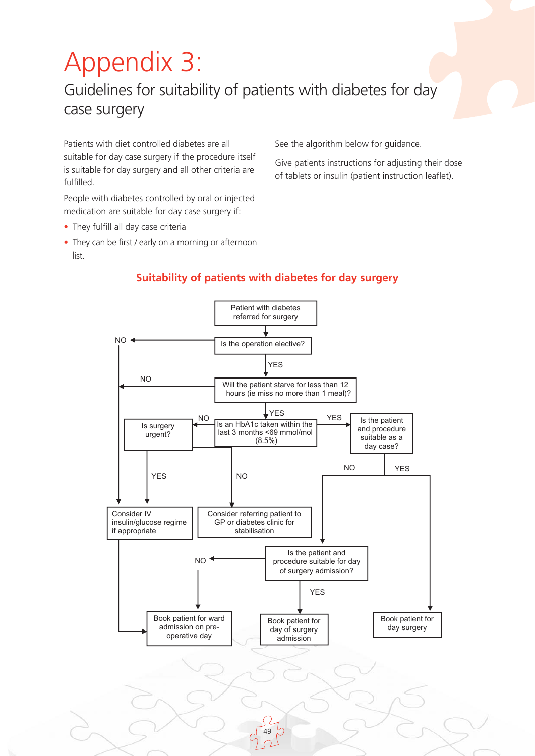# Appendix 3:

## Guidelines for suitability of patients with diabetes for day case surgery

Patients with diet controlled diabetes are all suitable for day case surgery if the procedure itself is suitable for day surgery and all other criteria are fulfilled.

People with diabetes controlled by oral or injected medication are suitable for day case surgery if:

- They fulfill all day case criteria
- They can be first / early on a morning or afternoon list.

See the algorithm below for guidance.

Give patients instructions for adjusting their dose of tablets or insulin (patient instruction leaflet).

### Suitability of patients with diabetes for day surgery

Patient with diabetes referred for surgery

Is the operation elective?

NO

YES

Will the patient starve for less than 12 hours (ie miss no more than 1 meal)?

NO

YES

Is surgery urgent?

NO

Is an HbA1c taken within the last 3 months <69 mmol/mol (8.5%)

YES

Is the patient and procedure suitable as a day case?

YES

NO

NO

YES

Consider IV insulin/glucose regime if appropriate

Consider referring patient to GP or diabetes clinic for stabilisation

Is the patient and procedure suitable for day of surgery admission?

NO

YES

Book patient for ward admission on pre-operative day

Book patient for day of surgery admission

Book patient for day surgery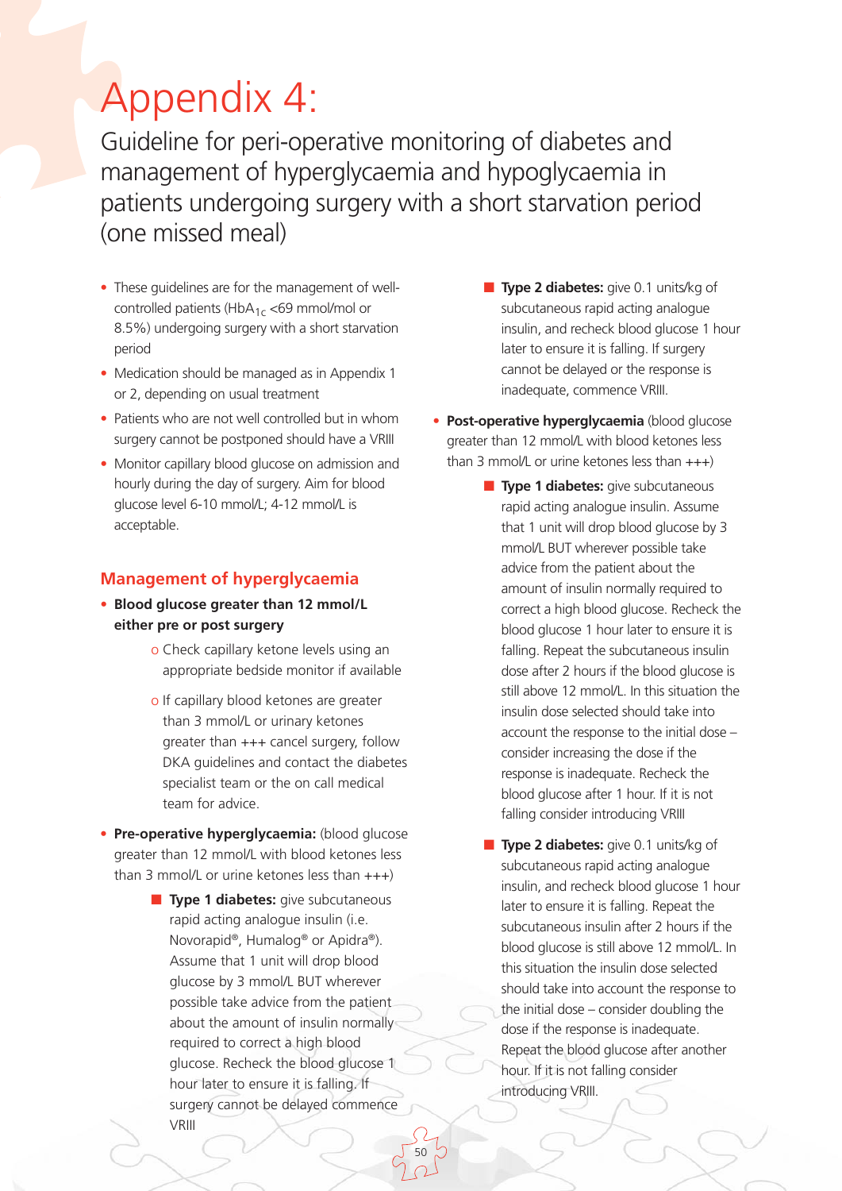# Appendix 4:

## Guideline for peri-operative monitoring of diabetes and management of hyperglycaemia and hypoglycaemia in patients undergoing surgery with a short starvation period (one missed meal)

- These guidelines are for the management of well-controlled patients ($HbA_{1c}$ <69 mmol/mol or 8.5%) undergoing surgery with a short starvation period
- Medication should be managed as in Appendix 1 or 2, depending on usual treatment
- Patients who are not well controlled but in whom surgery cannot be postponed should have a VRIII
- Monitor capillary blood glucose on admission and hourly during the day of surgery. Aim for blood glucose level 6-10 mmol/L; 4-12 mmol/L is acceptable.

### Management of hyperglycaemia

- **Blood glucose greater than 12 mmol/L either pre or post surgery**
  - o Check capillary ketone levels using an appropriate bedside monitor if available
  - o If capillary blood ketones are greater than 3 mmol/L or urinary ketones greater than +++ cancel surgery, follow DKA guidelines and contact the diabetes specialist team or the on call medical team for advice.
- **Pre-operative hyperglycaemia:** (blood glucose greater than 12 mmol/L with blood ketones less than 3 mmol/L or urine ketones less than +++)
  - **Type 1 diabetes:** give subcutaneous rapid acting analogue insulin (i.e. Novorapid®, Humalog® or Apidra®). Assume that 1 unit will drop blood glucose by 3 mmol/L BUT wherever possible take advice from the patient about the amount of insulin normally required to correct a high blood glucose. Recheck the blood glucose 1 hour later to ensure it is falling. If surgery cannot be delayed commence VRIII
  - **Type 2 diabetes:** give 0.1 units/kg of subcutaneous rapid acting analogue insulin, and recheck blood glucose 1 hour later to ensure it is falling. If surgery cannot be delayed or the response is inadequate, commence VRIII.
- **Post-operative hyperglycaemia** (blood glucose greater than 12 mmol/L with blood ketones less than 3 mmol/L or urine ketones less than +++)
  - **Type 1 diabetes:** give subcutaneous rapid acting analogue insulin. Assume that 1 unit will drop blood glucose by 3 mmol/L BUT wherever possible take advice from the patient about the amount of insulin normally required to correct a high blood glucose. Recheck the blood glucose 1 hour later to ensure it is falling. Repeat the subcutaneous insulin dose after 2 hours if the blood glucose is still above 12 mmol/L. In this situation the insulin dose selected should take into account the response to the initial dose – consider increasing the dose if the response is inadequate. Recheck the blood glucose after 1 hour. If it is not falling consider introducing VRIII
  - **Type 2 diabetes:** give 0.1 units/kg of subcutaneous rapid acting analogue insulin, and recheck blood glucose 1 hour later to ensure it is falling. Repeat the subcutaneous insulin after 2 hours if the blood glucose is still above 12 mmol/L. In this situation the insulin dose selected should take into account the response to the initial dose – consider doubling the dose if the response is inadequate. Repeat the blood glucose after another hour. If it is not falling consider introducing VRIII.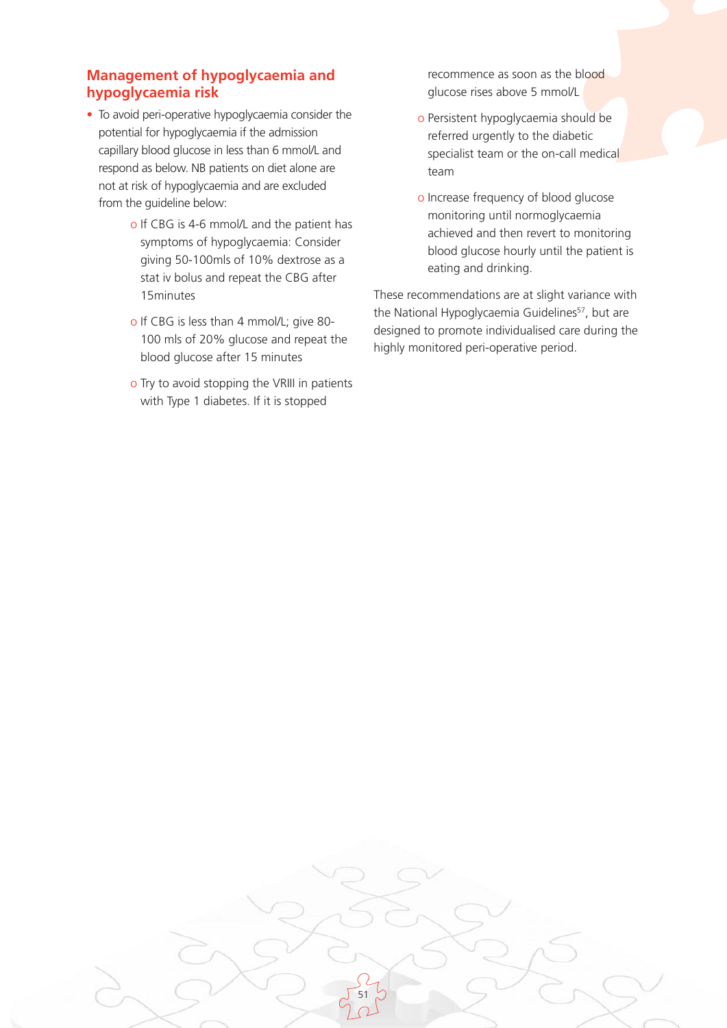## Management of hypoglycaemia and hypoglycaemia risk

- To avoid peri-operative hypoglycaemia consider the potential for hypoglycaemia if the admission capillary blood glucose in less than 6 mmol/L and respond as below. NB patients on diet alone are not at risk of hypoglycaemia and are excluded from the guideline below:
  - If CBG is 4-6 mmol/L and the patient has symptoms of hypoglycaemia: Consider giving 50-100mls of 10% dextrose as a stat iv bolus and repeat the CBG after 15minutes
  - If CBG is less than 4 mmol/L; give 80-100 mls of 20% glucose and repeat the blood glucose after 15 minutes
  - Try to avoid stopping the VRIII in patients with Type 1 diabetes. If it is stopped recommence as soon as the blood glucose rises above 5 mmol/L
  - Persistent hypoglycaemia should be referred urgently to the diabetic specialist team or the on-call medical team
  - Increase frequency of blood glucose monitoring until normoglycaemia achieved and then revert to monitoring blood glucose hourly until the patient is eating and drinking.

These recommendations are at slight variance with the National Hypoglycaemia Guidelines[57], but are designed to promote individualised care during the highly monitored peri-operative period.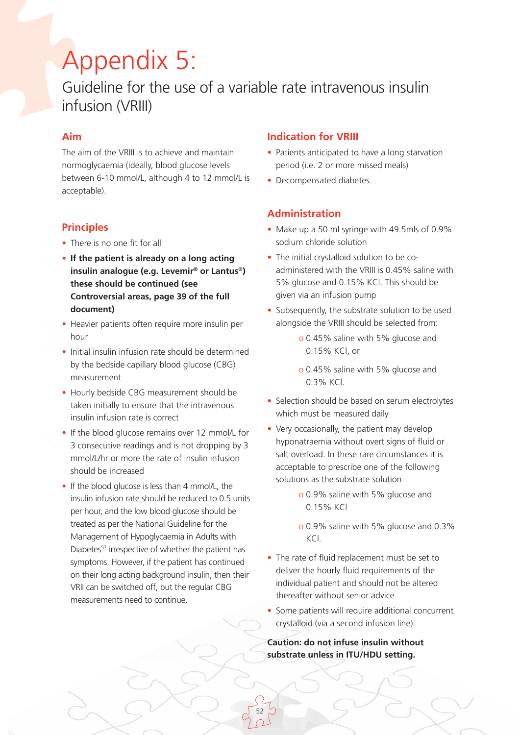# Appendix 5:

## Guideline for the use of a variable rate intravenous insulin infusion (VRIII)

### Aim

The aim of the VRIII is to achieve and maintain normoglycaemia (ideally, blood glucose levels between 6-10 mmol/L, although 4 to 12 mmol/L is acceptable).

### Principles

- There is no one fit for all
- **If the patient is already on a long acting insulin analogue (e.g. Levemir® or Lantus®) these should be continued (see Controversial areas, page 39 of the full document)**
- Heavier patients often require more insulin per hour
- Initial insulin infusion rate should be determined by the bedside capillary blood glucose (CBG) measurement
- Hourly bedside CBG measurement should be taken initially to ensure that the intravenous insulin infusion rate is correct
- If the blood glucose remains over 12 mmol/L for 3 consecutive readings and is not dropping by 3 mmol/L/hr or more the rate of insulin infusion should be increased
- If the blood glucose is less than 4 mmol/L, the insulin infusion rate should be reduced to 0.5 units per hour, and the low blood glucose should be treated as per the National Guideline for the Management of Hypoglycaemia in Adults with Diabetes[57] irrespective of whether the patient has symptoms. However, if the patient has continued on their long acting background insulin, then their VRII can be switched off, but the regular CBG measurements need to continue.

### Indication for VRIII

- Patients anticipated to have a long starvation period (i.e. 2 or more missed meals)
- Decompensated diabetes.

### Administration

- Make up a 50 ml syringe with 49.5mls of 0.9% sodium chloride solution
- The initial crystalloid solution to be co-administered with the VRIII is 0.45% saline with 5% glucose and 0.15% KCl. This should be given via an infusion pump
- Subsequently, the substrate solution to be used alongside the VRIII should be selected from:
  - o 0.45% saline with 5% glucose and 0.15% KCl, or
  - o 0.45% saline with 5% glucose and 0.3% KCl.
- Selection should be based on serum electrolytes which must be measured daily
- Very occasionally, the patient may develop hyponatraemia without overt signs of fluid or salt overload. In these rare circumstances it is acceptable to prescribe one of the following solutions as the substrate solution
  - o 0.9% saline with 5% glucose and 0.15% KCl
  - o 0.9% saline with 5% glucose and 0.3% KCl.
- The rate of fluid replacement must be set to deliver the hourly fluid requirements of the individual patient and should not be altered thereafter without senior advice
- Some patients will require additional concurrent crystalloid (via a second infusion line).

**Caution: do not infuse insulin without substrate unless in ITU/HDU setting.**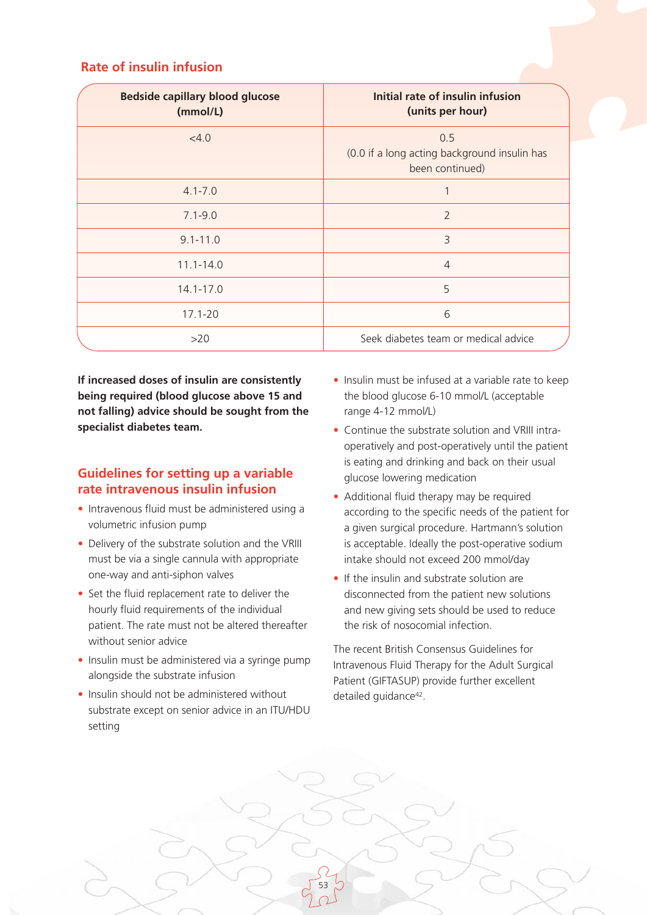## Rate of insulin infusion

| Bedside capillary blood glucose (mmol/L) | Initial rate of insulin infusion (units per hour) |
|---|---|
| <4.0 | 0.5 (0.0 if a long acting background insulin has been continued) |
| 4.1-7.0 | 1 |
| 7.1-9.0 | 2 |
| 9.1-11.0 | 3 |
| 11.1-14.0 | 4 |
| 14.1-17.0 | 5 |
| 17.1-20 | 6 |
| >20 | Seek diabetes team or medical advice |

**If increased doses of insulin are consistently being required (blood glucose above 15 and not falling) advice should be sought from the specialist diabetes team.**

## Guidelines for setting up a variable rate intravenous insulin infusion

- Intravenous fluid must be administered using a volumetric infusion pump
- Delivery of the substrate solution and the VRIII must be via a single cannula with appropriate one-way and anti-siphon valves
- Set the fluid replacement rate to deliver the hourly fluid requirements of the individual patient. The rate must not be altered thereafter without senior advice
- Insulin must be administered via a syringe pump alongside the substrate infusion
- Insulin should not be administered without substrate except on senior advice in an ITU/HDU setting
- Insulin must be infused at a variable rate to keep the blood glucose 6-10 mmol/L (acceptable range 4-12 mmol/L)
- Continue the substrate solution and VRIII intra-operatively and post-operatively until the patient is eating and drinking and back on their usual glucose lowering medication
- Additional fluid therapy may be required according to the specific needs of the patient for a given surgical procedure. Hartmann's solution is acceptable. Ideally the post-operative sodium intake should not exceed 200 mmol/day
- If the insulin and substrate solution are disconnected from the patient new solutions and new giving sets should be used to reduce the risk of nosocomial infection.

The recent British Consensus Guidelines for Intravenous Fluid Therapy for the Adult Surgical Patient (GIFTASUP) provide further excellent detailed guidance[42].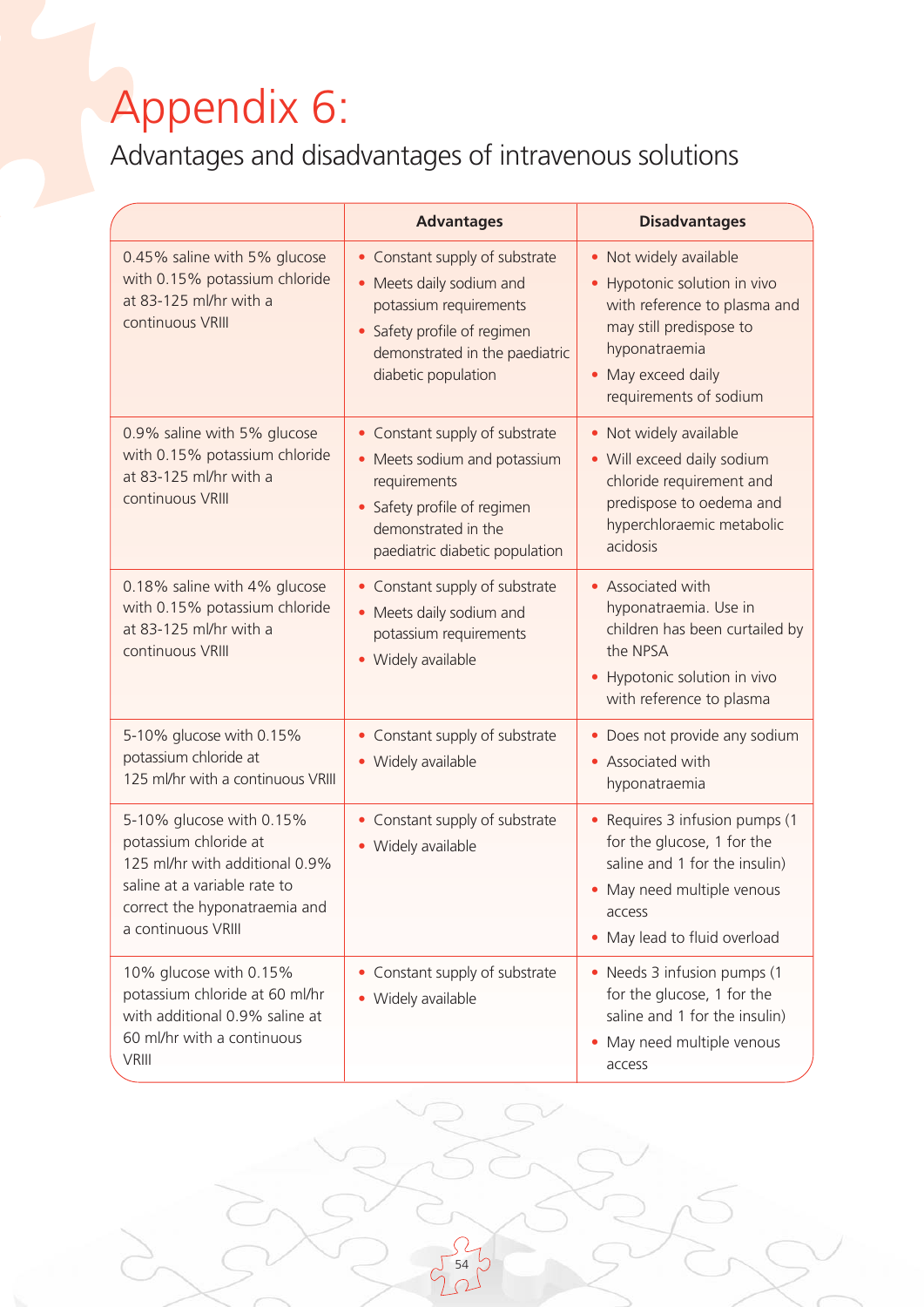# Appendix 6:

## Advantages and disadvantages of intravenous solutions

| | Advantages | Disadvantages |
|---|---|---|
| 0.45% saline with 5% glucose with 0.15% potassium chloride at 83-125 ml/hr with a continuous VRIII | • Constant supply of substrate<br>• Meets daily sodium and potassium requirements<br>• Safety profile of regimen demonstrated in the paediatric diabetic population | • Not widely available<br>• Hypotonic solution in vivo with reference to plasma and may still predispose to hyponatraemia<br>• May exceed daily requirements of sodium |
| 0.9% saline with 5% glucose with 0.15% potassium chloride at 83-125 ml/hr with a continuous VRIII | • Constant supply of substrate<br>• Meets sodium and potassium requirements<br>• Safety profile of regimen demonstrated in the paediatric diabetic population | • Not widely available<br>• Will exceed daily sodium chloride requirement and predispose to oedema and hyperchloraemic metabolic acidosis |
| 0.18% saline with 4% glucose with 0.15% potassium chloride at 83-125 ml/hr with a continuous VRIII | • Constant supply of substrate<br>• Meets daily sodium and potassium requirements<br>• Widely available | • Associated with hyponatraemia. Use in children has been curtailed by the NPSA<br>• Hypotonic solution in vivo with reference to plasma |
| 5-10% glucose with 0.15% potassium chloride at 125 ml/hr with a continuous VRIII | • Constant supply of substrate<br>• Widely available | • Does not provide any sodium<br>• Associated with hyponatraemia |
| 5-10% glucose with 0.15% potassium chloride at 125 ml/hr with additional 0.9% saline at a variable rate to correct the hyponatraemia and a continuous VRIII | • Constant supply of substrate<br>• Widely available | • Requires 3 infusion pumps (1 for the glucose, 1 for the saline and 1 for the insulin)<br>• May need multiple venous access<br>• May lead to fluid overload |
| 10% glucose with 0.15% potassium chloride at 60 ml/hr with additional 0.9% saline at 60 ml/hr with a continuous VRIII | • Constant supply of substrate<br>• Widely available | • Needs 3 infusion pumps (1 for the glucose, 1 for the saline and 1 for the insulin)<br>• May need multiple venous access |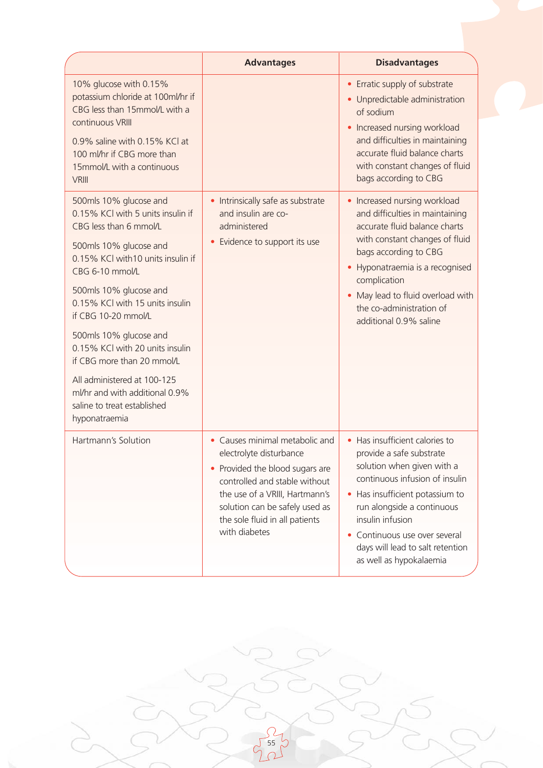| | Advantages | Disadvantages |
|---|---|---|
| 10% glucose with 0.15% potassium chloride at 100ml/hr if CBG less than 15mmol/L with a continuous VRIII<br><br>0.9% saline with 0.15% KCl at 100 ml/hr if CBG more than 15mmol/L with a continuous VRIII | | • Erratic supply of substrate<br>• Unpredictable administration of sodium<br>• Increased nursing workload and difficulties in maintaining accurate fluid balance charts with constant changes of fluid bags according to CBG |
| 500mls 10% glucose and 0.15% KCl with 5 units insulin if CBG less than 6 mmol/L<br><br>500mls 10% glucose and 0.15% KCl with10 units insulin if CBG 6-10 mmol/L<br><br>500mls 10% glucose and 0.15% KCl with 15 units insulin if CBG 10-20 mmol/L<br><br>500mls 10% glucose and 0.15% KCl with 20 units insulin if CBG more than 20 mmol/L<br><br>All administered at 100-125 ml/hr and with additional 0.9% saline to treat established hyponatraemia | • Intrinsically safe as substrate and insulin are co-administered<br>• Evidence to support its use | • Increased nursing workload and difficulties in maintaining accurate fluid balance charts with constant changes of fluid bags according to CBG<br>• Hyponatraemia is a recognised complication<br>• May lead to fluid overload with the co-administration of additional 0.9% saline |
| Hartmann's Solution | • Causes minimal metabolic and electrolyte disturbance<br>• Provided the blood sugars are controlled and stable without the use of a VRIII, Hartmann's solution can be safely used as the sole fluid in all patients with diabetes | • Has insufficient calories to provide a safe substrate solution when given with a continuous infusion of insulin<br>• Has insufficient potassium to run alongside a continuous insulin infusion<br>• Continuous use over several days will lead to salt retention as well as hypokalaemia |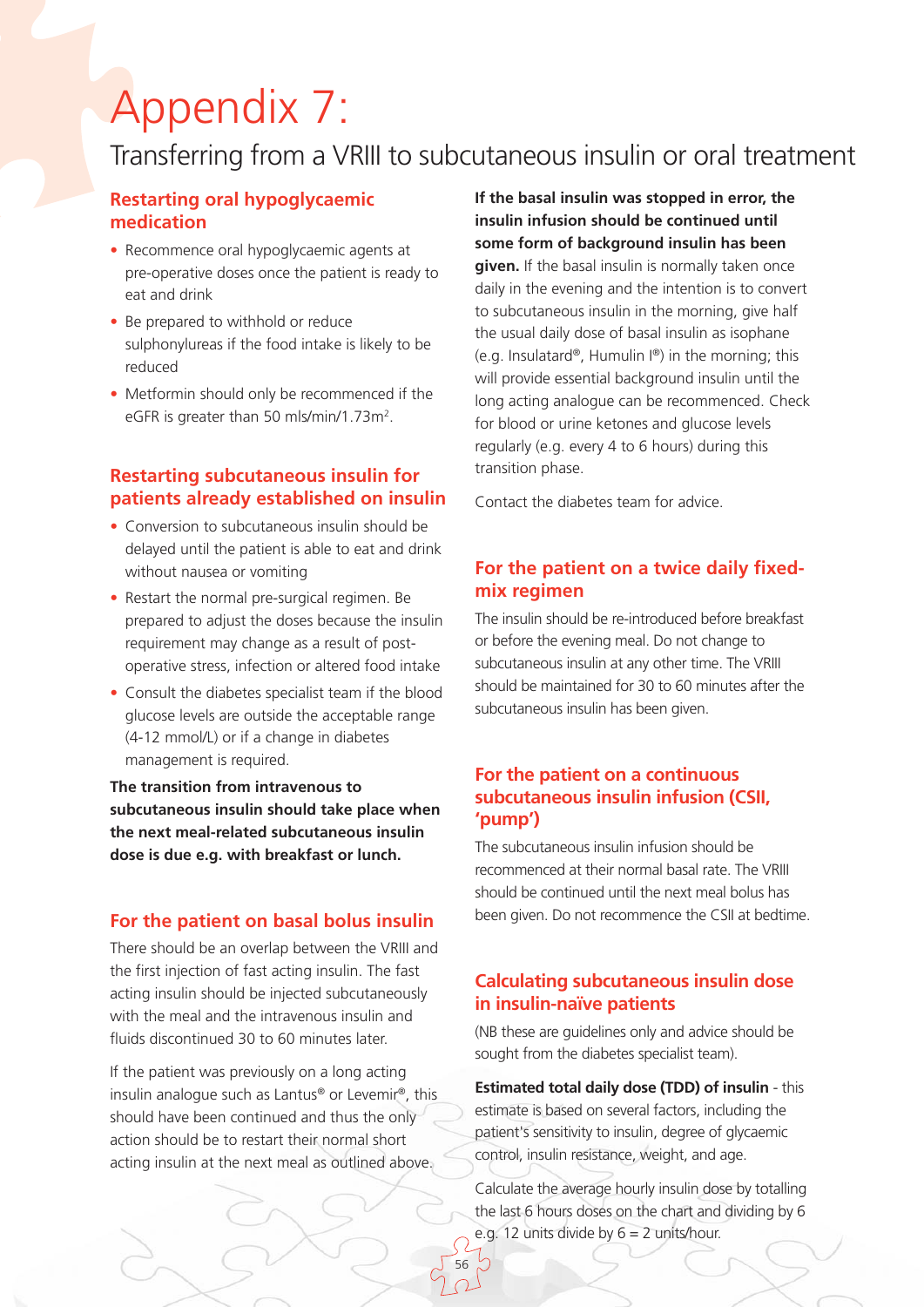# Appendix 7:

## Transferring from a VRIII to subcutaneous insulin or oral treatment

### Restarting oral hypoglycaemic medication

- Recommence oral hypoglycaemic agents at pre-operative doses once the patient is ready to eat and drink
- Be prepared to withhold or reduce sulphonylureas if the food intake is likely to be reduced
- Metformin should only be recommenced if the eGFR is greater than 50 mls/min/1.73m$^2$.

### Restarting subcutaneous insulin for patients already established on insulin

- Conversion to subcutaneous insulin should be delayed until the patient is able to eat and drink without nausea or vomiting
- Restart the normal pre-surgical regimen. Be prepared to adjust the doses because the insulin requirement may change as a result of post-operative stress, infection or altered food intake
- Consult the diabetes specialist team if the blood glucose levels are outside the acceptable range (4-12 mmol/L) or if a change in diabetes management is required.

**The transition from intravenous to subcutaneous insulin should take place when the next meal-related subcutaneous insulin dose is due e.g. with breakfast or lunch.**

### For the patient on basal bolus insulin

There should be an overlap between the VRIII and the first injection of fast acting insulin. The fast acting insulin should be injected subcutaneously with the meal and the intravenous insulin and fluids discontinued 30 to 60 minutes later.

If the patient was previously on a long acting insulin analogue such as Lantus® or Levemir®, this should have been continued and thus the only action should be to restart their normal short acting insulin at the next meal as outlined above.

**If the basal insulin was stopped in error, the insulin infusion should be continued until some form of background insulin has been given.** If the basal insulin is normally taken once daily in the evening and the intention is to convert to subcutaneous insulin in the morning, give half the usual daily dose of basal insulin as isophane (e.g. Insulatard®, Humulin I®) in the morning; this will provide essential background insulin until the long acting analogue can be recommenced. Check for blood or urine ketones and glucose levels regularly (e.g. every 4 to 6 hours) during this transition phase.

Contact the diabetes team for advice.

### For the patient on a twice daily fixed-mix regimen

The insulin should be re-introduced before breakfast or before the evening meal. Do not change to subcutaneous insulin at any other time. The VRIII should be maintained for 30 to 60 minutes after the subcutaneous insulin has been given.

### For the patient on a continuous subcutaneous insulin infusion (CSII, 'pump')

The subcutaneous insulin infusion should be recommenced at their normal basal rate. The VRIII should be continued until the next meal bolus has been given. Do not recommence the CSII at bedtime.

### Calculating subcutaneous insulin dose in insulin-naïve patients

(NB these are guidelines only and advice should be sought from the diabetes specialist team).

**Estimated total daily dose (TDD) of insulin** - this estimate is based on several factors, including the patient's sensitivity to insulin, degree of glycaemic control, insulin resistance, weight, and age.

Calculate the average hourly insulin dose by totalling the last 6 hours doses on the chart and dividing by 6 e.g. 12 units divide by 6 = 2 units/hour.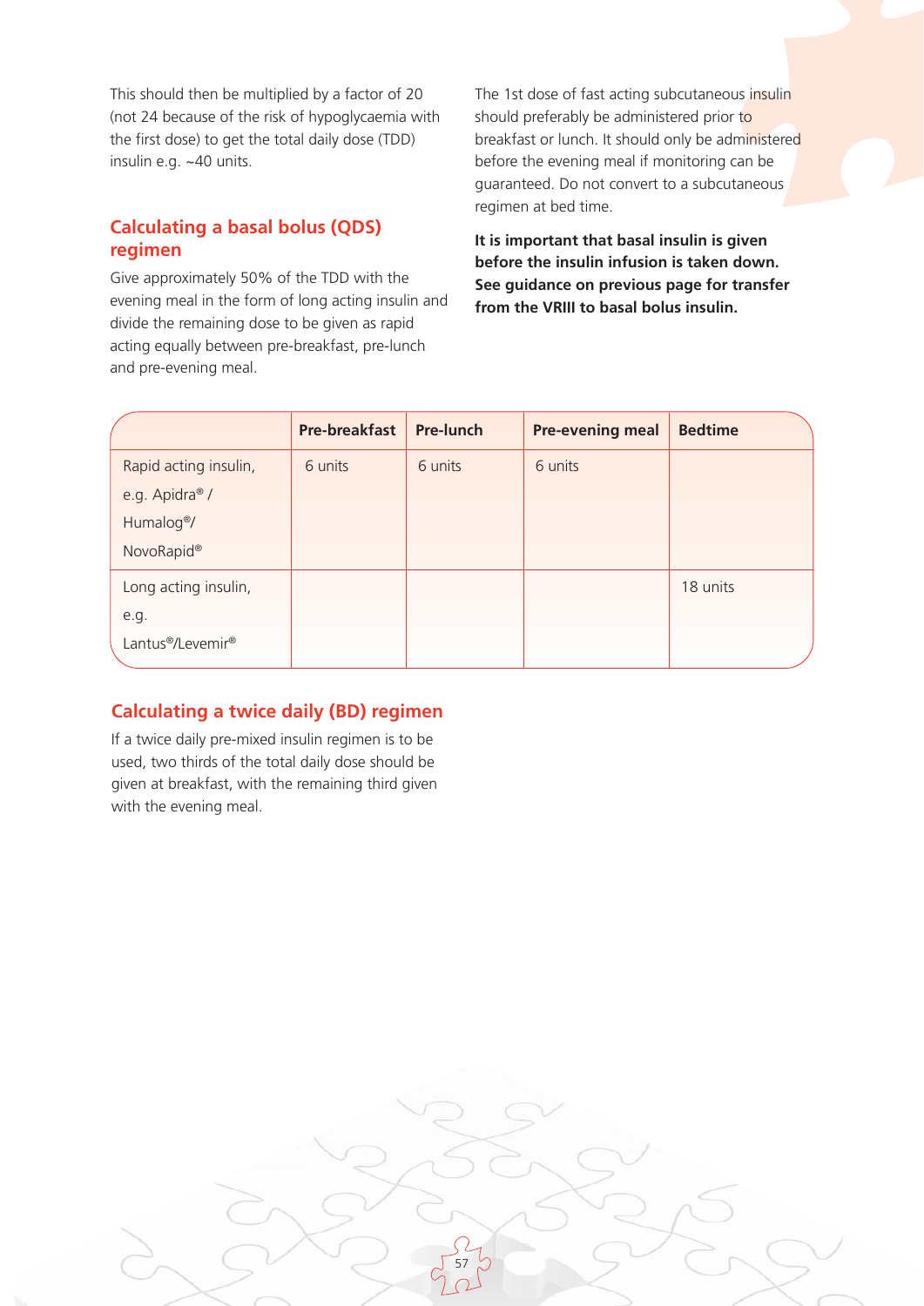This should then be multiplied by a factor of 20 (not 24 because of the risk of hypoglycaemia with the first dose) to get the total daily dose (TDD) insulin e.g. ~40 units.

## Calculating a basal bolus (QDS) regimen

Give approximately 50% of the TDD with the evening meal in the form of long acting insulin and divide the remaining dose to be given as rapid acting equally between pre-breakfast, pre-lunch and pre-evening meal.

The 1st dose of fast acting subcutaneous insulin should preferably be administered prior to breakfast or lunch. It should only be administered before the evening meal if monitoring can be guaranteed. Do not convert to a subcutaneous regimen at bed time.

**It is important that basal insulin is given before the insulin infusion is taken down. See guidance on previous page for transfer from the VRIII to basal bolus insulin.**

| | Pre-breakfast | Pre-lunch | Pre-evening meal | Bedtime |
|---|---|---|---|---|
| Rapid acting insulin, e.g. Apidra® / Humalog®/ NovoRapid® | 6 units | 6 units | 6 units | |
| Long acting insulin, e.g. Lantus®/Levemir® | | | | 18 units |

## Calculating a twice daily (BD) regimen

If a twice daily pre-mixed insulin regimen is to be used, two thirds of the total daily dose should be given at breakfast, with the remaining third given with the evening meal.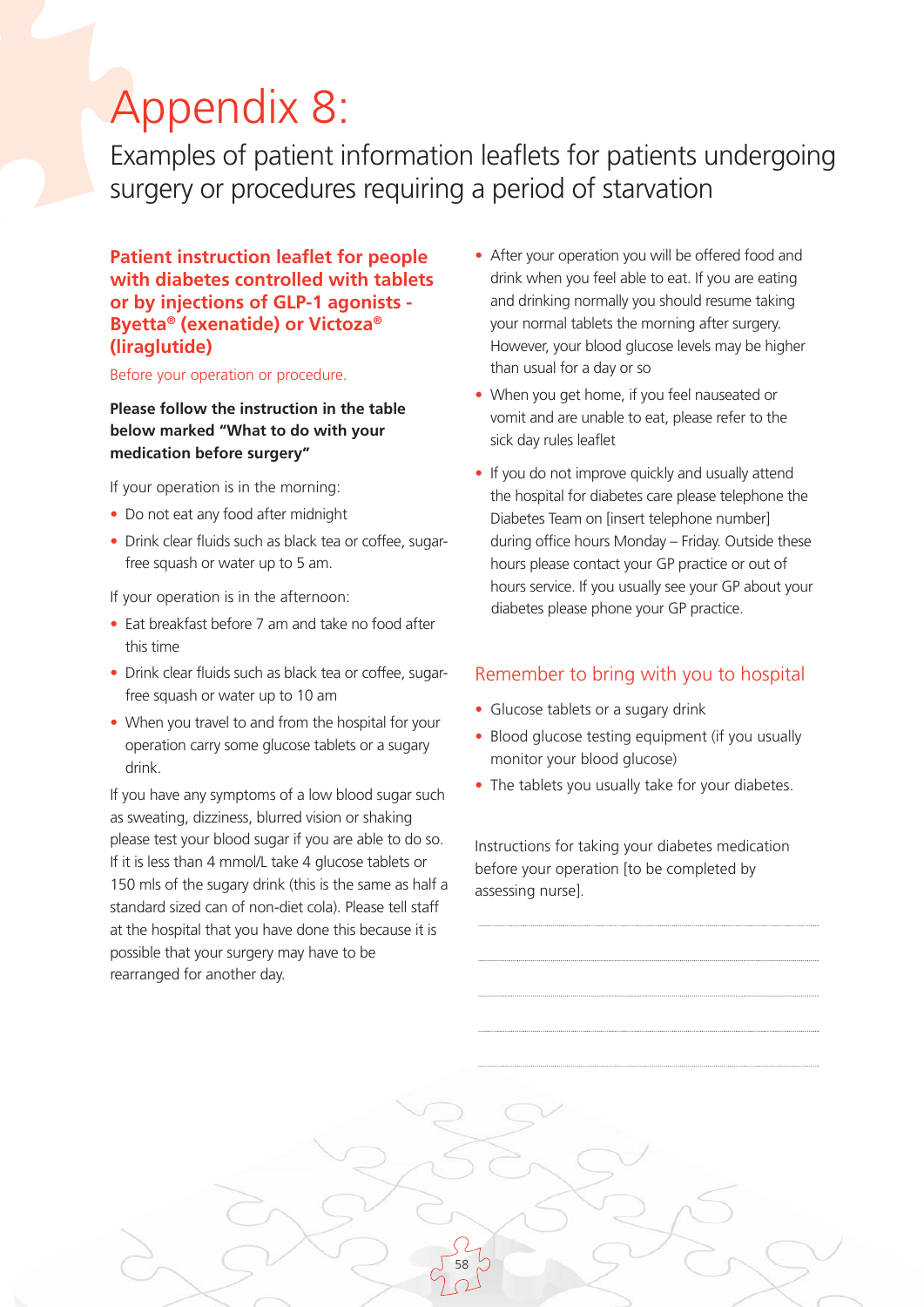# Appendix 8:

## Examples of patient information leaflets for patients undergoing surgery or procedures requiring a period of starvation

### Patient instruction leaflet for people with diabetes controlled with tablets or by injections of GLP-1 agonists - Byetta® (exenatide) or Victoza® (liraglutide)

Before your operation or procedure.

**Please follow the instruction in the table below marked "What to do with your medication before surgery"**

If your operation is in the morning:

- Do not eat any food after midnight
- Drink clear fluids such as black tea or coffee, sugar-free squash or water up to 5 am.

If your operation is in the afternoon:

- Eat breakfast before 7 am and take no food after this time
- Drink clear fluids such as black tea or coffee, sugar-free squash or water up to 10 am
- When you travel to and from the hospital for your operation carry some glucose tablets or a sugary drink.

If you have any symptoms of a low blood sugar such as sweating, dizziness, blurred vision or shaking please test your blood sugar if you are able to do so. If it is less than 4 mmol/L take 4 glucose tablets or 150 mls of the sugary drink (this is the same as half a standard sized can of non-diet cola). Please tell staff at the hospital that you have done this because it is possible that your surgery may have to be rearranged for another day.

- After your operation you will be offered food and drink when you feel able to eat. If you are eating and drinking normally you should resume taking your normal tablets the morning after surgery. However, your blood glucose levels may be higher than usual for a day or so
- When you get home, if you feel nauseated or vomit and are unable to eat, please refer to the sick day rules leaflet
- If you do not improve quickly and usually attend the hospital for diabetes care please telephone the Diabetes Team on [insert telephone number] during office hours Monday – Friday. Outside these hours please contact your GP practice or out of hours service. If you usually see your GP about your diabetes please phone your GP practice.

### Remember to bring with you to hospital

- Glucose tablets or a sugary drink
- Blood glucose testing equipment (if you usually monitor your blood glucose)
- The tablets you usually take for your diabetes.

Instructions for taking your diabetes medication before your operation [to be completed by assessing nurse].

..............................................................................................

..............................................................................................

..............................................................................................

..............................................................................................

..............................................................................................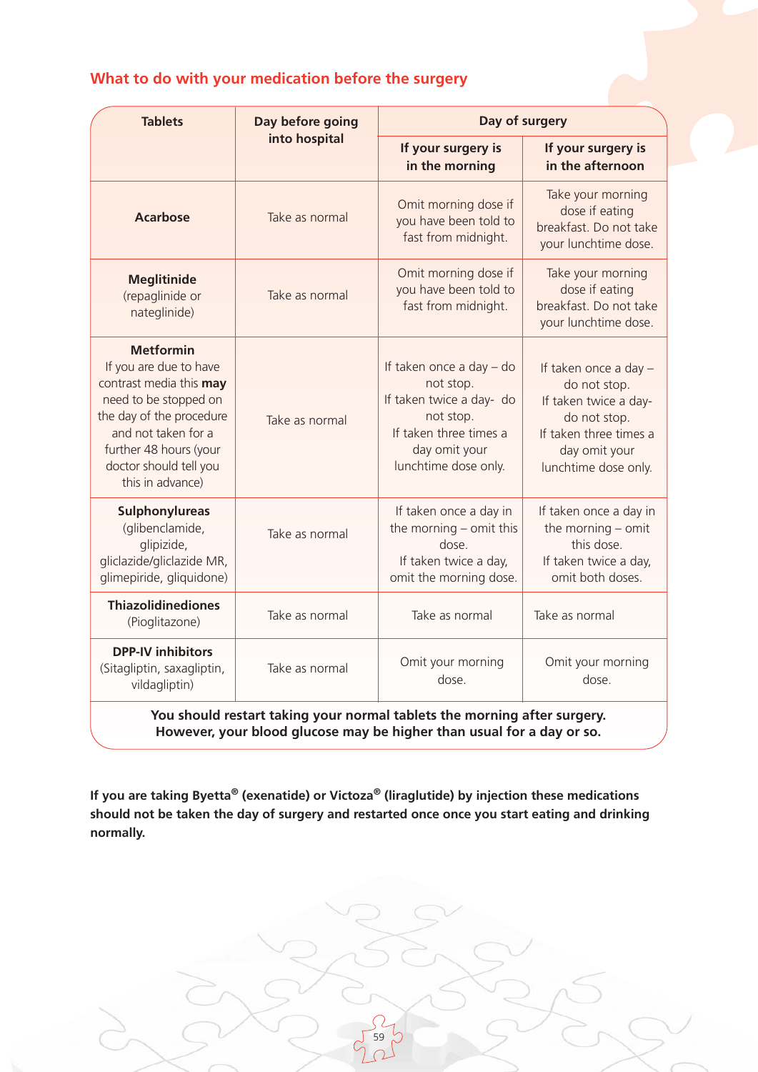## What to do with your medication before the surgery

| Tablets | Day before going into hospital | Day of surgery | |
|---|---|---|---|
| | | If your surgery is in the morning | If your surgery is in the afternoon |
| **Acarbose** | Take as normal | Omit morning dose if you have been told to fast from midnight. | Take your morning dose if eating breakfast. Do not take your lunchtime dose. |
| **Meglitinide** (repaglinide or nateglinide) | Take as normal | Omit morning dose if you have been told to fast from midnight. | Take your morning dose if eating breakfast. Do not take your lunchtime dose. |
| **Metformin** If you are due to have contrast media this **may** need to be stopped on the day of the procedure and not taken for a further 48 hours (your doctor should tell you this in advance) | Take as normal | If taken once a day – do not stop. If taken twice a day- do not stop. If taken three times a day omit your lunchtime dose only. | If taken once a day – do not stop. If taken twice a day- do not stop. If taken three times a day omit your lunchtime dose only. |
| **Sulphonylureas** (glibenclamide, glipizide, gliclazide/gliclazide MR, glimepiride, gliquidone) | Take as normal | If taken once a day in the morning – omit this dose. If taken twice a day, omit the morning dose. | If taken once a day in the morning – omit this dose. If taken twice a day, omit both doses. |
| **Thiazolidinediones** (Pioglitazone) | Take as normal | Take as normal | Take as normal |
| **DPP-IV inhibitors** (Sitagliptin, saxagliptin, vildagliptin) | Take as normal | Omit your morning dose. | Omit your morning dose. |

**You should restart taking your normal tablets the morning after surgery. However, your blood glucose may be higher than usual for a day or so.**

**If you are taking Byetta® (exenatide) or Victoza® (liraglutide) by injection these medications should not be taken the day of surgery and restarted once once you start eating and drinking normally.**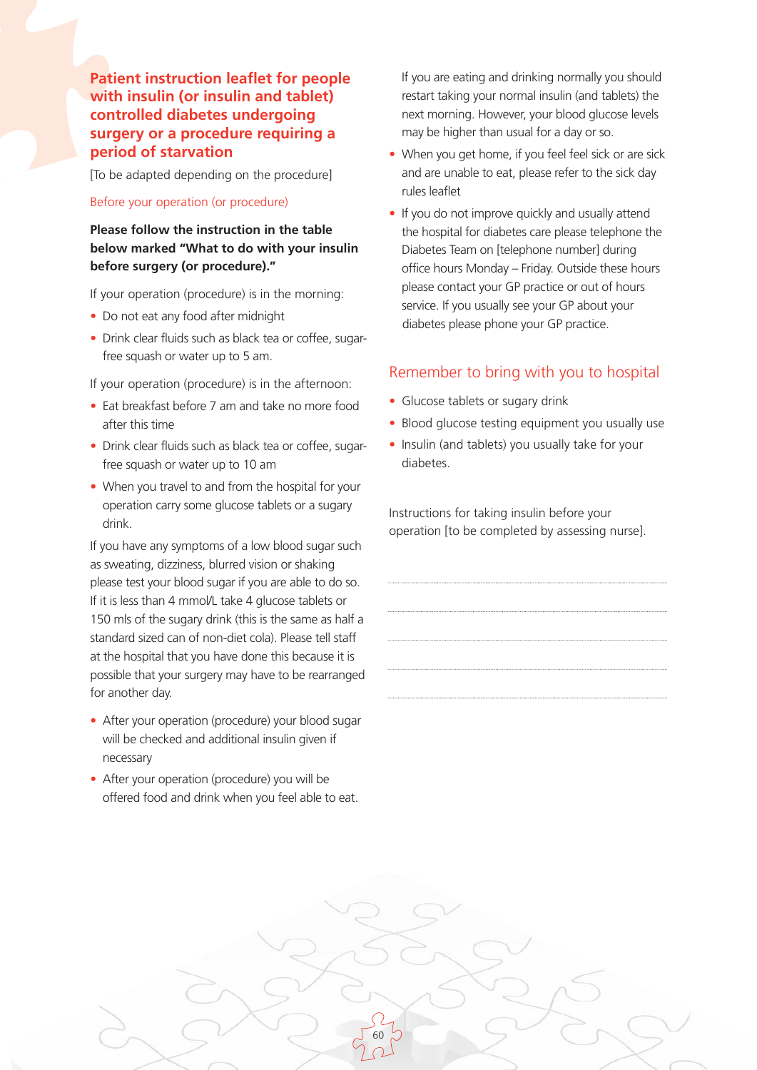## Patient instruction leaflet for people with insulin (or insulin and tablet) controlled diabetes undergoing surgery or a procedure requiring a period of starvation

[To be adapted depending on the procedure]

### Before your operation (or procedure)

**Please follow the instruction in the table below marked "What to do with your insulin before surgery (or procedure)."**

If your operation (procedure) is in the morning:

- Do not eat any food after midnight
- Drink clear fluids such as black tea or coffee, sugar-free squash or water up to 5 am.

If your operation (procedure) is in the afternoon:

- Eat breakfast before 7 am and take no more food after this time
- Drink clear fluids such as black tea or coffee, sugar-free squash or water up to 10 am
- When you travel to and from the hospital for your operation carry some glucose tablets or a sugary drink.

If you have any symptoms of a low blood sugar such as sweating, dizziness, blurred vision or shaking please test your blood sugar if you are able to do so. If it is less than 4 mmol/L take 4 glucose tablets or 150 mls of the sugary drink (this is the same as half a standard sized can of non-diet cola). Please tell staff at the hospital that you have done this because it is possible that your surgery may have to be rearranged for another day.

- After your operation (procedure) your blood sugar will be checked and additional insulin given if necessary
- After your operation (procedure) you will be offered food and drink when you feel able to eat.

If you are eating and drinking normally you should restart taking your normal insulin (and tablets) the next morning. However, your blood glucose levels may be higher than usual for a day or so.

- When you get home, if you feel feel sick or are sick and are unable to eat, please refer to the sick day rules leaflet
- If you do not improve quickly and usually attend the hospital for diabetes care please telephone the Diabetes Team on [telephone number] during office hours Monday – Friday. Outside these hours please contact your GP practice or out of hours service. If you usually see your GP about your diabetes please phone your GP practice.

### Remember to bring with you to hospital

- Glucose tablets or sugary drink
- Blood glucose testing equipment you usually use
- Insulin (and tablets) you usually take for your diabetes.

Instructions for taking insulin before your operation [to be completed by assessing nurse].

..........................................................................................

..........................................................................................

..........................................................................................

..........................................................................................

..........................................................................................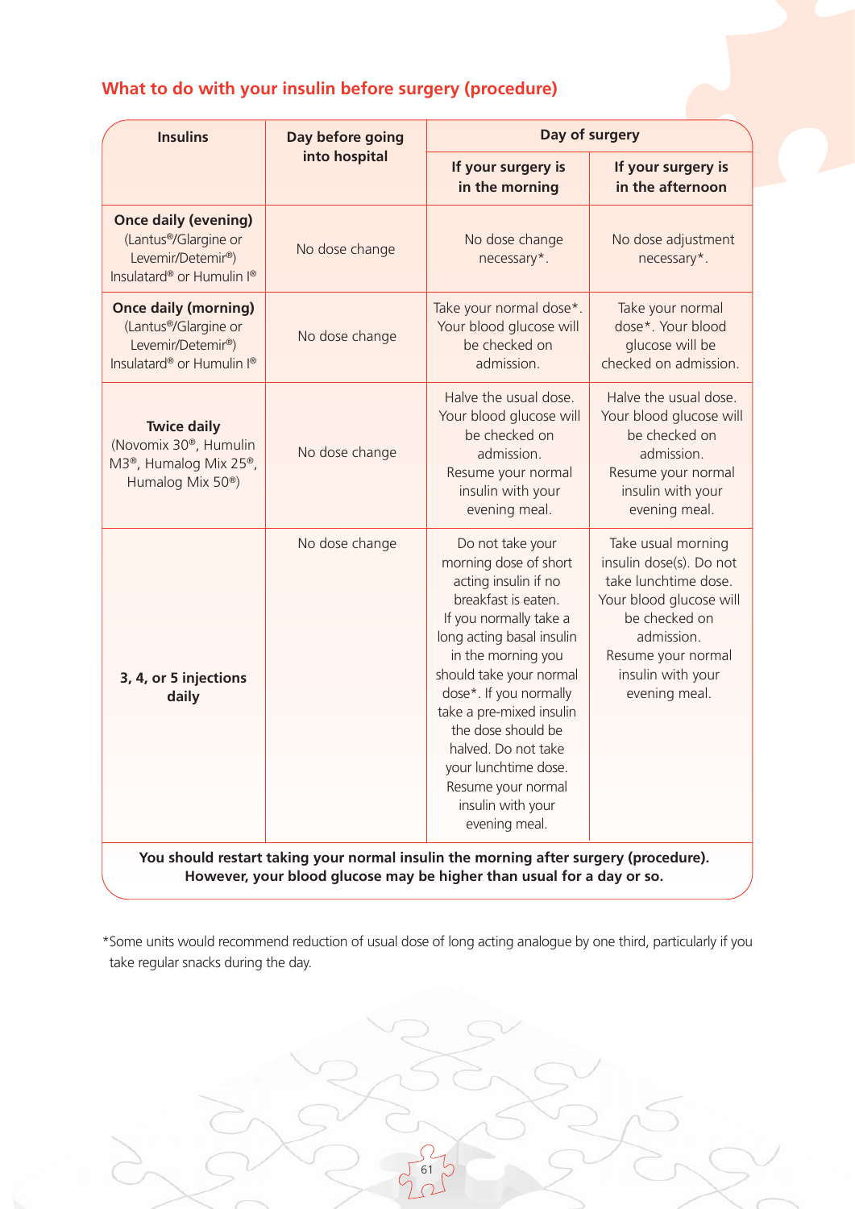## What to do with your insulin before surgery (procedure)

| Insulins | Day before going into hospital | Day of surgery | |
|---|---|---|---|
| | | **If your surgery is in the morning** | **If your surgery is in the afternoon** |
| **Once daily (evening)** (Lantus®/Glargine or Levemir/Detemir®) Insulatard® or Humulin I® | No dose change | No dose change necessary*. | No dose adjustment necessary*. |
| **Once daily (morning)** (Lantus®/Glargine or Levemir/Detemir®) Insulatard® or Humulin I® | No dose change | Take your normal dose*. Your blood glucose will be checked on admission. | Take your normal dose*. Your blood glucose will be checked on admission. |
| **Twice daily** (Novomix 30®, Humulin M3®, Humalog Mix 25®, Humalog Mix 50®) | No dose change | Halve the usual dose. Your blood glucose will be checked on admission. Resume your normal insulin with your evening meal. | Halve the usual dose. Your blood glucose will be checked on admission. Resume your normal insulin with your evening meal. |
| **3, 4, or 5 injections daily** | No dose change | Do not take your morning dose of short acting insulin if no breakfast is eaten. If you normally take a long acting basal insulin in the morning you should take your normal dose*. If you normally take a pre-mixed insulin the dose should be halved. Do not take your lunchtime dose. Resume your normal insulin with your evening meal. | Take usual morning insulin dose(s). Do not take lunchtime dose. Your blood glucose will be checked on admission. Resume your normal insulin with your evening meal. |
| **You should restart taking your normal insulin the morning after surgery (procedure). However, your blood glucose may be higher than usual for a day or so.** | | | |

*Some units would recommend reduction of usual dose of long acting analogue by one third, particularly if you take regular snacks during the day.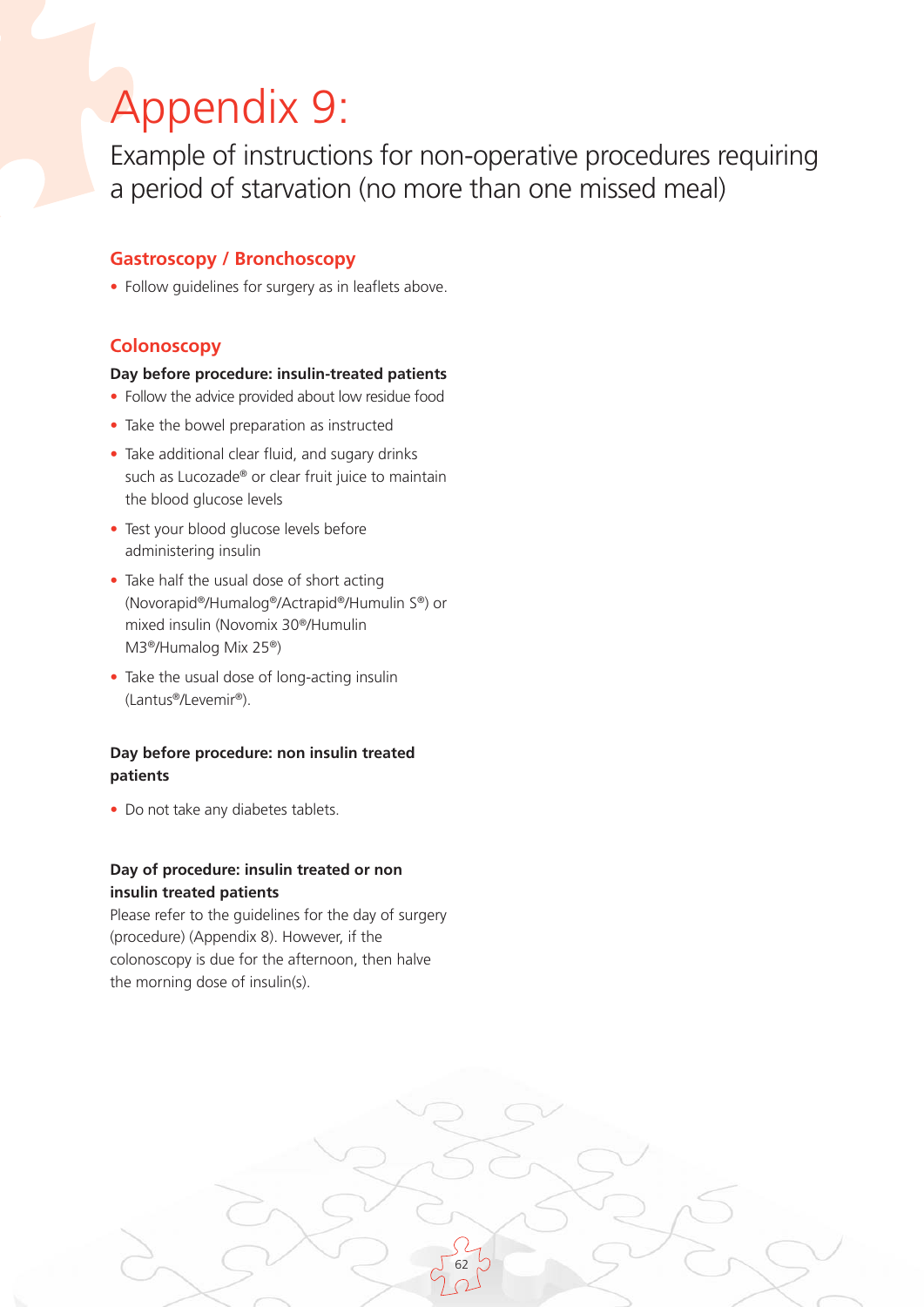# Appendix 9:

## Example of instructions for non-operative procedures requiring a period of starvation (no more than one missed meal)

### Gastroscopy / Bronchoscopy

- Follow guidelines for surgery as in leaflets above.

### Colonoscopy

**Day before procedure: insulin-treated patients**

- Follow the advice provided about low residue food
- Take the bowel preparation as instructed
- Take additional clear fluid, and sugary drinks such as Lucozade® or clear fruit juice to maintain the blood glucose levels
- Test your blood glucose levels before administering insulin
- Take half the usual dose of short acting (Novorapid®/Humalog®/Actrapid®/Humulin S®) or mixed insulin (Novomix 30®/Humulin M3®/Humalog Mix 25®)
- Take the usual dose of long-acting insulin (Lantus®/Levemir®).

**Day before procedure: non insulin treated patients**

- Do not take any diabetes tablets.

**Day of procedure: insulin treated or non insulin treated patients**

Please refer to the guidelines for the day of surgery (procedure) (Appendix 8). However, if the colonoscopy is due for the afternoon, then halve the morning dose of insulin(s).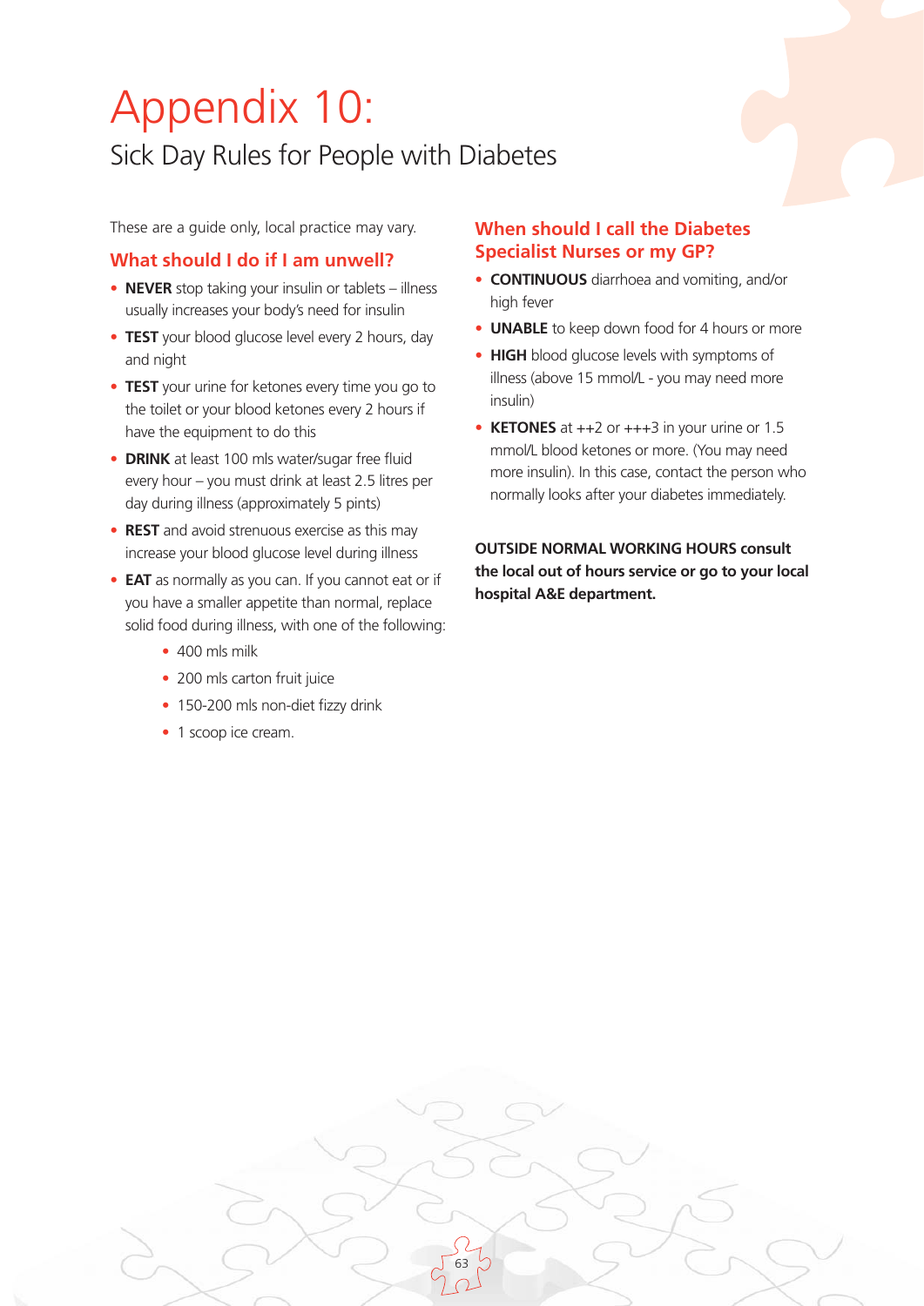# Appendix 10:

## Sick Day Rules for People with Diabetes

These are a guide only, local practice may vary.

### What should I do if I am unwell?

- **NEVER** stop taking your insulin or tablets – illness usually increases your body's need for insulin
- **TEST** your blood glucose level every 2 hours, day and night
- **TEST** your urine for ketones every time you go to the toilet or your blood ketones every 2 hours if have the equipment to do this
- **DRINK** at least 100 mls water/sugar free fluid every hour – you must drink at least 2.5 litres per day during illness (approximately 5 pints)
- **REST** and avoid strenuous exercise as this may increase your blood glucose level during illness
- **EAT** as normally as you can. If you cannot eat or if you have a smaller appetite than normal, replace solid food during illness, with one of the following:
    - 400 mls milk
    - 200 mls carton fruit juice
    - 150-200 mls non-diet fizzy drink
    - 1 scoop ice cream.

### When should I call the Diabetes Specialist Nurses or my GP?

- **CONTINUOUS** diarrhoea and vomiting, and/or high fever
- **UNABLE** to keep down food for 4 hours or more
- **HIGH** blood glucose levels with symptoms of illness (above 15 mmol/L - you may need more insulin)
- **KETONES** at ++2 or +++3 in your urine or 1.5 mmol/L blood ketones or more. (You may need more insulin). In this case, contact the person who normally looks after your diabetes immediately.

**OUTSIDE NORMAL WORKING HOURS consult the local out of hours service or go to your local hospital A&E department.**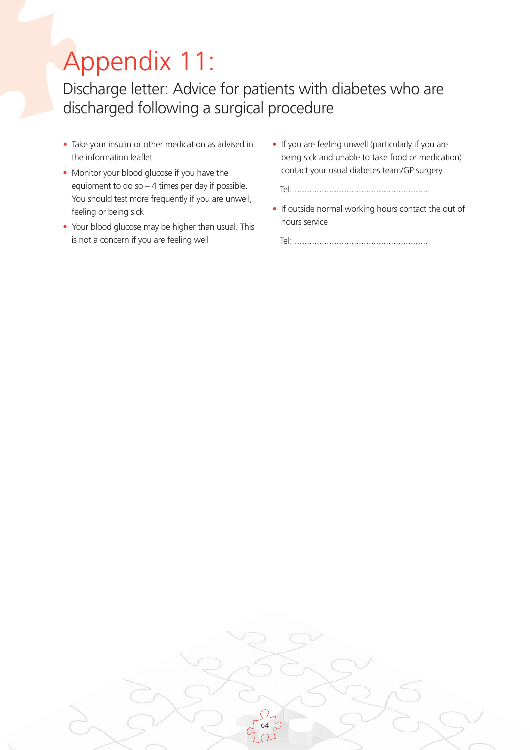# Appendix 11:

## Discharge letter: Advice for patients with diabetes who are discharged following a surgical procedure

- Take your insulin or other medication as advised in the information leaflet
- Monitor your blood glucose if you have the equipment to do so – 4 times per day if possible. You should test more frequently if you are unwell, feeling or being sick
- Your blood glucose may be higher than usual. This is not a concern if you are feeling well
- If you are feeling unwell (particularly if you are being sick and unable to take food or medication) contact your usual diabetes team/GP surgery

  Tel: ......................................................

- If outside normal working hours contact the out of hours service

  Tel: ......................................................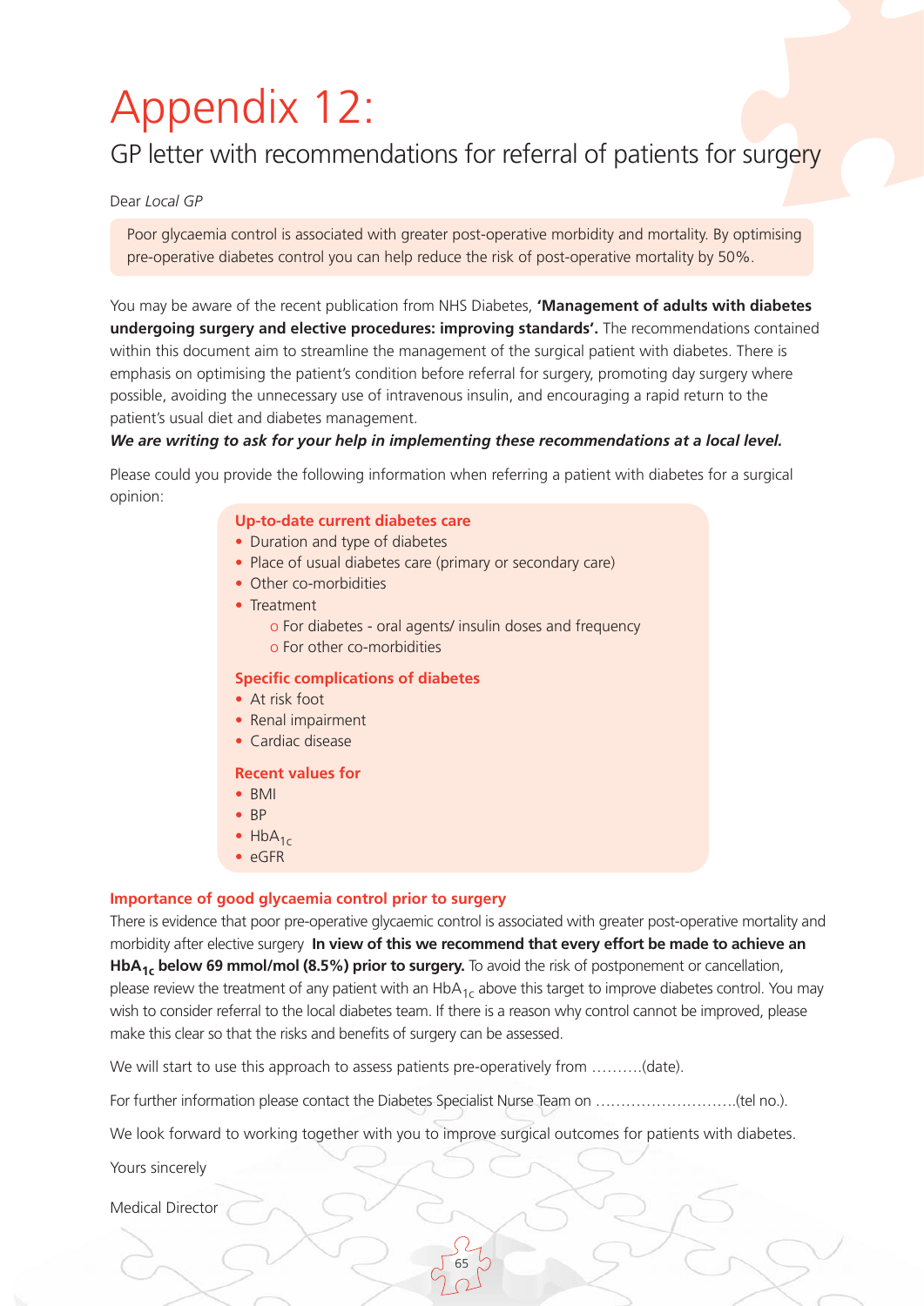# Appendix 12:

## GP letter with recommendations for referral of patients for surgery

Dear *Local GP*

Poor glycaemia control is associated with greater post-operative morbidity and mortality. By optimising pre-operative diabetes control you can help reduce the risk of post-operative mortality by 50%.

You may be aware of the recent publication from NHS Diabetes, **'Management of adults with diabetes undergoing surgery and elective procedures: improving standards'.** The recommendations contained within this document aim to streamline the management of the surgical patient with diabetes. There is emphasis on optimising the patient's condition before referral for surgery, promoting day surgery where possible, avoiding the unnecessary use of intravenous insulin, and encouraging a rapid return to the patient's usual diet and diabetes management.

***We are writing to ask for your help in implementing these recommendations at a local level.***

Please could you provide the following information when referring a patient with diabetes for a surgical opinion:

**Up-to-date current diabetes care**

- Duration and type of diabetes
- Place of usual diabetes care (primary or secondary care)
- Other co-morbidities
- Treatment
    - For diabetes - oral agents/ insulin doses and frequency
    - For other co-morbidities

**Specific complications of diabetes**

- At risk foot
- Renal impairment
- Cardiac disease

**Recent values for**

- BMI
- BP
- $HbA_{1c}$
- eGFR

### Importance of good glycaemia control prior to surgery

There is evidence that poor pre-operative glycaemic control is associated with greater post-operative mortality and morbidity after elective surgery **In view of this we recommend that every effort be made to achieve an $HbA_{1c}$ below 69 mmol/mol (8.5%) prior to surgery.** To avoid the risk of postponement or cancellation, please review the treatment of any patient with an $HbA_{1c}$ above this target to improve diabetes control. You may wish to consider referral to the local diabetes team. If there is a reason why control cannot be improved, please make this clear so that the risks and benefits of surgery can be assessed.

We will start to use this approach to assess patients pre-operatively from ……….(date).

For further information please contact the Diabetes Specialist Nurse Team on ……………………….(tel no.).

We look forward to working together with you to improve surgical outcomes for patients with diabetes.

Yours sincerely

Medical Director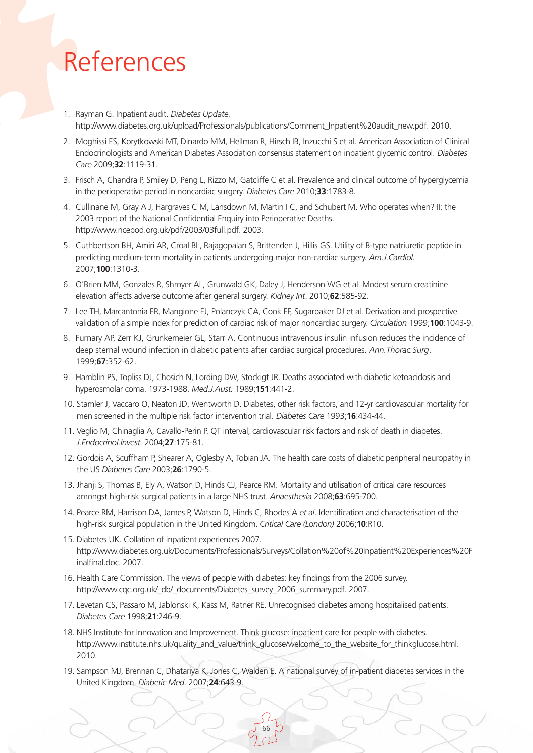# References

1. Rayman G. Inpatient audit. *Diabetes Update.* http://www.diabetes.org.uk/upload/Professionals/publications/Comment_Inpatient%20audit_new.pdf. 2010.
2. Moghissi ES, Korytkowski MT, Dinardo MM, Hellman R, Hirsch IB, Inzucchi S et al. American Association of Clinical Endocrinologists and American Diabetes Association consensus statement on inpatient glycemic control. *Diabetes Care* 2009;**32**:1119-31.
3. Frisch A, Chandra P, Smiley D, Peng L, Rizzo M, Gatcliffe C et al. Prevalence and clinical outcome of hyperglycemia in the perioperative period in noncardiac surgery. *Diabetes Care* 2010;**33**:1783-8.
4. Cullinane M, Gray A J, Hargraves C M, Lansdown M, Martin I C, and Schubert M. Who operates when? II: the 2003 report of the National Confidential Enquiry into Perioperative Deaths. http://www.ncepod.org.uk/pdf/2003/03full.pdf. 2003.
5. Cuthbertson BH, Amiri AR, Croal BL, Rajagopalan S, Brittenden J, Hillis GS. Utility of B-type natriuretic peptide in predicting medium-term mortality in patients undergoing major non-cardiac surgery. *Am.J.Cardiol.* 2007;**100**:1310-3.
6. O'Brien MM, Gonzales R, Shroyer AL, Grunwald GK, Daley J, Henderson WG et al. Modest serum creatinine elevation affects adverse outcome after general surgery. *Kidney Int*. 2010;**62**:585-92.
7. Lee TH, Marcantonia ER, Mangione EJ, Polanczyk CA, Cook EF, Sugarbaker DJ et al. Derivation and prospective validation of a simple index for prediction of cardiac risk of major noncardiac surgery. *Circulation* 1999;**100**:1043-9.
8. Furnary AP, Zerr KJ, Grunkemeier GL, Starr A. Continuous intravenous insulin infusion reduces the incidence of deep sternal wound infection in diabetic patients after cardiac surgical procedures. *Ann.Thorac.Surg*. 1999;**67**:352-62.
9. Hamblin PS, Topliss DJ, Chosich N, Lording DW, Stockigt JR. Deaths associated with diabetic ketoacidosis and hyperosmolar coma. 1973-1988. *Med.J.Aust.* 1989;**151**:441-2.
10. Stamler J, Vaccaro O, Neaton JD, Wentworth D. Diabetes, other risk factors, and 12-yr cardiovascular mortality for men screened in the multiple risk factor intervention trial. *Diabetes Care* 1993;**16**:434-44.
11. Veglio M, Chinaglia A, Cavallo-Perin P. QT interval, cardiovascular risk factors and risk of death in diabetes. *J.Endocrinol.Invest.* 2004;**27**:175-81.
12. Gordois A, Scuffham P, Shearer A, Oglesby A, Tobian JA. The health care costs of diabetic peripheral neuropathy in the US *Diabetes Care* 2003;**26**:1790-5.
13. Jhanji S, Thomas B, Ely A, Watson D, Hinds CJ, Pearce RM. Mortality and utilisation of critical care resources amongst high-risk surgical patients in a large NHS trust. *Anaesthesia* 2008;**63**:695-700.
14. Pearce RM, Harrison DA, James P, Watson D, Hinds C, Rhodes A *et al*. Identification and characterisation of the high-risk surgical population in the United Kingdom. *Critical Care (London)* 2006;**10**:R10.
15. Diabetes UK. Collation of inpatient experiences 2007. http://www.diabetes.org.uk/Documents/Professionals/Surveys/Collation%20of%20Inpatient%20Experiences%20Finalfinal.doc. 2007.
16. Health Care Commission. The views of people with diabetes: key findings from the 2006 survey. http://www.cqc.org.uk/_db/_documents/Diabetes_survey_2006_summary.pdf. 2007.
17. Levetan CS, Passaro M, Jablonski K, Kass M, Ratner RE. Unrecognised diabetes among hospitalised patients. *Diabetes Care* 1998;**21**:246-9.
18. NHS Institute for Innovation and Improvement. Think glucose: inpatient care for people with diabetes. http://www.institute.nhs.uk/quality_and_value/think_glucose/welcome_to_the_website_for_thinkglucose.html. 2010.
19. Sampson MJ, Brennan C, Dhatariya K, Jones C, Walden E. A national survey of in-patient diabetes services in the United Kingdom. *Diabetic Med.* 2007;**24**:643-9.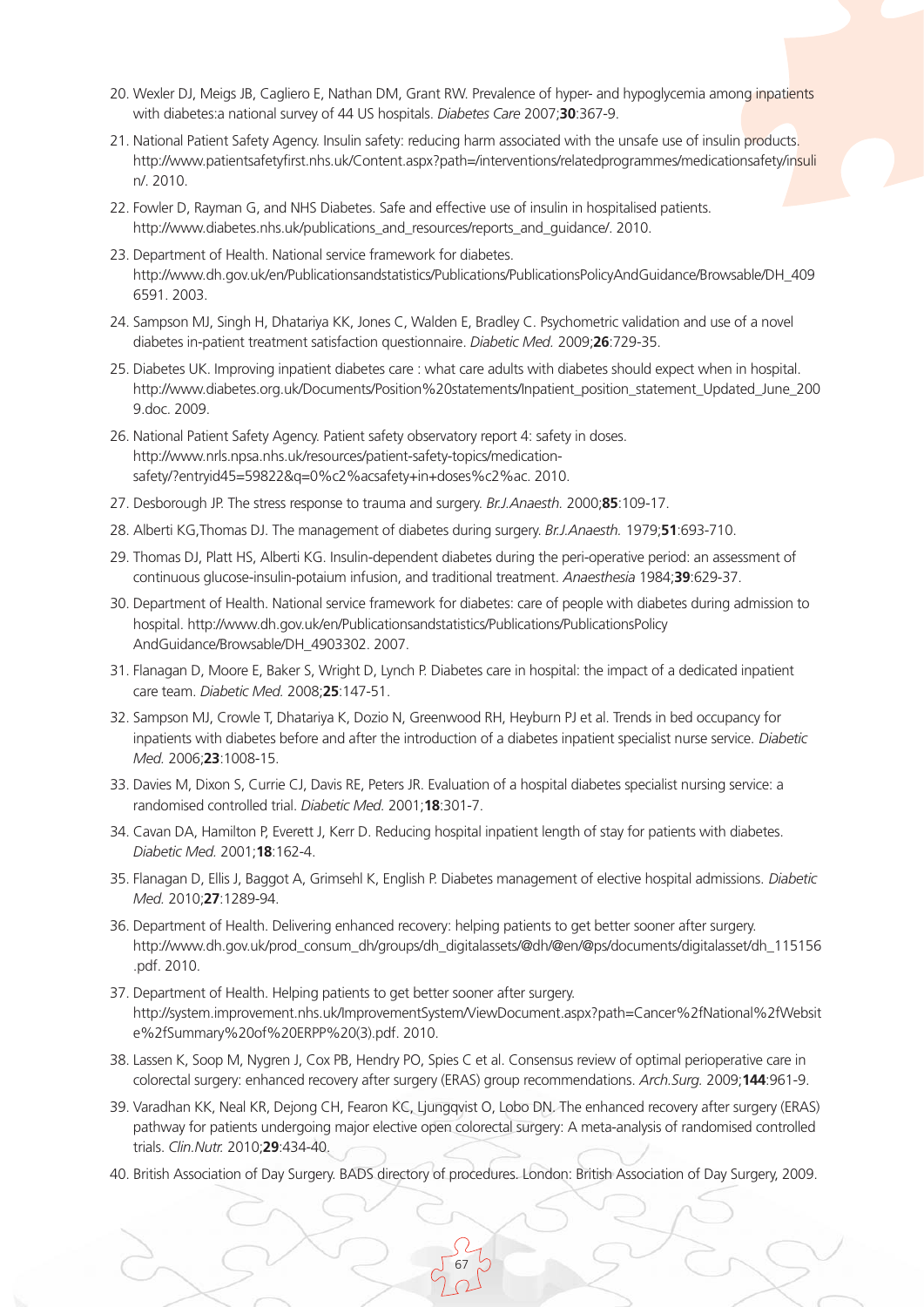20. Wexler DJ, Meigs JB, Cagliero E, Nathan DM, Grant RW. Prevalence of hyper- and hypoglycemia among inpatients with diabetes:a national survey of 44 US hospitals. *Diabetes Care* 2007;**30**:367-9.

21. National Patient Safety Agency. Insulin safety: reducing harm associated with the unsafe use of insulin products. http://www.patientsafetyfirst.nhs.uk/Content.aspx?path=/interventions/relatedprogrammes/medicationsafety/insulin/. 2010.

22. Fowler D, Rayman G, and NHS Diabetes. Safe and effective use of insulin in hospitalised patients. http://www.diabetes.nhs.uk/publications_and_resources/reports_and_guidance/. 2010.

23. Department of Health. National service framework for diabetes. http://www.dh.gov.uk/en/Publicationsandstatistics/Publications/PublicationsPolicyAndGuidance/Browsable/DH_4096591. 2003.

24. Sampson MJ, Singh H, Dhatariya KK, Jones C, Walden E, Bradley C. Psychometric validation and use of a novel diabetes in-patient treatment satisfaction questionnaire. *Diabetic Med.* 2009;**26**:729-35.

25. Diabetes UK. Improving inpatient diabetes care : what care adults with diabetes should expect when in hospital. http://www.diabetes.org.uk/Documents/Position%20statements/Inpatient_position_statement_Updated_June_2009.doc. 2009.

26. National Patient Safety Agency. Patient safety observatory report 4: safety in doses. http://www.nrls.npsa.nhs.uk/resources/patient-safety-topics/medication-safety/?entryid45=59822&q=0%c2%acsafety+in+doses%c2%ac. 2010.

27. Desborough JP. The stress response to trauma and surgery. *Br.J.Anaesth.* 2000;**85**:109-17.

28. Alberti KG,Thomas DJ. The management of diabetes during surgery. *Br.J.Anaesth.* 1979;**51**:693-710.

29. Thomas DJ, Platt HS, Alberti KG. Insulin-dependent diabetes during the peri-operative period: an assessment of continuous glucose-insulin-potaium infusion, and traditional treatment. *Anaesthesia* 1984;**39**:629-37.

30. Department of Health. National service framework for diabetes: care of people with diabetes during admission to hospital. http://www.dh.gov.uk/en/Publicationsandstatistics/Publications/PublicationsPolicy AndGuidance/Browsable/DH_4903302. 2007.

31. Flanagan D, Moore E, Baker S, Wright D, Lynch P. Diabetes care in hospital: the impact of a dedicated inpatient care team. *Diabetic Med.* 2008;**25**:147-51.

32. Sampson MJ, Crowle T, Dhatariya K, Dozio N, Greenwood RH, Heyburn PJ et al. Trends in bed occupancy for inpatients with diabetes before and after the introduction of a diabetes inpatient specialist nurse service. *Diabetic Med.* 2006;**23**:1008-15.

33. Davies M, Dixon S, Currie CJ, Davis RE, Peters JR. Evaluation of a hospital diabetes specialist nursing service: a randomised controlled trial. *Diabetic Med.* 2001;**18**:301-7.

34. Cavan DA, Hamilton P, Everett J, Kerr D. Reducing hospital inpatient length of stay for patients with diabetes. *Diabetic Med.* 2001;**18**:162-4.

35. Flanagan D, Ellis J, Baggot A, Grimsehl K, English P. Diabetes management of elective hospital admissions. *Diabetic Med.* 2010;**27**:1289-94.

36. Department of Health. Delivering enhanced recovery: helping patients to get better sooner after surgery. http://www.dh.gov.uk/prod_consum_dh/groups/dh_digitalassets/@dh/@en/@ps/documents/digitalasset/dh_115156.pdf. 2010.

37. Department of Health. Helping patients to get better sooner after surgery. http://system.improvement.nhs.uk/ImprovementSystem/ViewDocument.aspx?path=Cancer%2fNational%2fWebsite%2fSummary%20of%20ERPP%20(3).pdf. 2010.

38. Lassen K, Soop M, Nygren J, Cox PB, Hendry PO, Spies C et al. Consensus review of optimal perioperative care in colorectal surgery: enhanced recovery after surgery (ERAS) group recommendations. *Arch.Surg.* 2009;**144**:961-9.

39. Varadhan KK, Neal KR, Dejong CH, Fearon KC, Ljungqvist O, Lobo DN. The enhanced recovery after surgery (ERAS) pathway for patients undergoing major elective open colorectal surgery: A meta-analysis of randomised controlled trials. *Clin.Nutr.* 2010;**29**:434-40.

40. British Association of Day Surgery. BADS directory of procedures. London: British Association of Day Surgery, 2009.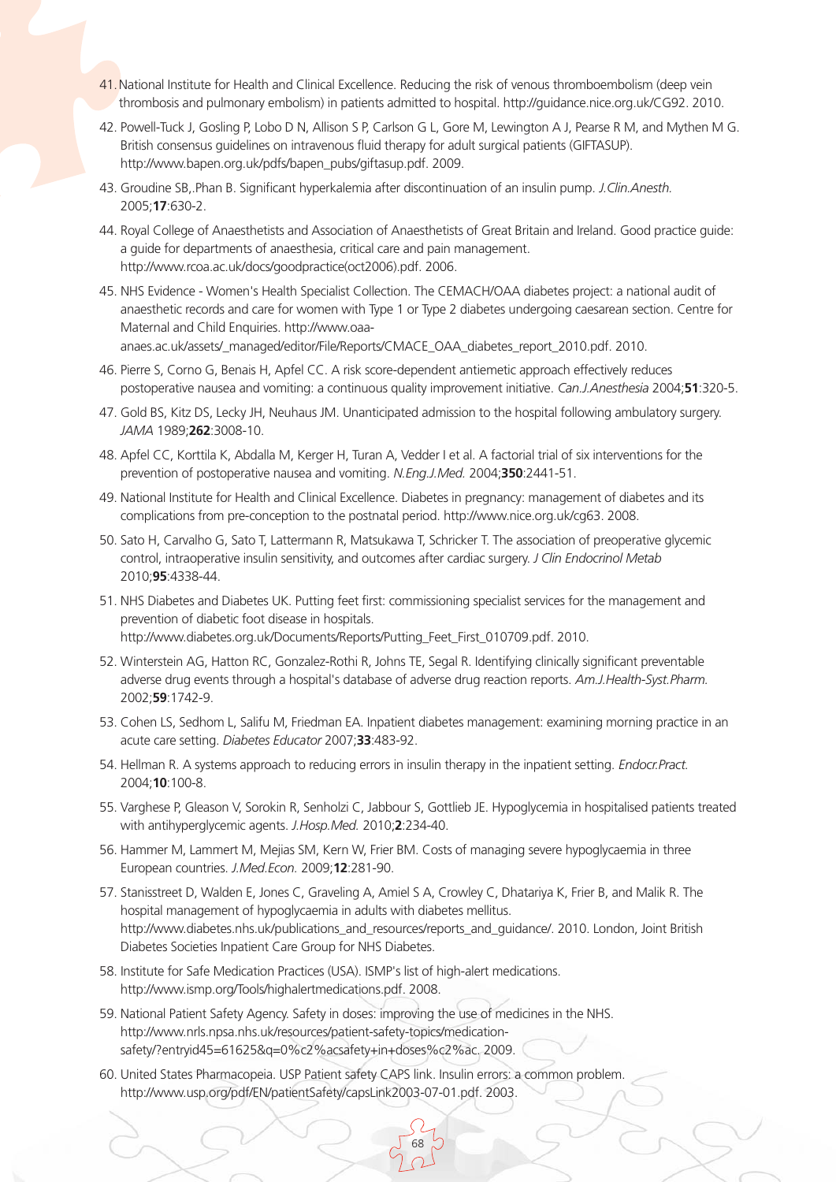41. National Institute for Health and Clinical Excellence. Reducing the risk of venous thromboembolism (deep vein thrombosis and pulmonary embolism) in patients admitted to hospital. http://guidance.nice.org.uk/CG92. 2010.

42. Powell-Tuck J, Gosling P, Lobo D N, Allison S P, Carlson G L, Gore M, Lewington A J, Pearse R M, and Mythen M G. British consensus guidelines on intravenous fluid therapy for adult surgical patients (GIFTASUP). http://www.bapen.org.uk/pdfs/bapen_pubs/giftasup.pdf. 2009.

43. Groudine SB,.Phan B. Significant hyperkalemia after discontinuation of an insulin pump. *J.Clin.Anesth.* 2005;**17**:630-2.

44. Royal College of Anaesthetists and Association of Anaesthetists of Great Britain and Ireland. Good practice guide: a guide for departments of anaesthesia, critical care and pain management. http://www.rcoa.ac.uk/docs/goodpractice(oct2006).pdf. 2006.

45. NHS Evidence - Women's Health Specialist Collection. The CEMACH/OAA diabetes project: a national audit of anaesthetic records and care for women with Type 1 or Type 2 diabetes undergoing caesarean section. Centre for Maternal and Child Enquiries. http://www.oaa-anaes.ac.uk/assets/_managed/editor/File/Reports/CMACE_OAA_diabetes_report_2010.pdf. 2010.

46. Pierre S, Corno G, Benais H, Apfel CC. A risk score-dependent antiemetic approach effectively reduces postoperative nausea and vomiting: a continuous quality improvement initiative. *Can.J.Anesthesia* 2004;**51**:320-5.

47. Gold BS, Kitz DS, Lecky JH, Neuhaus JM. Unanticipated admission to the hospital following ambulatory surgery. *JAMA* 1989;**262**:3008-10.

48. Apfel CC, Korttila K, Abdalla M, Kerger H, Turan A, Vedder I et al. A factorial trial of six interventions for the prevention of postoperative nausea and vomiting. *N.Eng.J.Med.* 2004;**350**:2441-51.

49. National Institute for Health and Clinical Excellence. Diabetes in pregnancy: management of diabetes and its complications from pre-conception to the postnatal period. http://www.nice.org.uk/cg63. 2008.

50. Sato H, Carvalho G, Sato T, Lattermann R, Matsukawa T, Schricker T. The association of preoperative glycemic control, intraoperative insulin sensitivity, and outcomes after cardiac surgery. *J Clin Endocrinol Metab* 2010;**95**:4338-44.

51. NHS Diabetes and Diabetes UK. Putting feet first: commissioning specialist services for the management and prevention of diabetic foot disease in hospitals. http://www.diabetes.org.uk/Documents/Reports/Putting_Feet_First_010709.pdf. 2010.

52. Winterstein AG, Hatton RC, Gonzalez-Rothi R, Johns TE, Segal R. Identifying clinically significant preventable adverse drug events through a hospital's database of adverse drug reaction reports. *Am.J.Health-Syst.Pharm.* 2002;**59**:1742-9.

53. Cohen LS, Sedhom L, Salifu M, Friedman EA. Inpatient diabetes management: examining morning practice in an acute care setting. *Diabetes Educator* 2007;**33**:483-92.

54. Hellman R. A systems approach to reducing errors in insulin therapy in the inpatient setting. *Endocr.Pract.* 2004;**10**:100-8.

55. Varghese P, Gleason V, Sorokin R, Senholzi C, Jabbour S, Gottlieb JE. Hypoglycemia in hospitalised patients treated with antihyperglycemic agents. *J.Hosp.Med.* 2010;**2**:234-40.

56. Hammer M, Lammert M, Mejias SM, Kern W, Frier BM. Costs of managing severe hypoglycaemia in three European countries. *J.Med.Econ.* 2009;**12**:281-90.

57. Stanisstreet D, Walden E, Jones C, Graveling A, Amiel S A, Crowley C, Dhatariya K, Frier B, and Malik R. The hospital management of hypoglycaemia in adults with diabetes mellitus. http://www.diabetes.nhs.uk/publications_and_resources/reports_and_guidance/. 2010. London, Joint British Diabetes Societies Inpatient Care Group for NHS Diabetes.

58. Institute for Safe Medication Practices (USA). ISMP's list of high-alert medications. http://www.ismp.org/Tools/highalertmedications.pdf. 2008.

59. National Patient Safety Agency. Safety in doses: improving the use of medicines in the NHS. http://www.nrls.npsa.nhs.uk/resources/patient-safety-topics/medication-safety/?entryid45=61625&q=0%c2%acsafety+in+doses%c2%ac. 2009.

60. United States Pharmacopeia. USP Patient safety CAPS link. Insulin errors: a common problem. http://www.usp.org/pdf/EN/patientSafety/capsLink2003-07-01.pdf. 2003.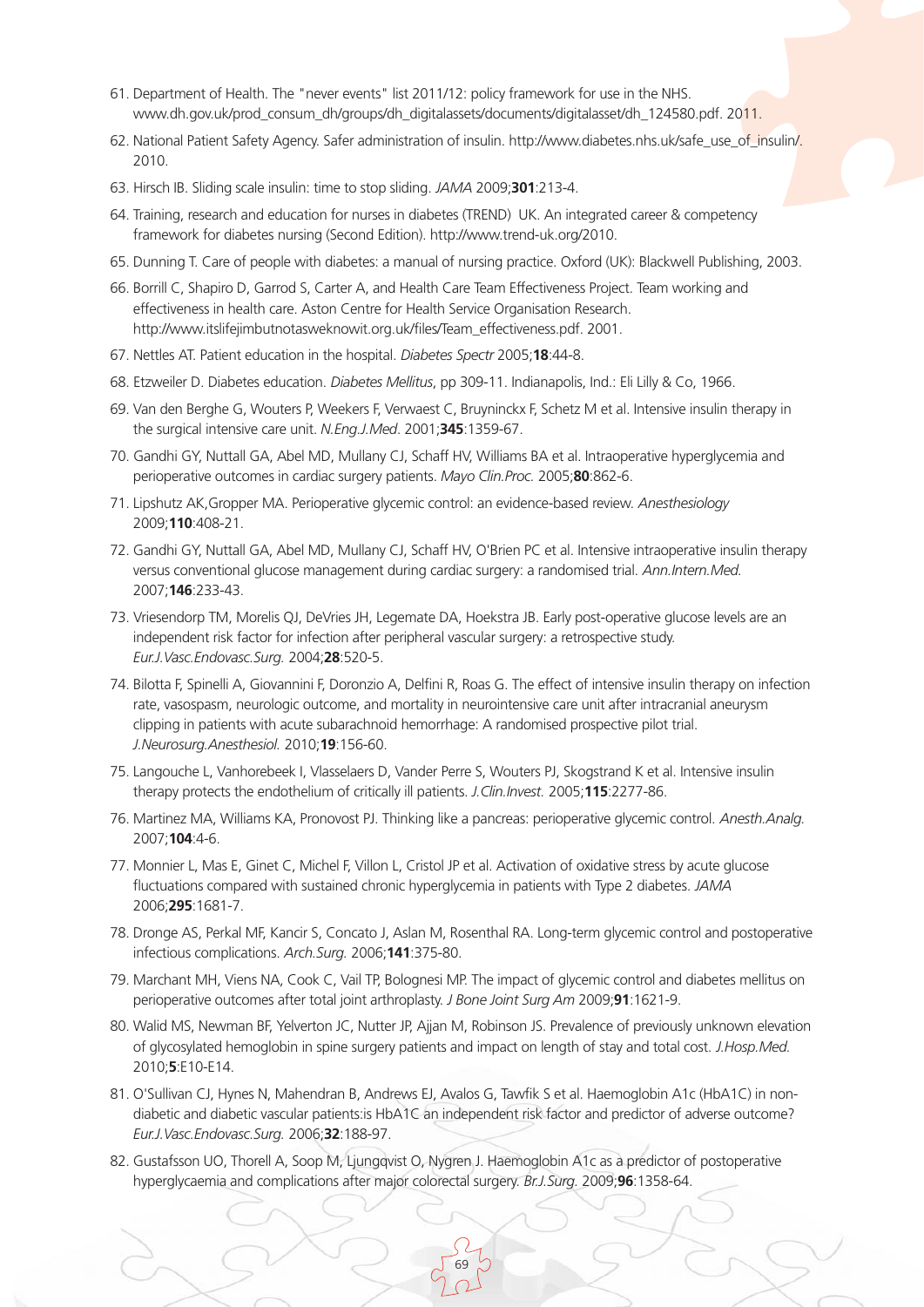61. Department of Health. The "never events" list 2011/12: policy framework for use in the NHS. www.dh.gov.uk/prod_consum_dh/groups/dh_digitalassets/documents/digitalasset/dh_124580.pdf. 2011.

62. National Patient Safety Agency. Safer administration of insulin. http://www.diabetes.nhs.uk/safe_use_of_insulin/. 2010.

63. Hirsch IB. Sliding scale insulin: time to stop sliding. *JAMA* 2009;**301**:213-4.

64. Training, research and education for nurses in diabetes (TREND) UK. An integrated career & competency framework for diabetes nursing (Second Edition). http://www.trend-uk.org/2010.

65. Dunning T. Care of people with diabetes: a manual of nursing practice. Oxford (UK): Blackwell Publishing, 2003.

66. Borrill C, Shapiro D, Garrod S, Carter A, and Health Care Team Effectiveness Project. Team working and effectiveness in health care. Aston Centre for Health Service Organisation Research. http://www.itslifejimbutnotasweknowit.org.uk/files/Team_effectiveness.pdf. 2001.

67. Nettles AT. Patient education in the hospital. *Diabetes Spectr* 2005;**18**:44-8.

68. Etzweiler D. Diabetes education. *Diabetes Mellitus*, pp 309-11. Indianapolis, Ind.: Eli Lilly & Co, 1966.

69. Van den Berghe G, Wouters P, Weekers F, Verwaest C, Bruyninckx F, Schetz M et al. Intensive insulin therapy in the surgical intensive care unit. *N.Eng.J.Med*. 2001;**345**:1359-67.

70. Gandhi GY, Nuttall GA, Abel MD, Mullany CJ, Schaff HV, Williams BA et al. Intraoperative hyperglycemia and perioperative outcomes in cardiac surgery patients. *Mayo Clin.Proc.* 2005;**80**:862-6.

71. Lipshutz AK,Gropper MA. Perioperative glycemic control: an evidence-based review. *Anesthesiology* 2009;**110**:408-21.

72. Gandhi GY, Nuttall GA, Abel MD, Mullany CJ, Schaff HV, O'Brien PC et al. Intensive intraoperative insulin therapy versus conventional glucose management during cardiac surgery: a randomised trial. *Ann.Intern.Med.* 2007;**146**:233-43.

73. Vriesendorp TM, Morelis QJ, DeVries JH, Legemate DA, Hoekstra JB. Early post-operative glucose levels are an independent risk factor for infection after peripheral vascular surgery: a retrospective study. *Eur.J.Vasc.Endovasc.Surg.* 2004;**28**:520-5.

74. Bilotta F, Spinelli A, Giovannini F, Doronzio A, Delfini R, Roas G. The effect of intensive insulin therapy on infection rate, vasospasm, neurologic outcome, and mortality in neurointensive care unit after intracranial aneurysm clipping in patients with acute subarachnoid hemorrhage: A randomised prospective pilot trial. *J.Neurosurg.Anesthesiol.* 2010;**19**:156-60.

75. Langouche L, Vanhorebeek I, Vlasselaers D, Vander Perre S, Wouters PJ, Skogstrand K et al. Intensive insulin therapy protects the endothelium of critically ill patients. *J.Clin.Invest.* 2005;**115**:2277-86.

76. Martinez MA, Williams KA, Pronovost PJ. Thinking like a pancreas: perioperative glycemic control. *Anesth.Analg.* 2007;**104**:4-6.

77. Monnier L, Mas E, Ginet C, Michel F, Villon L, Cristol JP et al. Activation of oxidative stress by acute glucose fluctuations compared with sustained chronic hyperglycemia in patients with Type 2 diabetes. *JAMA* 2006;**295**:1681-7.

78. Dronge AS, Perkal MF, Kancir S, Concato J, Aslan M, Rosenthal RA. Long-term glycemic control and postoperative infectious complications. *Arch.Surg.* 2006;**141**:375-80.

79. Marchant MH, Viens NA, Cook C, Vail TP, Bolognesi MP. The impact of glycemic control and diabetes mellitus on perioperative outcomes after total joint arthroplasty. *J Bone Joint Surg Am* 2009;**91**:1621-9.

80. Walid MS, Newman BF, Yelverton JC, Nutter JP, Ajjan M, Robinson JS. Prevalence of previously unknown elevation of glycosylated hemoglobin in spine surgery patients and impact on length of stay and total cost. *J.Hosp.Med.* 2010;**5**:E10-E14.

81. O'Sullivan CJ, Hynes N, Mahendran B, Andrews EJ, Avalos G, Tawfik S et al. Haemoglobin A1c (HbA1C) in non-diabetic and diabetic vascular patients:is HbA1C an independent risk factor and predictor of adverse outcome? *Eur.J.Vasc.Endovasc.Surg.* 2006;**32**:188-97.

82. Gustafsson UO, Thorell A, Soop M, Ljungqvist O, Nygren J. Haemoglobin A1c as a predictor of postoperative hyperglycaemia and complications after major colorectal surgery. *Br.J.Surg.* 2009;**96**:1358-64.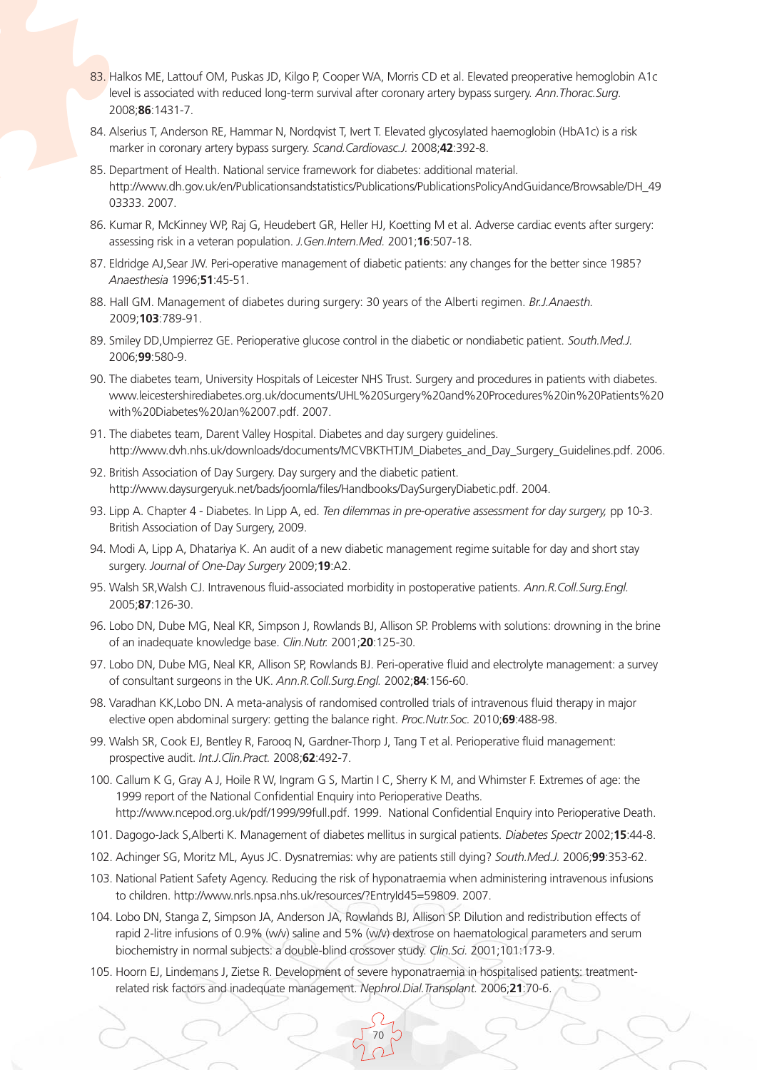83. Halkos ME, Lattouf OM, Puskas JD, Kilgo P, Cooper WA, Morris CD et al. Elevated preoperative hemoglobin A1c level is associated with reduced long-term survival after coronary artery bypass surgery. *Ann.Thorac.Surg.* 2008;**86**:1431-7.

84. Alserius T, Anderson RE, Hammar N, Nordqvist T, Ivert T. Elevated glycosylated haemoglobin (HbA1c) is a risk marker in coronary artery bypass surgery. *Scand.Cardiovasc.J.* 2008;**42**:392-8.

85. Department of Health. National service framework for diabetes: additional material. http://www.dh.gov.uk/en/Publicationsandstatistics/Publications/PublicationsPolicyAndGuidance/Browsable/DH_4903333. 2007.

86. Kumar R, McKinney WP, Raj G, Heudebert GR, Heller HJ, Koetting M et al. Adverse cardiac events after surgery: assessing risk in a veteran population. *J.Gen.Intern.Med.* 2001;**16**:507-18.

87. Eldridge AJ,Sear JW. Peri-operative management of diabetic patients: any changes for the better since 1985? *Anaesthesia* 1996;**51**:45-51.

88. Hall GM. Management of diabetes during surgery: 30 years of the Alberti regimen. *Br.J.Anaesth.* 2009;**103**:789-91.

89. Smiley DD,Umpierrez GE. Perioperative glucose control in the diabetic or nondiabetic patient. *South.Med.J.* 2006;**99**:580-9.

90. The diabetes team, University Hospitals of Leicester NHS Trust. Surgery and procedures in patients with diabetes. www.leicestershirediabetes.org.uk/documents/UHL%20Surgery%20and%20Procedures%20in%20Patients%20with%20Diabetes%20Jan%2007.pdf. 2007.

91. The diabetes team, Darent Valley Hospital. Diabetes and day surgery guidelines. http://www.dvh.nhs.uk/downloads/documents/MCVBKTHTJM_Diabetes_and_Day_Surgery_Guidelines.pdf. 2006.

92. British Association of Day Surgery. Day surgery and the diabetic patient. http://www.daysurgeryuk.net/bads/joomla/files/Handbooks/DaySurgeryDiabetic.pdf. 2004.

93. Lipp A. Chapter 4 - Diabetes. In Lipp A, ed. *Ten dilemmas in pre-operative assessment for day surgery,* pp 10-3. British Association of Day Surgery, 2009.

94. Modi A, Lipp A, Dhatariya K. An audit of a new diabetic management regime suitable for day and short stay surgery. *Journal of One-Day Surgery* 2009;**19**:A2.

95. Walsh SR,Walsh CJ. Intravenous fluid-associated morbidity in postoperative patients. *Ann.R.Coll.Surg.Engl.* 2005;**87**:126-30.

96. Lobo DN, Dube MG, Neal KR, Simpson J, Rowlands BJ, Allison SP. Problems with solutions: drowning in the brine of an inadequate knowledge base. *Clin.Nutr.* 2001;**20**:125-30.

97. Lobo DN, Dube MG, Neal KR, Allison SP, Rowlands BJ. Peri-operative fluid and electrolyte management: a survey of consultant surgeons in the UK. *Ann.R.Coll.Surg.Engl.* 2002;**84**:156-60.

98. Varadhan KK,Lobo DN. A meta-analysis of randomised controlled trials of intravenous fluid therapy in major elective open abdominal surgery: getting the balance right. *Proc.Nutr.Soc.* 2010;**69**:488-98.

99. Walsh SR, Cook EJ, Bentley R, Farooq N, Gardner-Thorp J, Tang T et al. Perioperative fluid management: prospective audit. *Int.J.Clin.Pract.* 2008;**62**:492-7.

100. Callum K G, Gray A J, Hoile R W, Ingram G S, Martin I C, Sherry K M, and Whimster F. Extremes of age: the 1999 report of the National Confidential Enquiry into Perioperative Deaths. http://www.ncepod.org.uk/pdf/1999/99full.pdf. 1999. National Confidential Enquiry into Perioperative Death.

101. Dagogo-Jack S,Alberti K. Management of diabetes mellitus in surgical patients. *Diabetes Spectr* 2002;**15**:44-8.

102. Achinger SG, Moritz ML, Ayus JC. Dysnatremias: why are patients still dying? *South.Med.J.* 2006;**99**:353-62.

103. National Patient Safety Agency. Reducing the risk of hyponatraemia when administering intravenous infusions to children. http://www.nrls.npsa.nhs.uk/resources/?EntryId45=59809. 2007.

104. Lobo DN, Stanga Z, Simpson JA, Anderson JA, Rowlands BJ, Allison SP. Dilution and redistribution effects of rapid 2-litre infusions of 0.9% (w/v) saline and 5% (w/v) dextrose on haematological parameters and serum biochemistry in normal subjects: a double-blind crossover study. *Clin.Sci.* 2001;101:173-9.

105. Hoorn EJ, Lindemans J, Zietse R. Development of severe hyponatraemia in hospitalised patients: treatment-related risk factors and inadequate management. *Nephrol.Dial.Transplant.* 2006;**21**:70-6.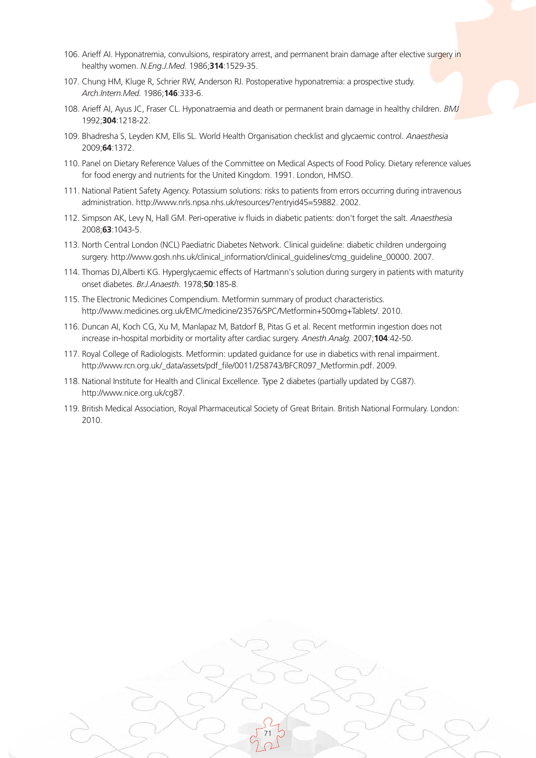106. Arieff AI. Hyponatremia, convulsions, respiratory arrest, and permanent brain damage after elective surgery in healthy women. *N.Eng.J.Med.* 1986;**314**:1529-35.

107. Chung HM, Kluge R, Schrier RW, Anderson RJ. Postoperative hyponatremia: a prospective study. *Arch.Intern.Med.* 1986;**146**:333-6.

108. Arieff AI, Ayus JC, Fraser CL. Hyponatraemia and death or permanent brain damage in healthy children. *BMJ* 1992;**304**:1218-22.

109. Bhadresha S, Leyden KM, Ellis SL. World Health Organisation checklist and glycaemic control. *Anaesthesia* 2009;**64**:1372.

110. Panel on Dietary Reference Values of the Committee on Medical Aspects of Food Policy. Dietary reference values for food energy and nutrients for the United Kingdom. 1991. London, HMSO.

111. National Patient Safety Agency. Potassium solutions: risks to patients from errors occurring during intravenous administration. http://www.nrls.npsa.nhs.uk/resources/?entryid45=59882. 2002.

112. Simpson AK, Levy N, Hall GM. Peri-operative iv fluids in diabetic patients: don't forget the salt. *Anaesthesia* 2008;**63**:1043-5.

113. North Central London (NCL) Paediatric Diabetes Network. Clinical guideline: diabetic children undergoing surgery. http://www.gosh.nhs.uk/clinical_information/clinical_guidelines/cmg_guideline_00000. 2007.

114. Thomas DJ,Alberti KG. Hyperglycaemic effects of Hartmann's solution during surgery in patients with maturity onset diabetes. *Br.J.Anaesth.* 1978;**50**:185-8.

115. The Electronic Medicines Compendium. Metformin summary of product characteristics. http://www.medicines.org.uk/EMC/medicine/23576/SPC/Metformin+500mg+Tablets/. 2010.

116. Duncan AI, Koch CG, Xu M, Manlapaz M, Batdorf B, Pitas G et al. Recent metformin ingestion does not increase in-hospital morbidity or mortality after cardiac surgery. *Anesth.Analg.* 2007;**104**:42-50.

117. Royal College of Radiologists. Metformin: updated guidance for use in diabetics with renal impairment. http://www.rcn.org.uk/_data/assets/pdf_file/0011/258743/BFCR097_Metformin.pdf. 2009.

118. National Institute for Health and Clinical Excellence. Type 2 diabetes (partially updated by CG87). http://www.nice.org.uk/cg87.

119. British Medical Association, Royal Pharmaceutical Society of Great Britain. British National Formulary. London: 2010.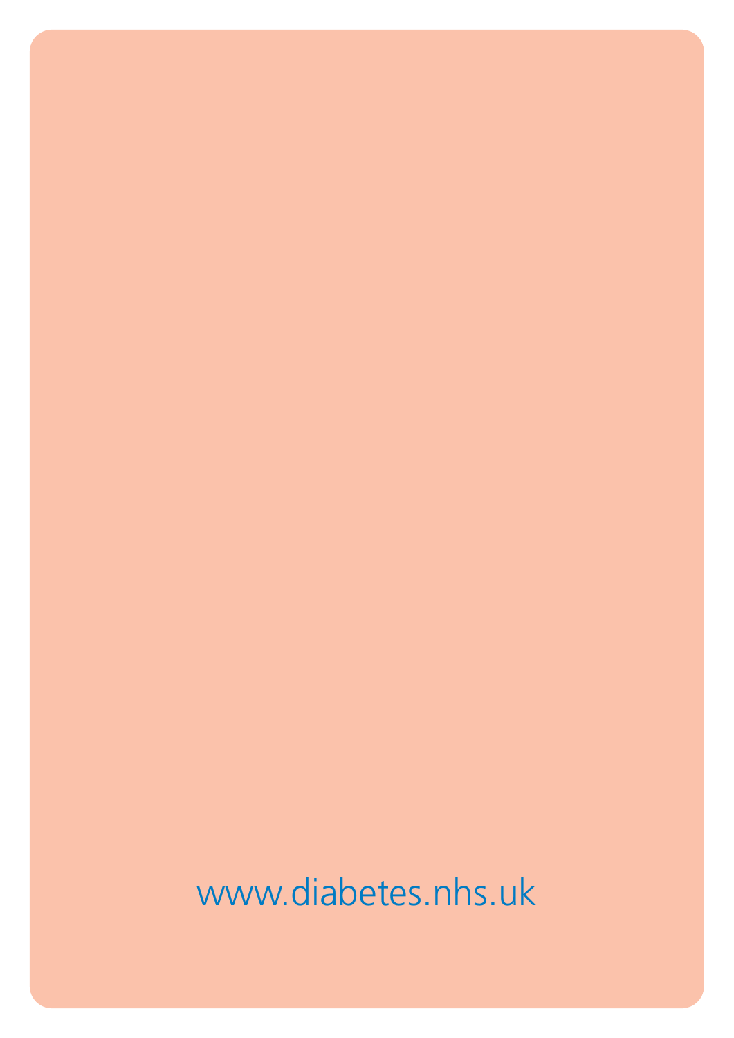www.diabetes.nhs.uk